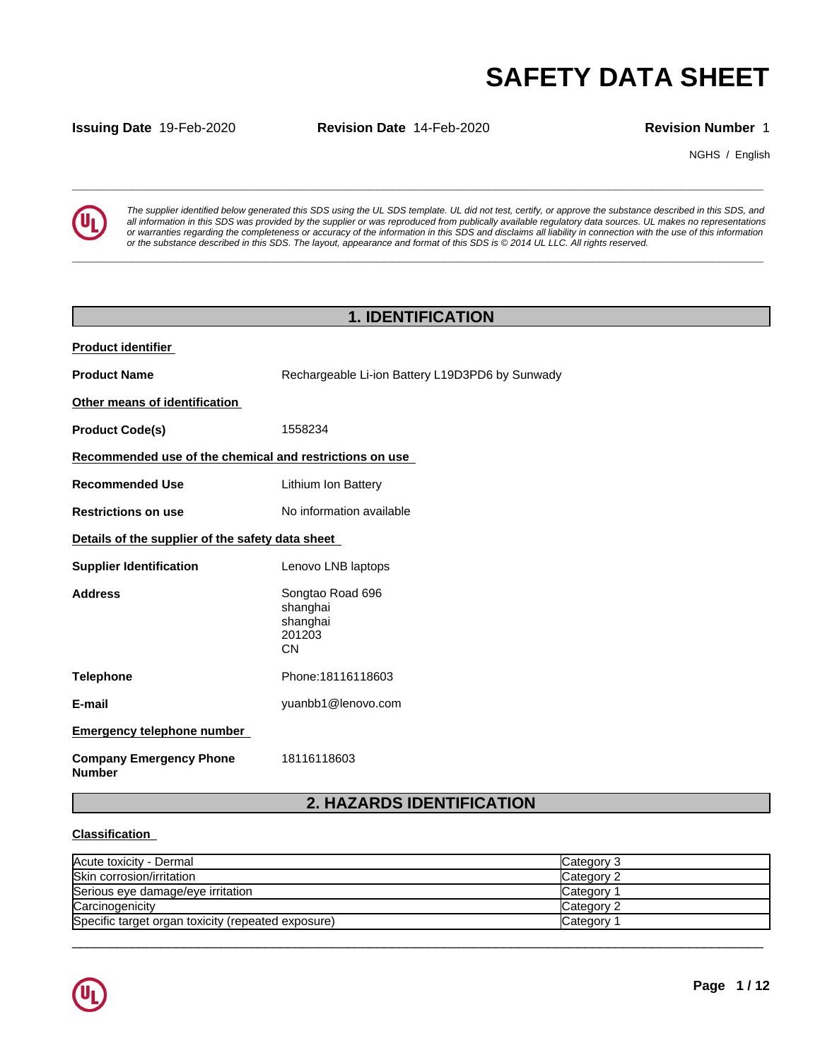# SAFETY DATA SHEET

**Issuing Date** 19-Feb-2020 **Revision Date** 14-Feb-2020 **Revision Number** 1

NGHS / English

*The supplier identified below generated this SDS using the UL SDS template. UL did not test, certify, or approve the substance described in this SDS, and all information in this SDS was provided by the supplier or was reproduced from publically available regulatory data sources. UL makes no representations or warranties regarding the completeness or accuracy of the information in this SDS and disclaims all liability in connection with the use of this information or the substance described in this SDS. The layout, appearance and format of this SDS is © 2014 UL LLC. All rights reserved.*

## 1. IDENTIFICATION

**Product identifier**

**Product Name** Rechargeable Li-ion Battery L19D3PD6 by Sunwady

**Other means of identification**

**Product Code(s)** 1558234

**Recommended use of the chemical and restrictions on use**

**Recommended Use** Lithium Ion Battery

**Restrictions on use** No information available

**Details of the supplier of the safety data sheet**

**Supplier Identification** Lenovo LNB laptops

**Address** Songtao Road 696
shanghai
shanghai
201203
CN

**Telephone** Phone:18116118603

**E-mail** yuanbb1@lenovo.com

**Emergency telephone number**

**Company Emergency Phone Number** 18116118603

## 2. HAZARDS IDENTIFICATION

**Classification**

| Hazard | Category |
|---|---|
| Acute toxicity - Dermal | Category 3 |
| Skin corrosion/irritation | Category 2 |
| Serious eye damage/eye irritation | Category 1 |
| Carcinogenicity | Category 2 |
| Specific target organ toxicity (repeated exposure) | Category 1 |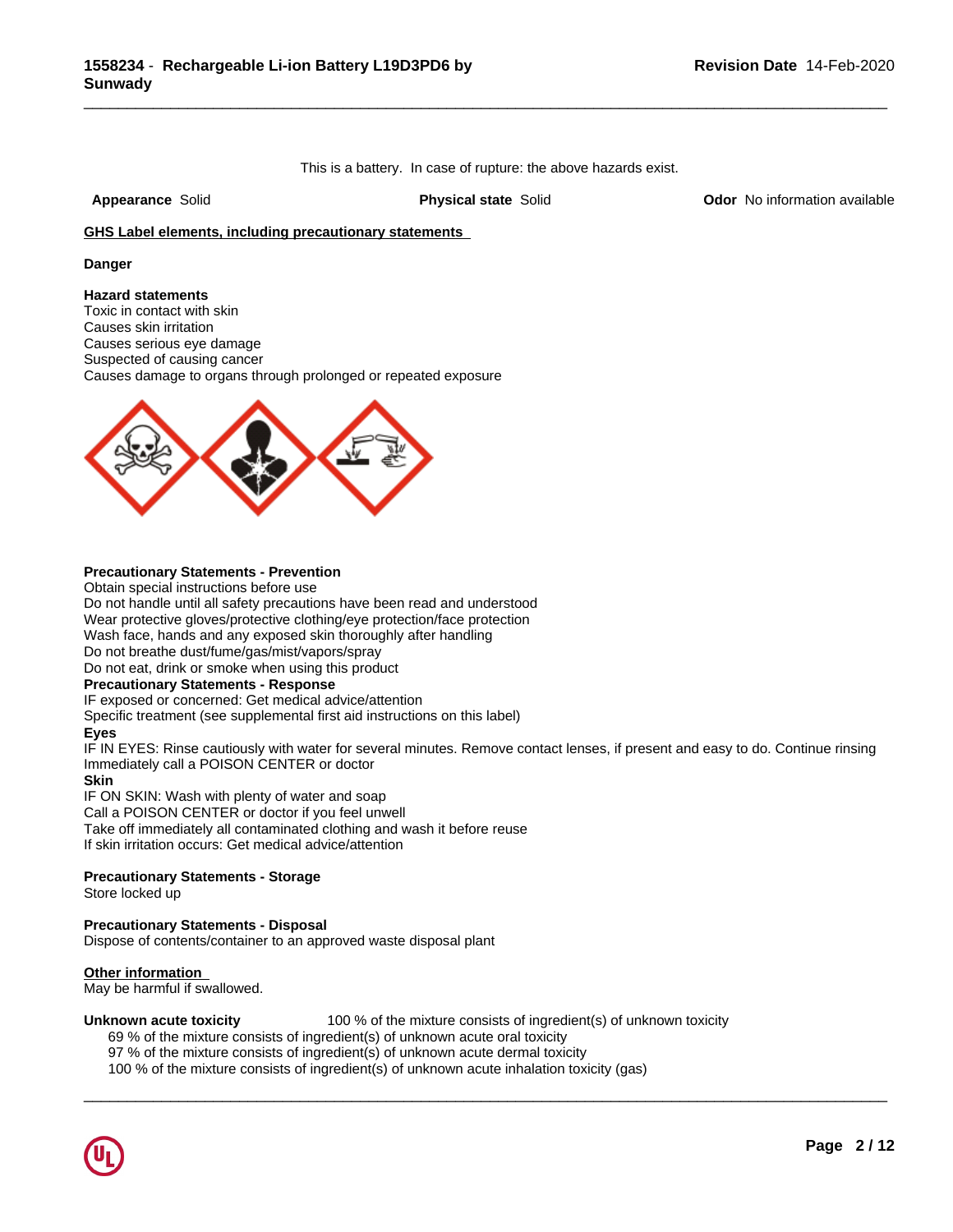This is a battery. In case of rupture: the above hazards exist.

**Appearance** Solid **Physical state** Solid **Odor** No information available

## GHS Label elements, including precautionary statements

**Danger**

**Hazard statements**
Toxic in contact with skin
Causes skin irritation
Causes serious eye damage
Suspected of causing cancer
Causes damage to organs through prolonged or repeated exposure

**Precautionary Statements - Prevention**
Obtain special instructions before use
Do not handle until all safety precautions have been read and understood
Wear protective gloves/protective clothing/eye protection/face protection
Wash face, hands and any exposed skin thoroughly after handling
Do not breathe dust/fume/gas/mist/vapors/spray
Do not eat, drink or smoke when using this product

**Precautionary Statements - Response**
IF exposed or concerned: Get medical advice/attention
Specific treatment (see supplemental first aid instructions on this label)

**Eyes**
IF IN EYES: Rinse cautiously with water for several minutes. Remove contact lenses, if present and easy to do. Continue rinsing
Immediately call a POISON CENTER or doctor

**Skin**
IF ON SKIN: Wash with plenty of water and soap
Call a POISON CENTER or doctor if you feel unwell
Take off immediately all contaminated clothing and wash it before reuse
If skin irritation occurs: Get medical advice/attention

**Precautionary Statements - Storage**
Store locked up

**Precautionary Statements - Disposal**
Dispose of contents/container to an approved waste disposal plant

## Other information
May be harmful if swallowed.

**Unknown acute toxicity** 100 % of the mixture consists of ingredient(s) of unknown toxicity
69 % of the mixture consists of ingredient(s) of unknown acute oral toxicity
97 % of the mixture consists of ingredient(s) of unknown acute dermal toxicity
100 % of the mixture consists of ingredient(s) of unknown acute inhalation toxicity (gas)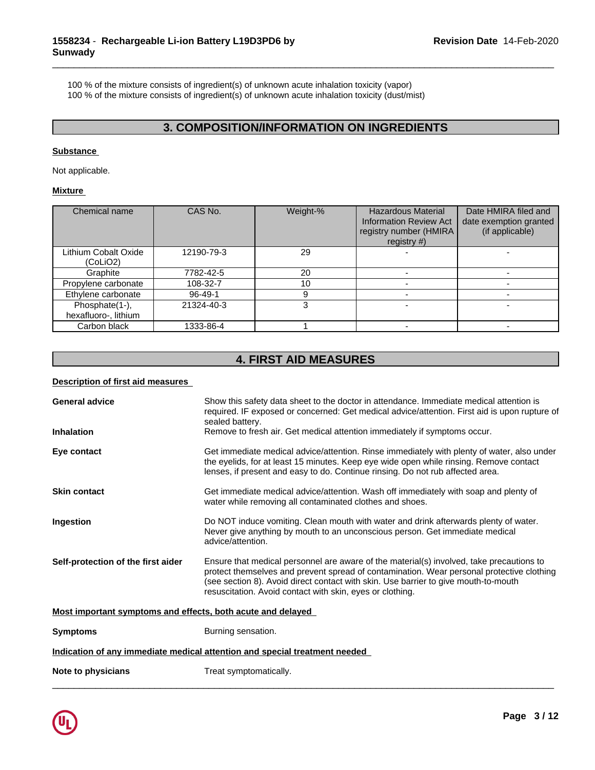100 % of the mixture consists of ingredient(s) of unknown acute inhalation toxicity (vapor)
100 % of the mixture consists of ingredient(s) of unknown acute inhalation toxicity (dust/mist)

## 3. COMPOSITION/INFORMATION ON INGREDIENTS

**Substance**

Not applicable.

**Mixture**

| Chemical name | CAS No. | Weight-% | Hazardous Material Information Review Act registry number (HMIRA registry #) | Date HMIRA filed and date exemption granted (if applicable) |
|---|---|---|---|---|
| Lithium Cobalt Oxide ($CoLiO_2$) | 12190-79-3 | 29 | - | - |
| Graphite | 7782-42-5 | 20 | - | - |
| Propylene carbonate | 108-32-7 | 10 | - | - |
| Ethylene carbonate | 96-49-1 | 9 | - | - |
| Phosphate(1-), hexafluoro-, lithium | 21324-40-3 | 3 | - | - |
| Carbon black | 1333-86-4 | 1 | - | - |

## 4. FIRST AID MEASURES

**Description of first aid measures**

**General advice** Show this safety data sheet to the doctor in attendance. Immediate medical attention is required. IF exposed or concerned: Get medical advice/attention. First aid is upon rupture of sealed battery.

**Inhalation** Remove to fresh air. Get medical attention immediately if symptoms occur.

**Eye contact** Get immediate medical advice/attention. Rinse immediately with plenty of water, also under the eyelids, for at least 15 minutes. Keep eye wide open while rinsing. Remove contact lenses, if present and easy to do. Continue rinsing. Do not rub affected area.

**Skin contact** Get immediate medical advice/attention. Wash off immediately with soap and plenty of water while removing all contaminated clothes and shoes.

**Ingestion** Do NOT induce vomiting. Clean mouth with water and drink afterwards plenty of water. Never give anything by mouth to an unconscious person. Get immediate medical advice/attention.

**Self-protection of the first aider** Ensure that medical personnel are aware of the material(s) involved, take precautions to protect themselves and prevent spread of contamination. Wear personal protective clothing (see section 8). Avoid direct contact with skin. Use barrier to give mouth-to-mouth resuscitation. Avoid contact with skin, eyes or clothing.

**Most important symptoms and effects, both acute and delayed**

**Symptoms** Burning sensation.

**Indication of any immediate medical attention and special treatment needed**

**Note to physicians** Treat symptomatically.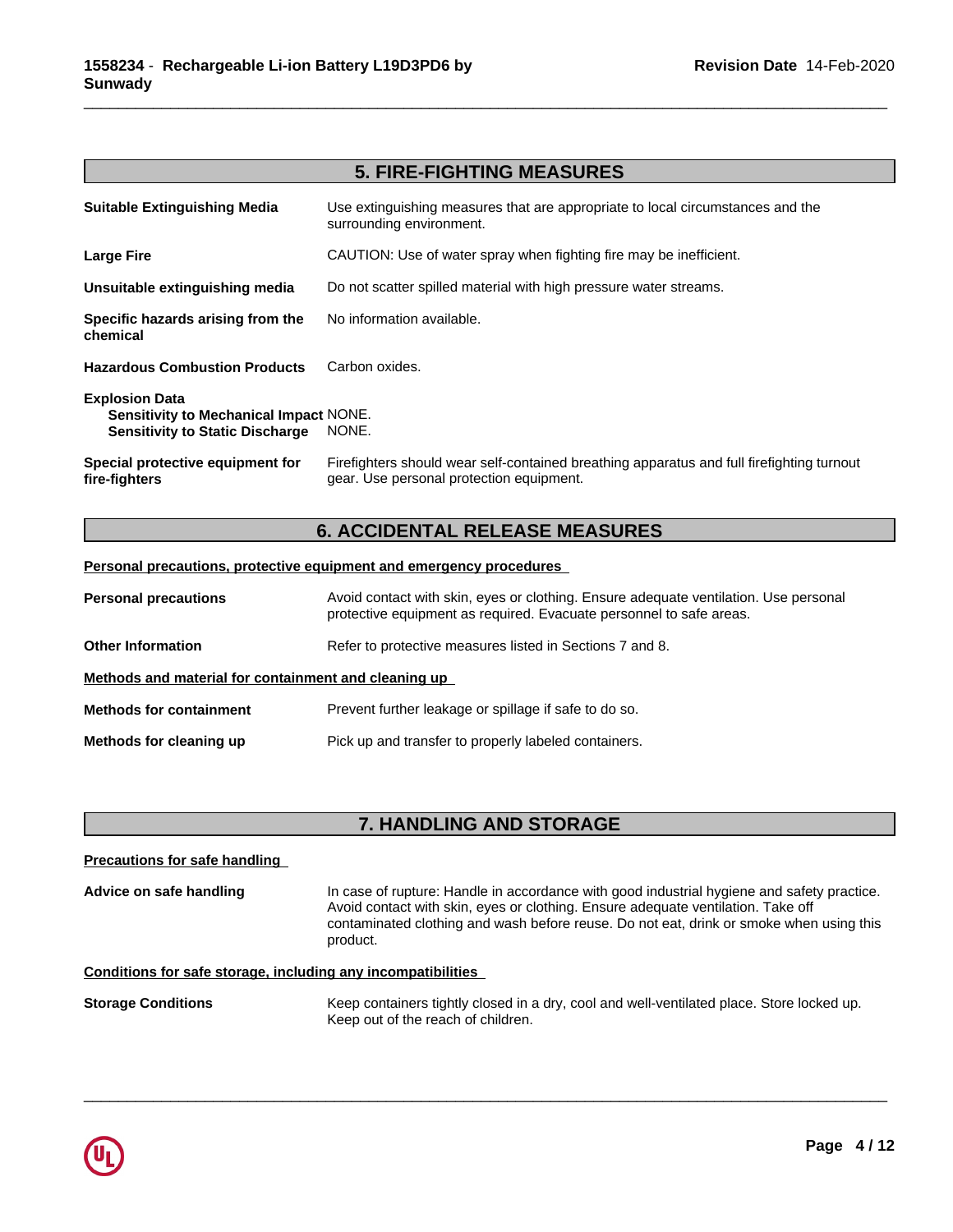## 5. FIRE-FIGHTING MEASURES

**Suitable Extinguishing Media** Use extinguishing measures that are appropriate to local circumstances and the surrounding environment.

**Large Fire** CAUTION: Use of water spray when fighting fire may be inefficient.

**Unsuitable extinguishing media** Do not scatter spilled material with high pressure water streams.

**Specific hazards arising from the chemical** No information available.

**Hazardous Combustion Products** Carbon oxides.

**Explosion Data**
**Sensitivity to Mechanical Impact** NONE.
**Sensitivity to Static Discharge** NONE.

**Special protective equipment for fire-fighters** Firefighters should wear self-contained breathing apparatus and full firefighting turnout gear. Use personal protection equipment.

## 6. ACCIDENTAL RELEASE MEASURES

**Personal precautions, protective equipment and emergency procedures**

**Personal precautions** Avoid contact with skin, eyes or clothing. Ensure adequate ventilation. Use personal protective equipment as required. Evacuate personnel to safe areas.

**Other Information** Refer to protective measures listed in Sections 7 and 8.

**Methods and material for containment and cleaning up**

**Methods for containment** Prevent further leakage or spillage if safe to do so.

**Methods for cleaning up** Pick up and transfer to properly labeled containers.

## 7. HANDLING AND STORAGE

**Precautions for safe handling**

**Advice on safe handling** In case of rupture: Handle in accordance with good industrial hygiene and safety practice. Avoid contact with skin, eyes or clothing. Ensure adequate ventilation. Take off contaminated clothing and wash before reuse. Do not eat, drink or smoke when using this product.

**Conditions for safe storage, including any incompatibilities**

**Storage Conditions** Keep containers tightly closed in a dry, cool and well-ventilated place. Store locked up. Keep out of the reach of children.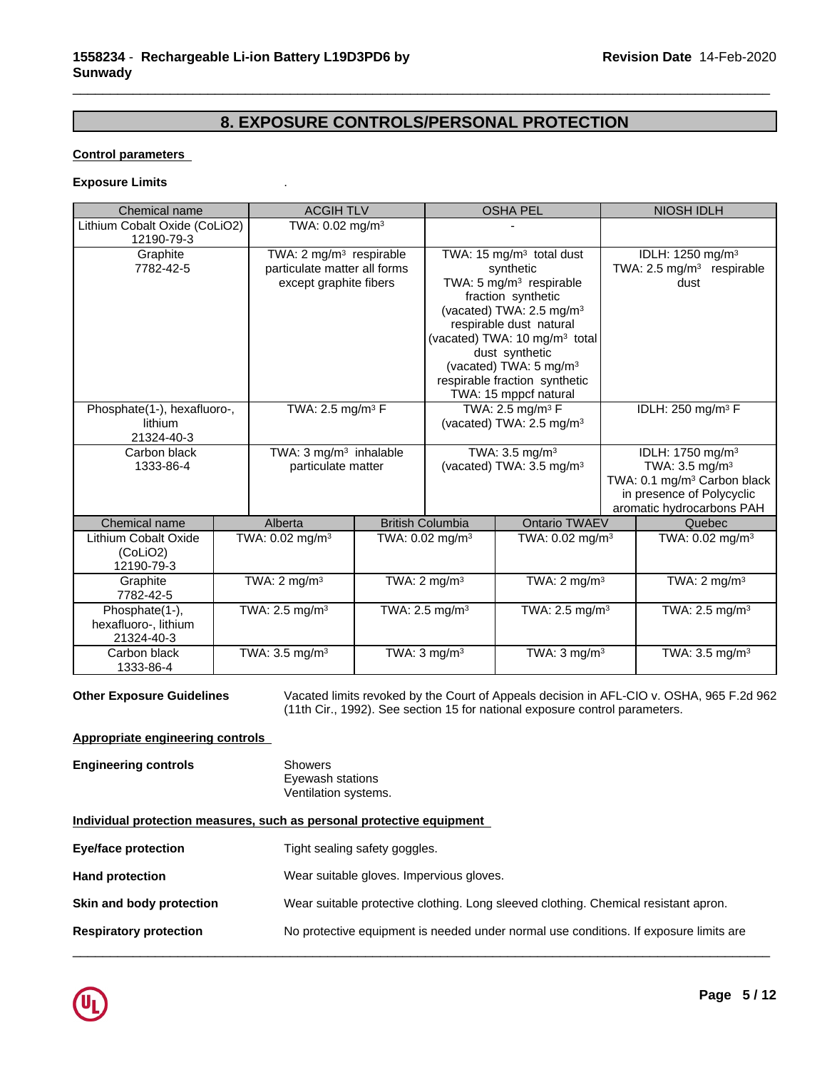## 8. EXPOSURE CONTROLS/PERSONAL PROTECTION

**Control parameters**

**Exposure Limits** .

| Chemical name | ACGIH TLV | OSHA PEL | NIOSH IDLH |
|---|---|---|---|
| Lithium Cobalt Oxide (CoLiO2) 12190-79-3 | TWA: 0.02 mg/m³ | - | |
| Graphite 7782-42-5 | TWA: 2 mg/m³ respirable particulate matter all forms except graphite fibers | TWA: 15 mg/m³ total dust synthetic<br>TWA: 5 mg/m³ respirable fraction synthetic<br>(vacated) TWA: 2.5 mg/m³ respirable dust natural<br>(vacated) TWA: 10 mg/m³ total dust synthetic<br>(vacated) TWA: 5 mg/m³ respirable fraction synthetic<br>TWA: 15 mppcf natural | IDLH: 1250 mg/m³<br>TWA: 2.5 mg/m³ respirable dust |
| Phosphate(1-), hexafluoro-, lithium 21324-40-3 | TWA: 2.5 mg/m³ F | TWA: 2.5 mg/m³ F<br>(vacated) TWA: 2.5 mg/m³ | IDLH: 250 mg/m³ F |
| Carbon black 1333-86-4 | TWA: 3 mg/m³ inhalable particulate matter | TWA: 3.5 mg/m³<br>(vacated) TWA: 3.5 mg/m³ | IDLH: 1750 mg/m³<br>TWA: 3.5 mg/m³<br>TWA: 0.1 mg/m³ Carbon black in presence of Polycyclic aromatic hydrocarbons PAH |

| Chemical name | Alberta | British Columbia | Ontario TWAEV | Quebec |
|---|---|---|---|---|
| Lithium Cobalt Oxide (CoLiO2) 12190-79-3 | TWA: 0.02 mg/m³ | TWA: 0.02 mg/m³ | TWA: 0.02 mg/m³ | TWA: 0.02 mg/m³ |
| Graphite 7782-42-5 | TWA: 2 mg/m³ | TWA: 2 mg/m³ | TWA: 2 mg/m³ | TWA: 2 mg/m³ |
| Phosphate(1-), hexafluoro-, lithium 21324-40-3 | TWA: 2.5 mg/m³ | TWA: 2.5 mg/m³ | TWA: 2.5 mg/m³ | TWA: 2.5 mg/m³ |
| Carbon black 1333-86-4 | TWA: 3.5 mg/m³ | TWA: 3 mg/m³ | TWA: 3 mg/m³ | TWA: 3.5 mg/m³ |

**Other Exposure Guidelines** Vacated limits revoked by the Court of Appeals decision in AFL-CIO v. OSHA, 965 F.2d 962 (11th Cir., 1992). See section 15 for national exposure control parameters.

**Appropriate engineering controls**

**Engineering controls** Showers
Eyewash stations
Ventilation systems.

**Individual protection measures, such as personal protective equipment**

**Eye/face protection** Tight sealing safety goggles.

**Hand protection** Wear suitable gloves. Impervious gloves.

**Skin and body protection** Wear suitable protective clothing. Long sleeved clothing. Chemical resistant apron.

**Respiratory protection** No protective equipment is needed under normal use conditions. If exposure limits are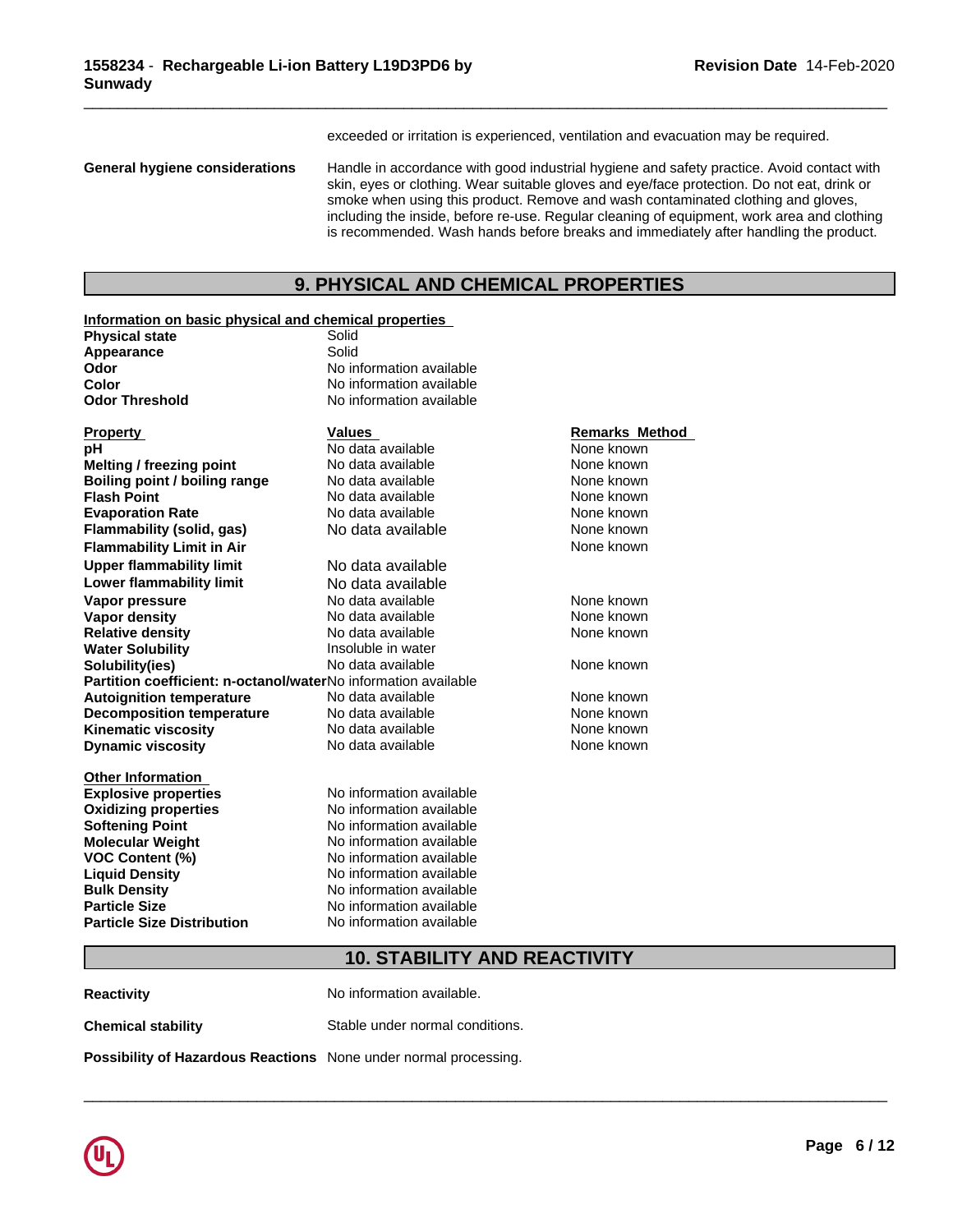exceeded or irritation is experienced, ventilation and evacuation may be required.

**General hygiene considerations** Handle in accordance with good industrial hygiene and safety practice. Avoid contact with skin, eyes or clothing. Wear suitable gloves and eye/face protection. Do not eat, drink or smoke when using this product. Remove and wash contaminated clothing and gloves, including the inside, before re-use. Regular cleaning of equipment, work area and clothing is recommended. Wash hands before breaks and immediately after handling the product.

## 9. PHYSICAL AND CHEMICAL PROPERTIES

**Information on basic physical and chemical properties**

| | |
|---|---|
| **Physical state** | Solid |
| **Appearance** | Solid |
| **Odor** | No information available |
| **Color** | No information available |
| **Odor Threshold** | No information available |

| Property | Values | Remarks Method |
|---|---|---|
| **pH** | No data available | None known |
| **Melting / freezing point** | No data available | None known |
| **Boiling point / boiling range** | No data available | None known |
| **Flash Point** | No data available | None known |
| **Evaporation Rate** | No data available | None known |
| **Flammability (solid, gas)** | No data available | None known |
| **Flammability Limit in Air** | | None known |
| **Upper flammability limit** | No data available | |
| **Lower flammability limit** | No data available | |
| **Vapor pressure** | No data available | None known |
| **Vapor density** | No data available | None known |
| **Relative density** | No data available | None known |
| **Water Solubility** | Insoluble in water | |
| **Solubility(ies)** | No data available | None known |
| **Partition coefficient: n-octanol/water** | No information available | |
| **Autoignition temperature** | No data available | None known |
| **Decomposition temperature** | No data available | None known |
| **Kinematic viscosity** | No data available | None known |
| **Dynamic viscosity** | No data available | None known |

**Other Information**

| | |
|---|---|
| **Explosive properties** | No information available |
| **Oxidizing properties** | No information available |
| **Softening Point** | No information available |
| **Molecular Weight** | No information available |
| **VOC Content (%)** | No information available |
| **Liquid Density** | No information available |
| **Bulk Density** | No information available |
| **Particle Size** | No information available |
| **Particle Size Distribution** | No information available |

## 10. STABILITY AND REACTIVITY

**Reactivity** No information available.

**Chemical stability** Stable under normal conditions.

**Possibility of Hazardous Reactions** None under normal processing.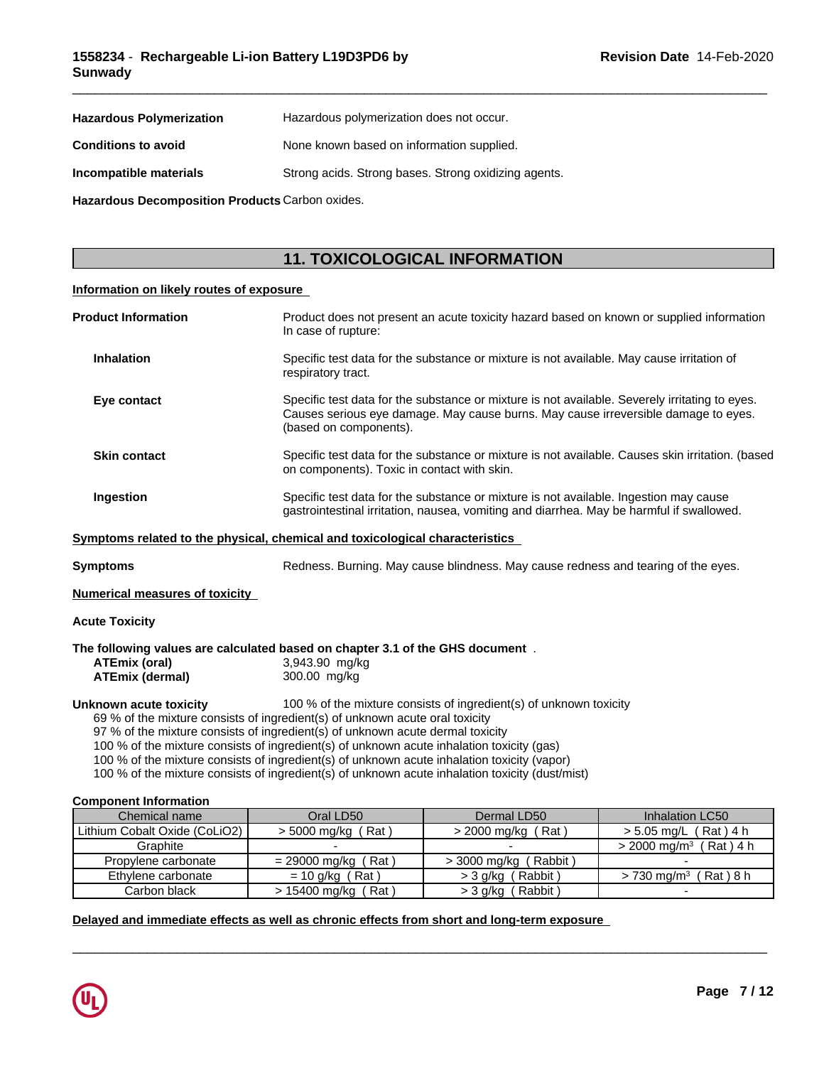**Hazardous Polymerization** Hazardous polymerization does not occur.

**Conditions to avoid** None known based on information supplied.

**Incompatible materials** Strong acids. Strong bases. Strong oxidizing agents.

**Hazardous Decomposition Products** Carbon oxides.

## 11. TOXICOLOGICAL INFORMATION

**Information on likely routes of exposure**

**Product Information** Product does not present an acute toxicity hazard based on known or supplied information In case of rupture:

**Inhalation** Specific test data for the substance or mixture is not available. May cause irritation of respiratory tract.

**Eye contact** Specific test data for the substance or mixture is not available. Severely irritating to eyes. Causes serious eye damage. May cause burns. May cause irreversible damage to eyes. (based on components).

**Skin contact** Specific test data for the substance or mixture is not available. Causes skin irritation. (based on components). Toxic in contact with skin.

**Ingestion** Specific test data for the substance or mixture is not available. Ingestion may cause gastrointestinal irritation, nausea, vomiting and diarrhea. May be harmful if swallowed.

**Symptoms related to the physical, chemical and toxicological characteristics**

**Symptoms** Redness. Burning. May cause blindness. May cause redness and tearing of the eyes.

**Numerical measures of toxicity**

**Acute Toxicity**

**The following values are calculated based on chapter 3.1 of the GHS document** .

**ATEmix (oral)** 3,943.90 mg/kg
**ATEmix (dermal)** 300.00 mg/kg

**Unknown acute toxicity** 100 % of the mixture consists of ingredient(s) of unknown toxicity

69 % of the mixture consists of ingredient(s) of unknown acute oral toxicity
97 % of the mixture consists of ingredient(s) of unknown acute dermal toxicity
100 % of the mixture consists of ingredient(s) of unknown acute inhalation toxicity (gas)
100 % of the mixture consists of ingredient(s) of unknown acute inhalation toxicity (vapor)
100 % of the mixture consists of ingredient(s) of unknown acute inhalation toxicity (dust/mist)

**Component Information**

| Chemical name | Oral LD50 | Dermal LD50 | Inhalation LC50 |
|---|---|---|---|
| Lithium Cobalt Oxide (CoLiO2) | > 5000 mg/kg ( Rat ) | > 2000 mg/kg ( Rat ) | > 5.05 mg/L ( Rat ) 4 h |
| Graphite | - | - | > 2000 mg/m³ ( Rat ) 4 h |
| Propylene carbonate | = 29000 mg/kg ( Rat ) | > 3000 mg/kg ( Rabbit ) | - |
| Ethylene carbonate | = 10 g/kg ( Rat ) | > 3 g/kg ( Rabbit ) | > 730 mg/m³ ( Rat ) 8 h |
| Carbon black | > 15400 mg/kg ( Rat ) | > 3 g/kg ( Rabbit ) | - |

**Delayed and immediate effects as well as chronic effects from short and long-term exposure**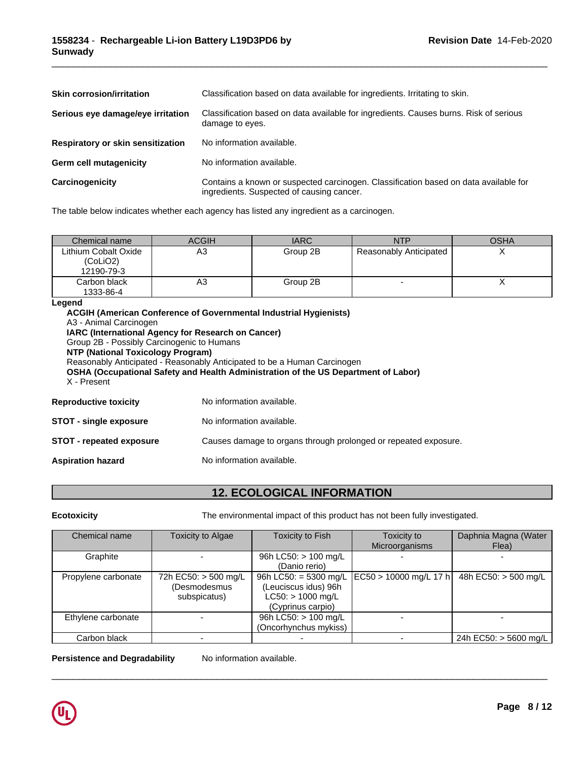**Skin corrosion/irritation** Classification based on data available for ingredients. Irritating to skin.

**Serious eye damage/eye irritation** Classification based on data available for ingredients. Causes burns. Risk of serious damage to eyes.

**Respiratory or skin sensitization** No information available.

**Germ cell mutagenicity** No information available.

**Carcinogenicity** Contains a known or suspected carcinogen. Classification based on data available for ingredients. Suspected of causing cancer.

The table below indicates whether each agency has listed any ingredient as a carcinogen.

| Chemical name | ACGIH | IARC | NTP | OSHA |
|---|---|---|---|---|
| Lithium Cobalt Oxide ($CoLiO_2$) 12190-79-3 | A3 | Group 2B | Reasonably Anticipated | X |
| Carbon black 1333-86-4 | A3 | Group 2B | - | X |

**Legend**

**ACGIH (American Conference of Governmental Industrial Hygienists)**
A3 - Animal Carcinogen
**IARC (International Agency for Research on Cancer)**
Group 2B - Possibly Carcinogenic to Humans
**NTP (National Toxicology Program)**
Reasonably Anticipated - Reasonably Anticipated to be a Human Carcinogen
**OSHA (Occupational Safety and Health Administration of the US Department of Labor)**
X - Present

**Reproductive toxicity** No information available.

**STOT - single exposure** No information available.

**STOT - repeated exposure** Causes damage to organs through prolonged or repeated exposure.

**Aspiration hazard** No information available.

## 12. ECOLOGICAL INFORMATION

**Ecotoxicity** The environmental impact of this product has not been fully investigated.

| Chemical name | Toxicity to Algae | Toxicity to Fish | Toxicity to Microorganisms | Daphnia Magna (Water Flea) |
|---|---|---|---|---|
| Graphite | - | 96h LC50: > 100 mg/L (Danio rerio) | - | - |
| Propylene carbonate | 72h EC50: > 500 mg/L (Desmodesmus subspicatus) | 96h LC50: = 5300 mg/L (Leuciscus idus) 96h LC50: > 1000 mg/L (Cyprinus carpio) | EC50 > 10000 mg/L 17 h | 48h EC50: > 500 mg/L |
| Ethylene carbonate | - | 96h LC50: > 100 mg/L (Oncorhynchus mykiss) | - | - |
| Carbon black | - | - | - | 24h EC50: > 5600 mg/L |

**Persistence and Degradability** No information available.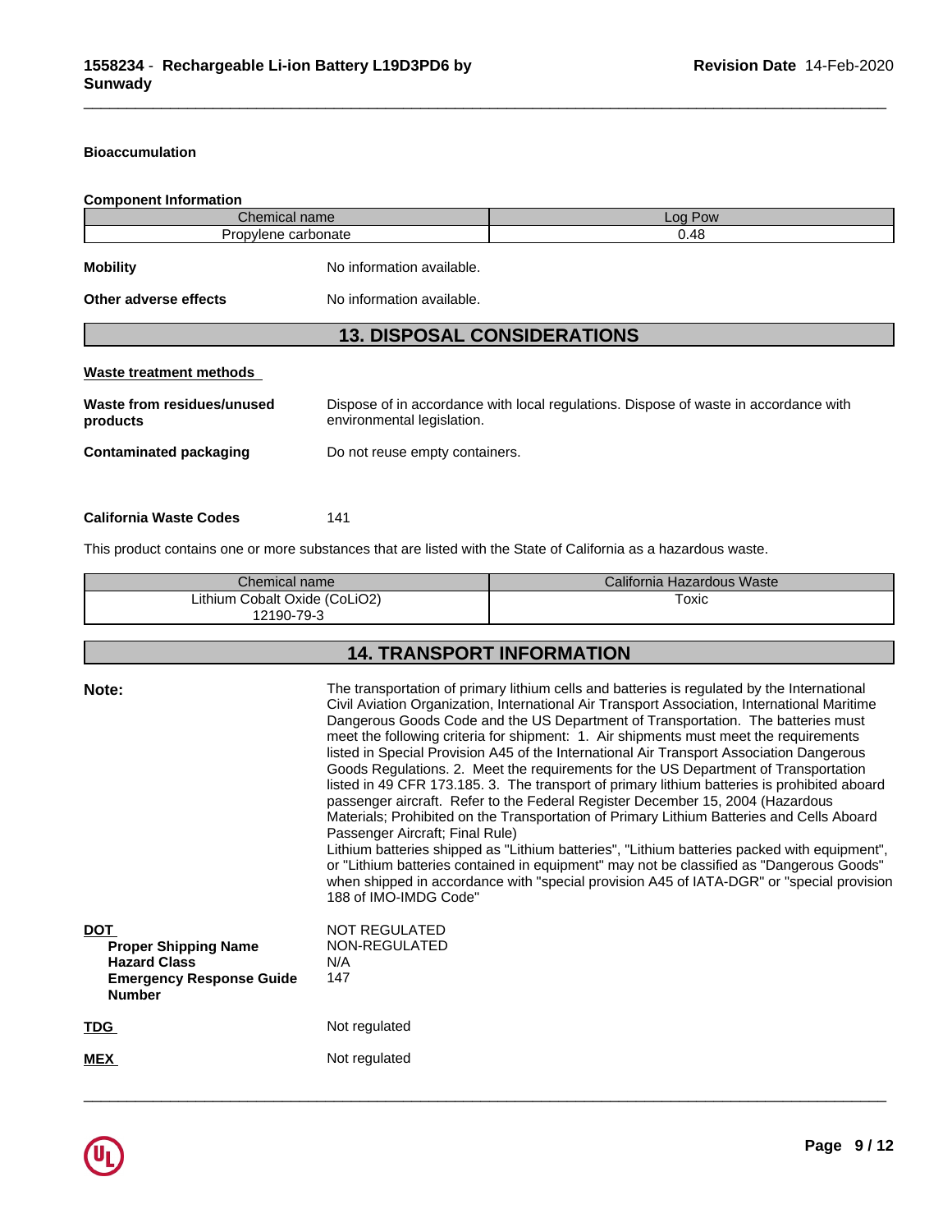**Bioaccumulation**

**Component Information**

| Chemical name | Log Pow |
|---|---|
| Propylene carbonate | 0.48 |

**Mobility** No information available.

**Other adverse effects** No information available.

## 13. DISPOSAL CONSIDERATIONS

**Waste treatment methods**

**Waste from residues/unused products** Dispose of in accordance with local regulations. Dispose of waste in accordance with environmental legislation.

**Contaminated packaging** Do not reuse empty containers.

**California Waste Codes** 141

This product contains one or more substances that are listed with the State of California as a hazardous waste.

| Chemical name | California Hazardous Waste |
|---|---|
| Lithium Cobalt Oxide (CoLiO2) 12190-79-3 | Toxic |

## 14. TRANSPORT INFORMATION

**Note:** The transportation of primary lithium cells and batteries is regulated by the International Civil Aviation Organization, International Air Transport Association, International Maritime Dangerous Goods Code and the US Department of Transportation. The batteries must meet the following criteria for shipment: 1. Air shipments must meet the requirements listed in Special Provision A45 of the International Air Transport Association Dangerous Goods Regulations. 2. Meet the requirements for the US Department of Transportation listed in 49 CFR 173.185. 3. The transport of primary lithium batteries is prohibited aboard passenger aircraft. Refer to the Federal Register December 15, 2004 (Hazardous Materials; Prohibited on the Transportation of Primary Lithium Batteries and Cells Aboard Passenger Aircraft; Final Rule)
Lithium batteries shipped as "Lithium batteries", "Lithium batteries packed with equipment", or "Lithium batteries contained in equipment" may not be classified as "Dangerous Goods" when shipped in accordance with "special provision A45 of IATA-DGR" or "special provision 188 of IMO-IMDG Code"

**DOT** NOT REGULATED
**Proper Shipping Name** NON-REGULATED
**Hazard Class** N/A
**Emergency Response Guide Number** 147

**TDG** Not regulated

**MEX** Not regulated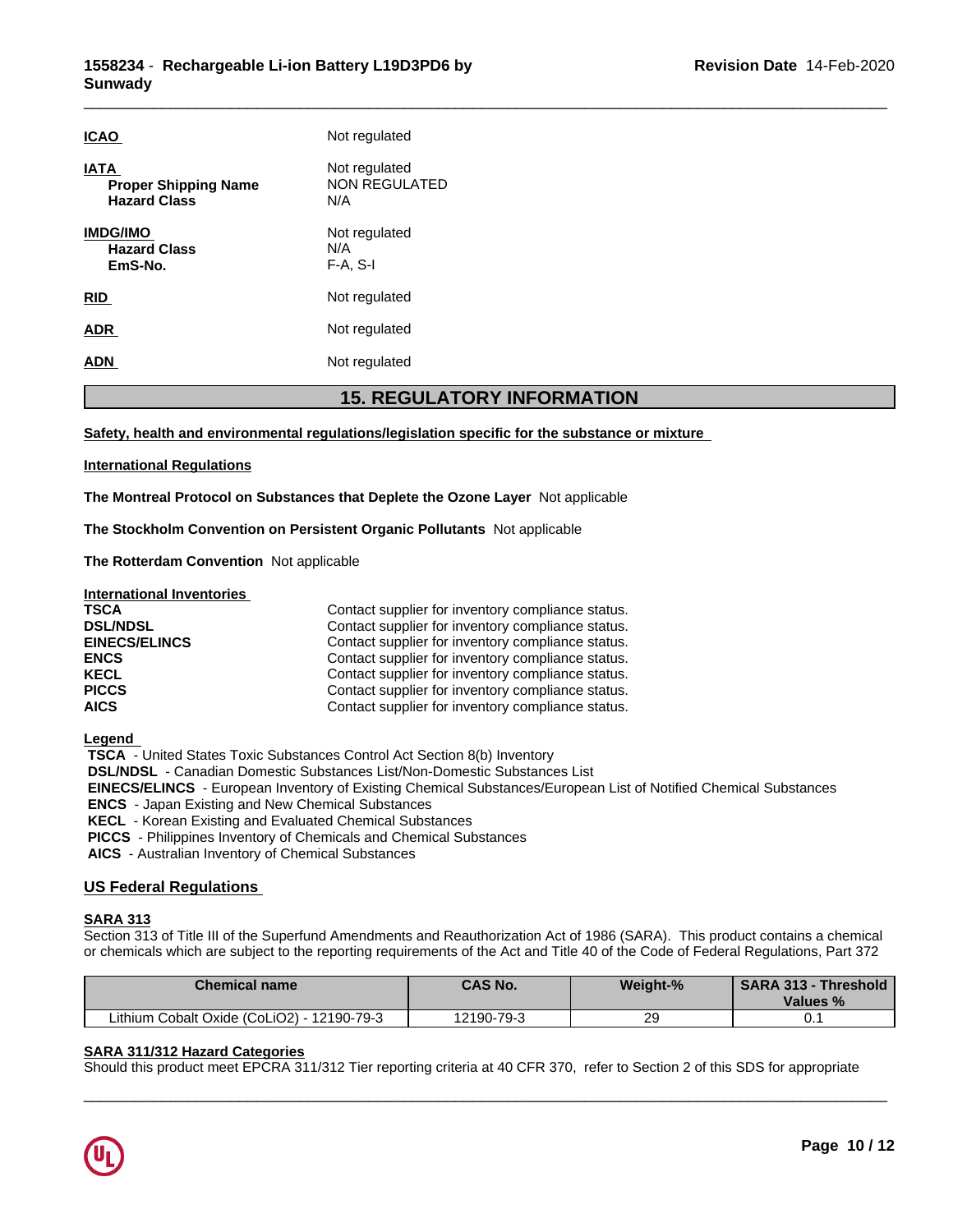**ICAO** Not regulated

**IATA** Not regulated
**Proper Shipping Name** NON REGULATED
**Hazard Class** N/A

**IMDG/IMO** Not regulated
**Hazard Class** N/A
**EmS-No.** F-A, S-I

**RID** Not regulated

**ADR** Not regulated

**ADN** Not regulated

## 15. REGULATORY INFORMATION

**Safety, health and environmental regulations/legislation specific for the substance or mixture**

**International Regulations**

**The Montreal Protocol on Substances that Deplete the Ozone Layer** Not applicable

**The Stockholm Convention on Persistent Organic Pollutants** Not applicable

**The Rotterdam Convention** Not applicable

**International Inventories**

| | |
|---|---|
| **TSCA** | Contact supplier for inventory compliance status. |
| **DSL/NDSL** | Contact supplier for inventory compliance status. |
| **EINECS/ELINCS** | Contact supplier for inventory compliance status. |
| **ENCS** | Contact supplier for inventory compliance status. |
| **KECL** | Contact supplier for inventory compliance status. |
| **PICCS** | Contact supplier for inventory compliance status. |
| **AICS** | Contact supplier for inventory compliance status. |

**Legend**
**TSCA** - United States Toxic Substances Control Act Section 8(b) Inventory
**DSL/NDSL** - Canadian Domestic Substances List/Non-Domestic Substances List
**EINECS/ELINCS** - European Inventory of Existing Chemical Substances/European List of Notified Chemical Substances
**ENCS** - Japan Existing and New Chemical Substances
**KECL** - Korean Existing and Evaluated Chemical Substances
**PICCS** - Philippines Inventory of Chemicals and Chemical Substances
**AICS** - Australian Inventory of Chemical Substances

### US Federal Regulations

**SARA 313**
Section 313 of Title III of the Superfund Amendments and Reauthorization Act of 1986 (SARA). This product contains a chemical or chemicals which are subject to the reporting requirements of the Act and Title 40 of the Code of Federal Regulations, Part 372

| Chemical name | CAS No. | Weight-% | SARA 313 - Threshold Values % |
|---|---|---|---|
| Lithium Cobalt Oxide (CoLiO2) - 12190-79-3 | 12190-79-3 | 29 | 0.1 |

**SARA 311/312 Hazard Categories**
Should this product meet EPCRA 311/312 Tier reporting criteria at 40 CFR 370, refer to Section 2 of this SDS for appropriate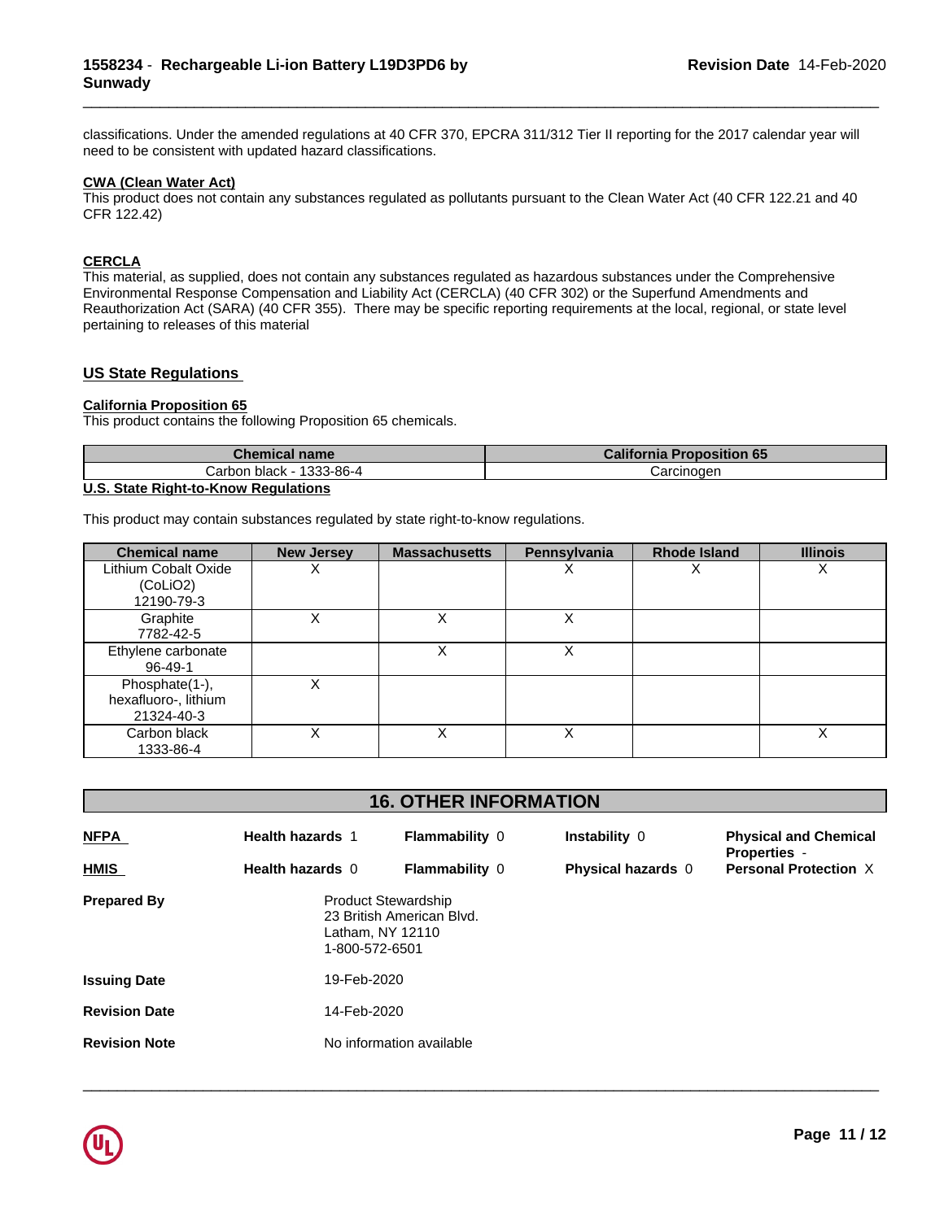classifications. Under the amended regulations at 40 CFR 370, EPCRA 311/312 Tier II reporting for the 2017 calendar year will need to be consistent with updated hazard classifications.

**CWA (Clean Water Act)**

This product does not contain any substances regulated as pollutants pursuant to the Clean Water Act (40 CFR 122.21 and 40 CFR 122.42)

**CERCLA**

This material, as supplied, does not contain any substances regulated as hazardous substances under the Comprehensive Environmental Response Compensation and Liability Act (CERCLA) (40 CFR 302) or the Superfund Amendments and Reauthorization Act (SARA) (40 CFR 355). There may be specific reporting requirements at the local, regional, or state level pertaining to releases of this material

## US State Regulations

**California Proposition 65**

This product contains the following Proposition 65 chemicals.

| Chemical name | California Proposition 65 |
|---|---|
| Carbon black - 1333-86-4 | Carcinogen |

**U.S. State Right-to-Know Regulations**

This product may contain substances regulated by state right-to-know regulations.

| Chemical name | New Jersey | Massachusetts | Pennsylvania | Rhode Island | Illinois |
|---|---|---|---|---|---|
| Lithium Cobalt Oxide ($CoLiO_2$) 12190-79-3 | X | | X | X | X |
| Graphite 7782-42-5 | X | X | X | | |
| Ethylene carbonate 96-49-1 | | X | X | | |
| Phosphate(1-), hexafluoro-, lithium 21324-40-3 | X | | | | |
| Carbon black 1333-86-4 | X | X | X | | X |

## 16. OTHER INFORMATION

| | | | | |
|---|---|---|---|---|
| **NFPA** | **Health hazards** 1 | **Flammability** 0 | **Instability** 0 | **Physical and Chemical Properties** - |
| **HMIS** | **Health hazards** 0 | **Flammability** 0 | **Physical hazards** 0 | **Personal Protection** X |

**Prepared By** Product Stewardship
23 British American Blvd.
Latham, NY 12110
1-800-572-6501

**Issuing Date** 19-Feb-2020

**Revision Date** 14-Feb-2020

**Revision Note** No information available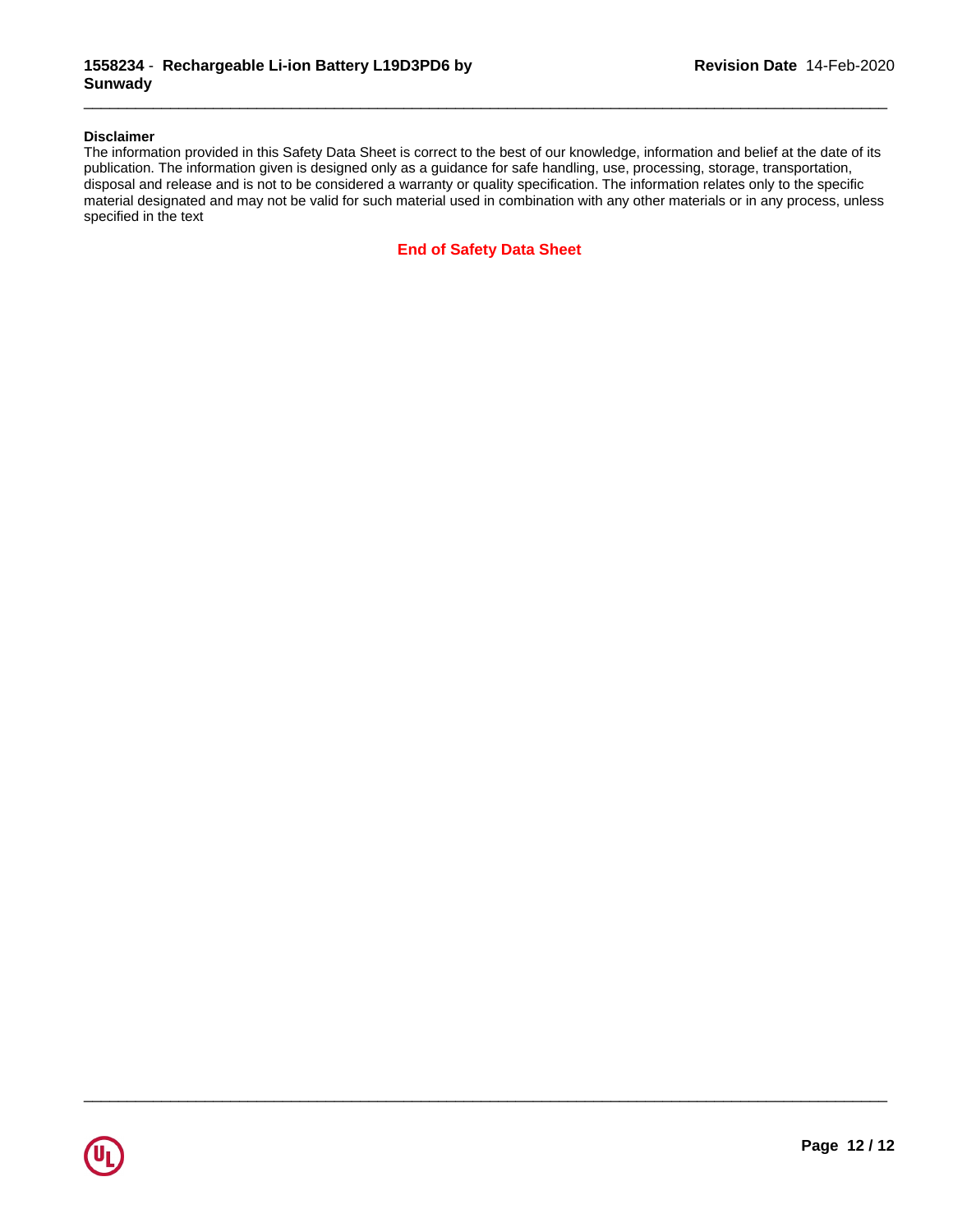**Disclaimer**

The information provided in this Safety Data Sheet is correct to the best of our knowledge, information and belief at the date of its publication. The information given is designed only as a guidance for safe handling, use, processing, storage, transportation, disposal and release and is not to be considered a warranty or quality specification. The information relates only to the specific material designated and may not be valid for such material used in combination with any other materials or in any process, unless specified in the text

**End of Safety Data Sheet**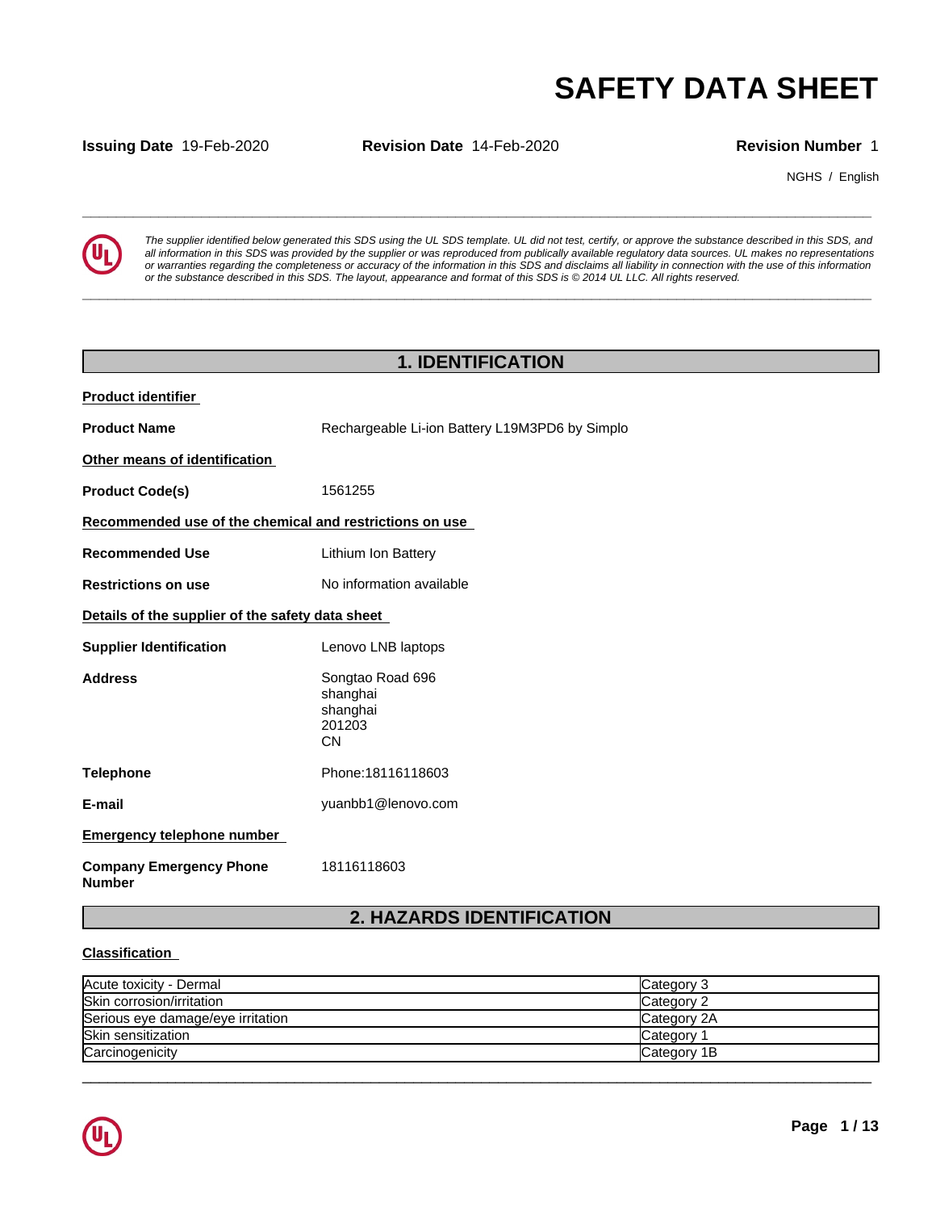# SAFETY DATA SHEET

**Issuing Date** 19-Feb-2020 **Revision Date** 14-Feb-2020 **Revision Number** 1

NGHS / English

*The supplier identified below generated this SDS using the UL SDS template. UL did not test, certify, or approve the substance described in this SDS, and all information in this SDS was provided by the supplier or was reproduced from publically available regulatory data sources. UL makes no representations or warranties regarding the completeness or accuracy of the information in this SDS and disclaims all liability in connection with the use of this information or the substance described in this SDS. The layout, appearance and format of this SDS is © 2014 UL LLC. All rights reserved.*

## 1. IDENTIFICATION

**Product identifier**

**Product Name** Rechargeable Li-ion Battery L19M3PD6 by Simplo

**Other means of identification**

**Product Code(s)** 1561255

**Recommended use of the chemical and restrictions on use**

**Recommended Use** Lithium Ion Battery

**Restrictions on use** No information available

**Details of the supplier of the safety data sheet**

**Supplier Identification** Lenovo LNB laptops

**Address** Songtao Road 696
shanghai
shanghai
201203
CN

**Telephone** Phone:18116118603

**E-mail** yuanbb1@lenovo.com

**Emergency telephone number**

**Company Emergency Phone Number** 18116118603

## 2. HAZARDS IDENTIFICATION

**Classification**

| Hazard | Category |
|---|---|
| Acute toxicity - Dermal | Category 3 |
| Skin corrosion/irritation | Category 2 |
| Serious eye damage/eye irritation | Category 2A |
| Skin sensitization | Category 1 |
| Carcinogenicity | Category 1B |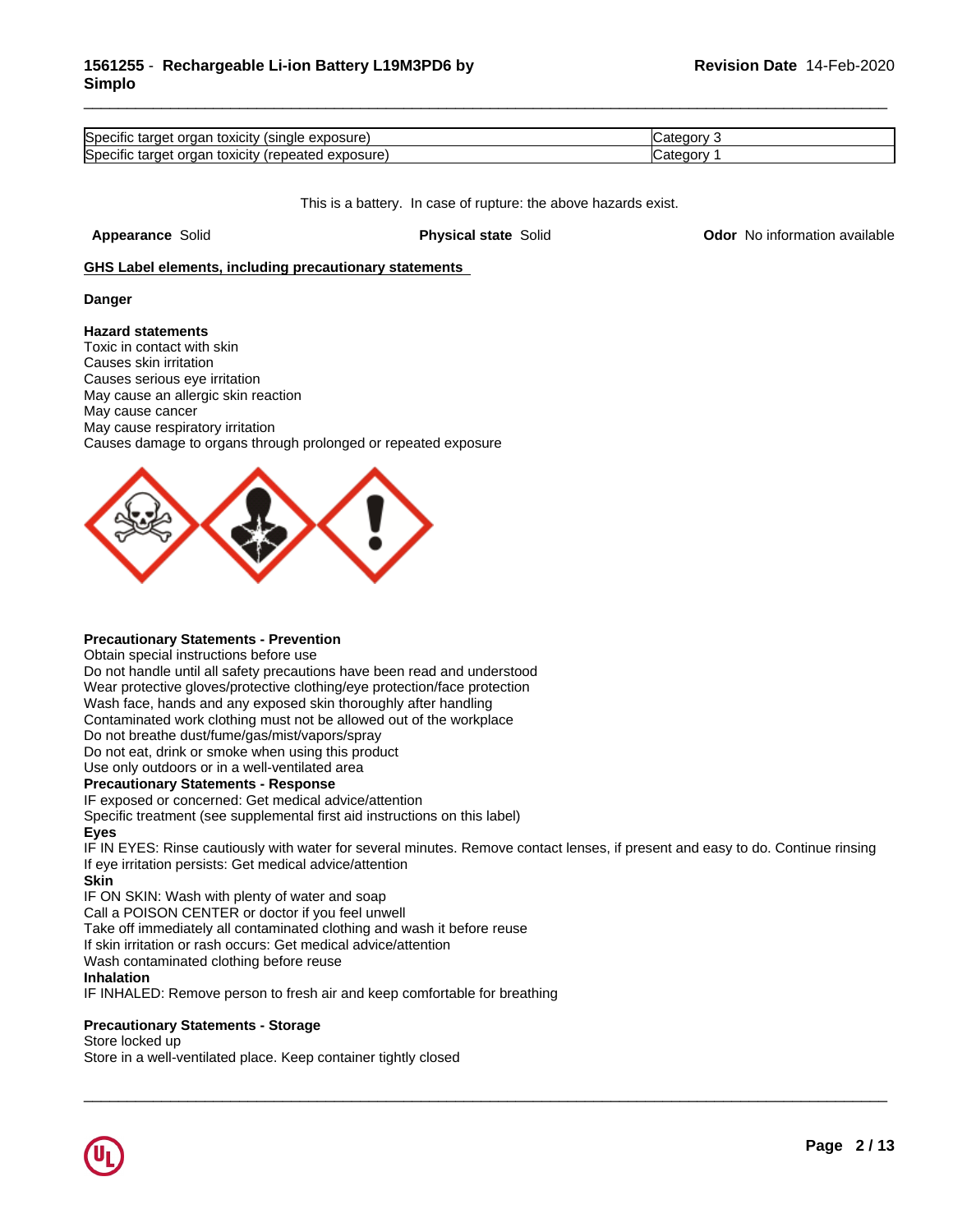| Specific target organ toxicity (single exposure) | Category 3 |
|---|---|
| Specific target organ toxicity (repeated exposure) | Category 1 |

This is a battery. In case of rupture: the above hazards exist.

**Appearance** Solid **Physical state** Solid **Odor** No information available

**GHS Label elements, including precautionary statements**

**Danger**

**Hazard statements**
Toxic in contact with skin
Causes skin irritation
Causes serious eye irritation
May cause an allergic skin reaction
May cause cancer
May cause respiratory irritation
Causes damage to organs through prolonged or repeated exposure

**Precautionary Statements - Prevention**
Obtain special instructions before use
Do not handle until all safety precautions have been read and understood
Wear protective gloves/protective clothing/eye protection/face protection
Wash face, hands and any exposed skin thoroughly after handling
Contaminated work clothing must not be allowed out of the workplace
Do not breathe dust/fume/gas/mist/vapors/spray
Do not eat, drink or smoke when using this product
Use only outdoors or in a well-ventilated area

**Precautionary Statements - Response**
IF exposed or concerned: Get medical advice/attention
Specific treatment (see supplemental first aid instructions on this label)

**Eyes**
IF IN EYES: Rinse cautiously with water for several minutes. Remove contact lenses, if present and easy to do. Continue rinsing
If eye irritation persists: Get medical advice/attention

**Skin**
IF ON SKIN: Wash with plenty of water and soap
Call a POISON CENTER or doctor if you feel unwell
Take off immediately all contaminated clothing and wash it before reuse
If skin irritation or rash occurs: Get medical advice/attention
Wash contaminated clothing before reuse

**Inhalation**
IF INHALED: Remove person to fresh air and keep comfortable for breathing

**Precautionary Statements - Storage**
Store locked up
Store in a well-ventilated place. Keep container tightly closed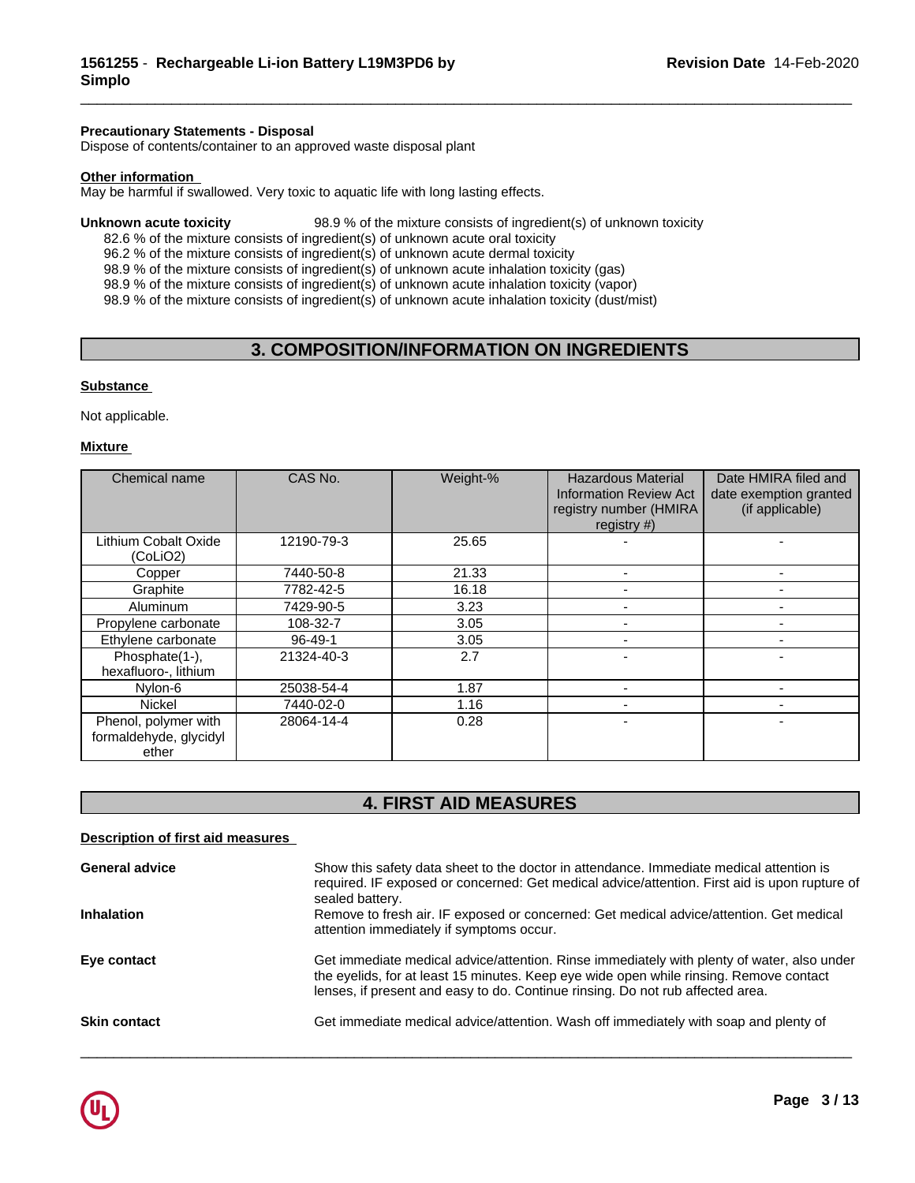**Precautionary Statements - Disposal**
Dispose of contents/container to an approved waste disposal plant

**Other information**
May be harmful if swallowed. Very toxic to aquatic life with long lasting effects.

**Unknown acute toxicity** 98.9 % of the mixture consists of ingredient(s) of unknown toxicity
82.6 % of the mixture consists of ingredient(s) of unknown acute oral toxicity
96.2 % of the mixture consists of ingredient(s) of unknown acute dermal toxicity
98.9 % of the mixture consists of ingredient(s) of unknown acute inhalation toxicity (gas)
98.9 % of the mixture consists of ingredient(s) of unknown acute inhalation toxicity (vapor)
98.9 % of the mixture consists of ingredient(s) of unknown acute inhalation toxicity (dust/mist)

## 3. COMPOSITION/INFORMATION ON INGREDIENTS

**Substance**

Not applicable.

**Mixture**

| Chemical name | CAS No. | Weight-% | Hazardous Material Information Review Act registry number (HMIRA registry #) | Date HMIRA filed and date exemption granted (if applicable) |
|---|---|---|---|---|
| Lithium Cobalt Oxide (CoLiO2) | 12190-79-3 | 25.65 | - | - |
| Copper | 7440-50-8 | 21.33 | - | - |
| Graphite | 7782-42-5 | 16.18 | - | - |
| Aluminum | 7429-90-5 | 3.23 | - | - |
| Propylene carbonate | 108-32-7 | 3.05 | - | - |
| Ethylene carbonate | 96-49-1 | 3.05 | - | - |
| Phosphate(1-), hexafluoro-, lithium | 21324-40-3 | 2.7 | - | - |
| Nylon-6 | 25038-54-4 | 1.87 | - | - |
| Nickel | 7440-02-0 | 1.16 | - | - |
| Phenol, polymer with formaldehyde, glycidyl ether | 28064-14-4 | 0.28 | - | - |

## 4. FIRST AID MEASURES

**Description of first aid measures**

**General advice** Show this safety data sheet to the doctor in attendance. Immediate medical attention is required. IF exposed or concerned: Get medical advice/attention. First aid is upon rupture of sealed battery.

**Inhalation** Remove to fresh air. IF exposed or concerned: Get medical advice/attention. Get medical attention immediately if symptoms occur.

**Eye contact** Get immediate medical advice/attention. Rinse immediately with plenty of water, also under the eyelids, for at least 15 minutes. Keep eye wide open while rinsing. Remove contact lenses, if present and easy to do. Continue rinsing. Do not rub affected area.

**Skin contact** Get immediate medical advice/attention. Wash off immediately with soap and plenty of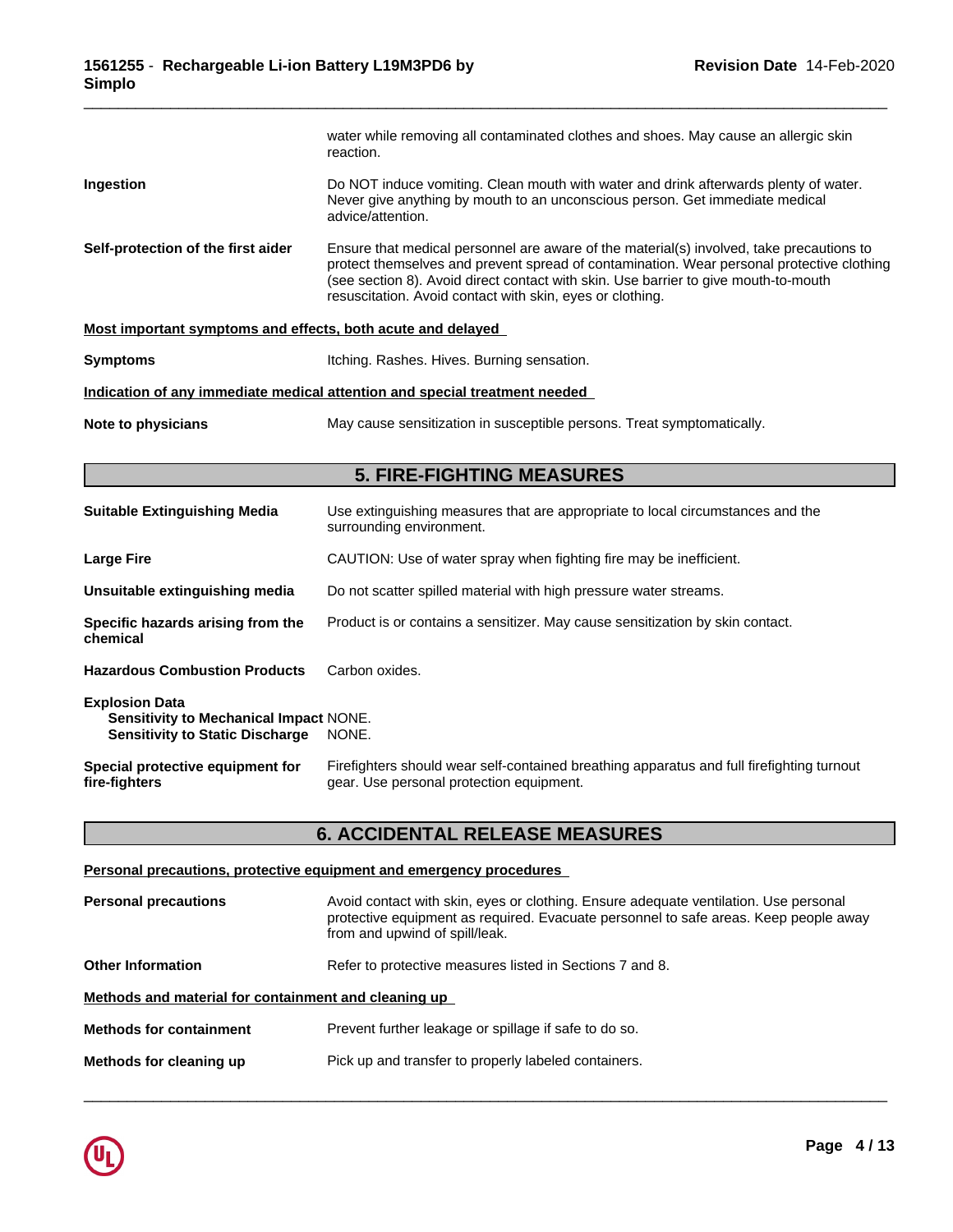water while removing all contaminated clothes and shoes. May cause an allergic skin reaction.

**Ingestion**: Do NOT induce vomiting. Clean mouth with water and drink afterwards plenty of water. Never give anything by mouth to an unconscious person. Get immediate medical advice/attention.

**Self-protection of the first aider**: Ensure that medical personnel are aware of the material(s) involved, take precautions to protect themselves and prevent spread of contamination. Wear personal protective clothing (see section 8). Avoid direct contact with skin. Use barrier to give mouth-to-mouth resuscitation. Avoid contact with skin, eyes or clothing.

**Most important symptoms and effects, both acute and delayed**

**Symptoms**: Itching. Rashes. Hives. Burning sensation.

**Indication of any immediate medical attention and special treatment needed**

**Note to physicians**: May cause sensitization in susceptible persons. Treat symptomatically.

## 5. FIRE-FIGHTING MEASURES

**Suitable Extinguishing Media**: Use extinguishing measures that are appropriate to local circumstances and the surrounding environment.

**Large Fire**: CAUTION: Use of water spray when fighting fire may be inefficient.

**Unsuitable extinguishing media**: Do not scatter spilled material with high pressure water streams.

**Specific hazards arising from the chemical**: Product is or contains a sensitizer. May cause sensitization by skin contact.

**Hazardous Combustion Products**: Carbon oxides.

**Explosion Data**
- **Sensitivity to Mechanical Impact**: NONE.
- **Sensitivity to Static Discharge**: NONE.

**Special protective equipment for fire-fighters**: Firefighters should wear self-contained breathing apparatus and full firefighting turnout gear. Use personal protection equipment.

## 6. ACCIDENTAL RELEASE MEASURES

**Personal precautions, protective equipment and emergency procedures**

**Personal precautions**: Avoid contact with skin, eyes or clothing. Ensure adequate ventilation. Use personal protective equipment as required. Evacuate personnel to safe areas. Keep people away from and upwind of spill/leak.

**Other Information**: Refer to protective measures listed in Sections 7 and 8.

**Methods and material for containment and cleaning up**

**Methods for containment**: Prevent further leakage or spillage if safe to do so.

**Methods for cleaning up**: Pick up and transfer to properly labeled containers.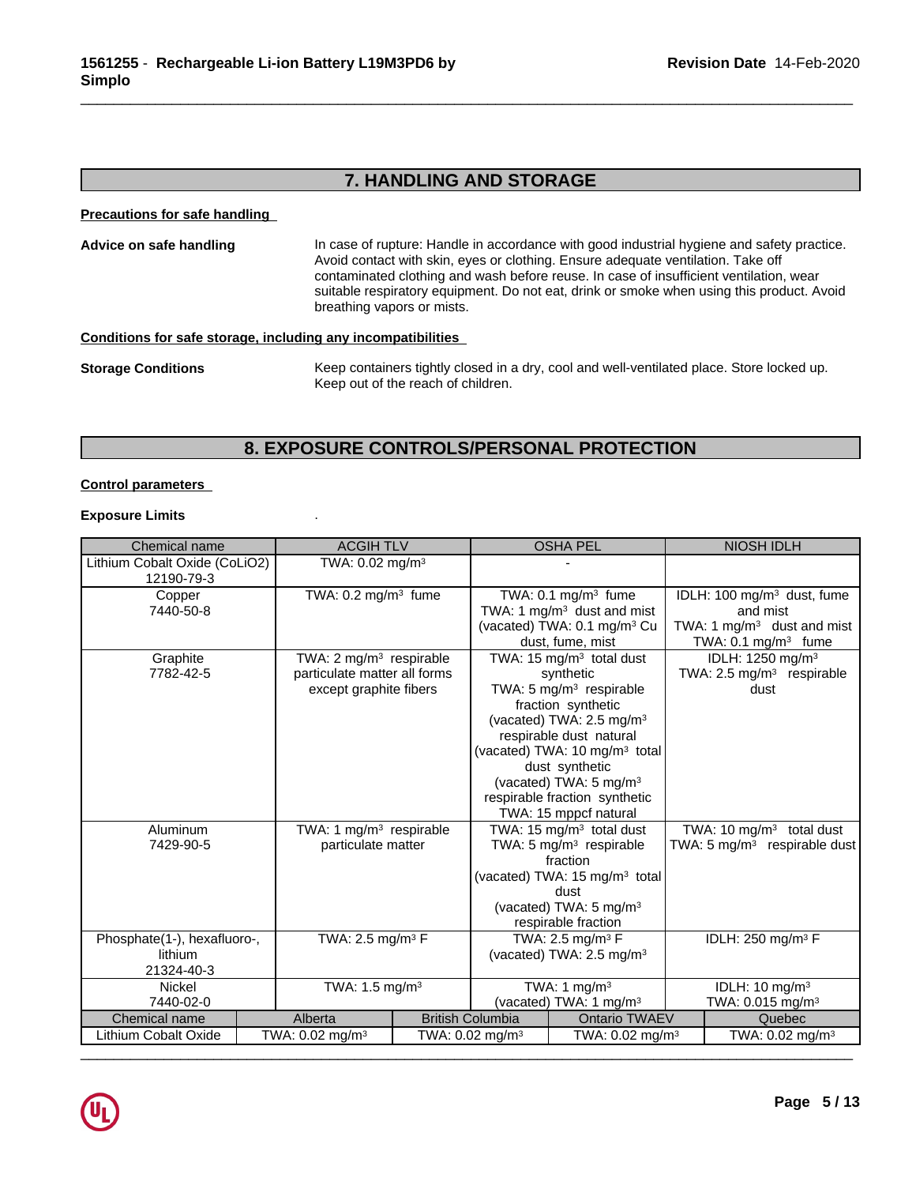## 7. HANDLING AND STORAGE

**Precautions for safe handling**

**Advice on safe handling** In case of rupture: Handle in accordance with good industrial hygiene and safety practice. Avoid contact with skin, eyes or clothing. Ensure adequate ventilation. Take off contaminated clothing and wash before reuse. In case of insufficient ventilation, wear suitable respiratory equipment. Do not eat, drink or smoke when using this product. Avoid breathing vapors or mists.

**Conditions for safe storage, including any incompatibilities**

**Storage Conditions** Keep containers tightly closed in a dry, cool and well-ventilated place. Store locked up. Keep out of the reach of children.

## 8. EXPOSURE CONTROLS/PERSONAL PROTECTION

**Control parameters**

**Exposure Limits** .

| Chemical name | ACGIH TLV | OSHA PEL | NIOSH IDLH |
|---|---|---|---|
| Lithium Cobalt Oxide (CoLiO2) 12190-79-3 | TWA: 0.02 mg/m³ | - | |
| Copper 7440-50-8 | TWA: 0.2 mg/m³ fume | TWA: 0.1 mg/m³ fume TWA: 1 mg/m³ dust and mist (vacated) TWA: 0.1 mg/m³ Cu dust, fume, mist | IDLH: 100 mg/m³ dust, fume and mist TWA: 1 mg/m³ dust and mist TWA: 0.1 mg/m³ fume |
| Graphite 7782-42-5 | TWA: 2 mg/m³ respirable particulate matter all forms except graphite fibers | TWA: 15 mg/m³ total dust synthetic TWA: 5 mg/m³ respirable fraction synthetic (vacated) TWA: 2.5 mg/m³ respirable dust natural (vacated) TWA: 10 mg/m³ total dust synthetic (vacated) TWA: 5 mg/m³ respirable fraction synthetic TWA: 15 mppcf natural | IDLH: 1250 mg/m³ TWA: 2.5 mg/m³ respirable dust |
| Aluminum 7429-90-5 | TWA: 1 mg/m³ respirable particulate matter | TWA: 15 mg/m³ total dust TWA: 5 mg/m³ respirable fraction (vacated) TWA: 15 mg/m³ total dust (vacated) TWA: 5 mg/m³ respirable fraction | TWA: 10 mg/m³ total dust TWA: 5 mg/m³ respirable dust |
| Phosphate(1-), hexafluoro-, lithium 21324-40-3 | TWA: 2.5 mg/m³ F | TWA: 2.5 mg/m³ F (vacated) TWA: 2.5 mg/m³ | IDLH: 250 mg/m³ F |
| Nickel 7440-02-0 | TWA: 1.5 mg/m³ | TWA: 1 mg/m³ (vacated) TWA: 1 mg/m³ | IDLH: 10 mg/m³ TWA: 0.015 mg/m³ |

| Chemical name | Alberta | British Columbia | Ontario TWAEV | Quebec |
|---|---|---|---|---|
| Lithium Cobalt Oxide | TWA: 0.02 mg/m³ | TWA: 0.02 mg/m³ | TWA: 0.02 mg/m³ | TWA: 0.02 mg/m³ |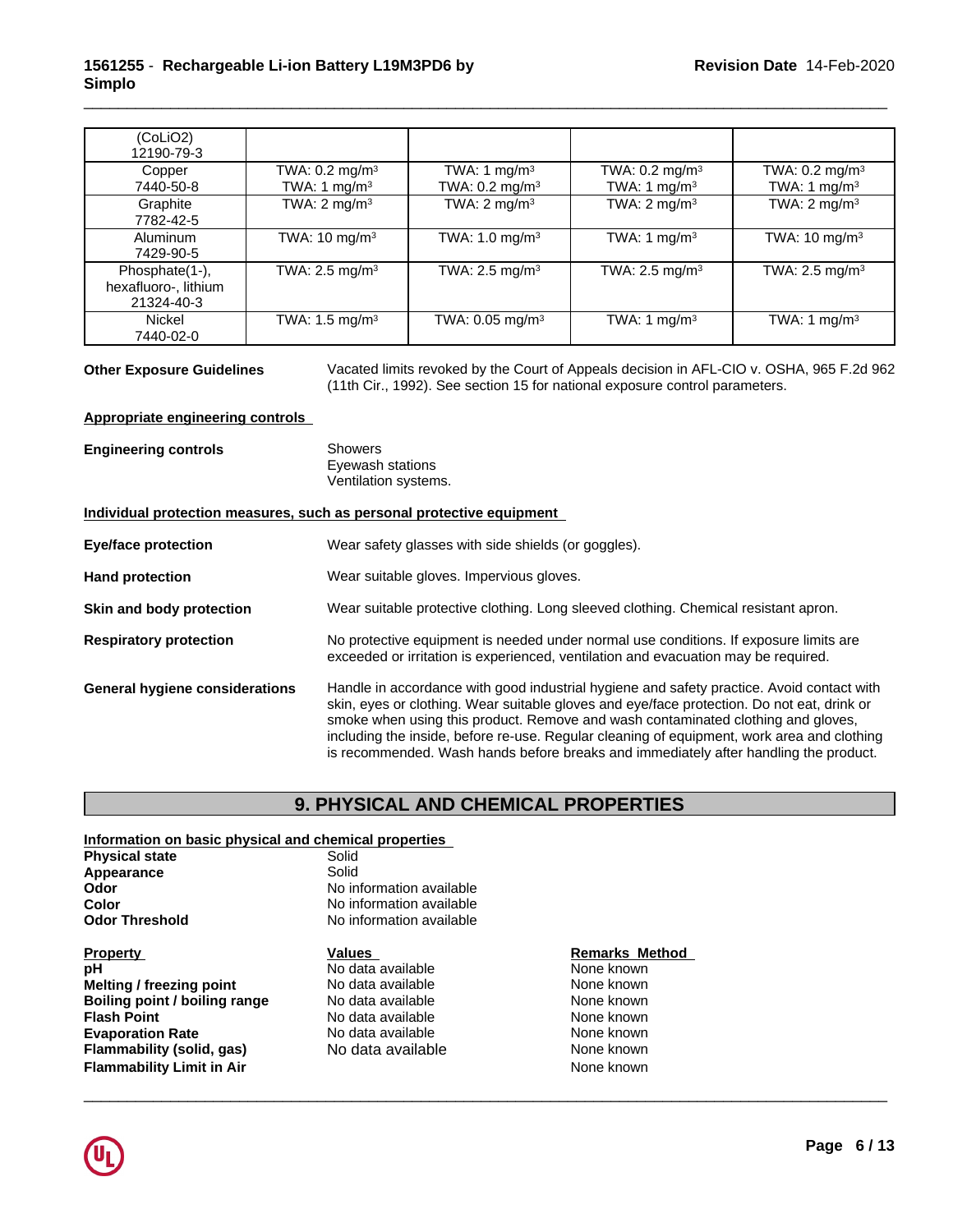| | | | | |
|---|---|---|---|---|
| (CoLiO2) 12190-79-3 | | | | |
| Copper 7440-50-8 | TWA: 0.2 mg/m³ TWA: 1 mg/m³ | TWA: 1 mg/m³ TWA: 0.2 mg/m³ | TWA: 0.2 mg/m³ TWA: 1 mg/m³ | TWA: 0.2 mg/m³ TWA: 1 mg/m³ |
| Graphite 7782-42-5 | TWA: 2 mg/m³ | TWA: 2 mg/m³ | TWA: 2 mg/m³ | TWA: 2 mg/m³ |
| Aluminum 7429-90-5 | TWA: 10 mg/m³ | TWA: 1.0 mg/m³ | TWA: 1 mg/m³ | TWA: 10 mg/m³ |
| Phosphate(1-), hexafluoro-, lithium 21324-40-3 | TWA: 2.5 mg/m³ | TWA: 2.5 mg/m³ | TWA: 2.5 mg/m³ | TWA: 2.5 mg/m³ |
| Nickel 7440-02-0 | TWA: 1.5 mg/m³ | TWA: 0.05 mg/m³ | TWA: 1 mg/m³ | TWA: 1 mg/m³ |

**Other Exposure Guidelines** Vacated limits revoked by the Court of Appeals decision in AFL-CIO v. OSHA, 965 F.2d 962 (11th Cir., 1992). See section 15 for national exposure control parameters.

**Appropriate engineering controls**

**Engineering controls** Showers
Eyewash stations
Ventilation systems.

**Individual protection measures, such as personal protective equipment**

**Eye/face protection** Wear safety glasses with side shields (or goggles).

**Hand protection** Wear suitable gloves. Impervious gloves.

**Skin and body protection** Wear suitable protective clothing. Long sleeved clothing. Chemical resistant apron.

**Respiratory protection** No protective equipment is needed under normal use conditions. If exposure limits are exceeded or irritation is experienced, ventilation and evacuation may be required.

**General hygiene considerations** Handle in accordance with good industrial hygiene and safety practice. Avoid contact with skin, eyes or clothing. Wear suitable gloves and eye/face protection. Do not eat, drink or smoke when using this product. Remove and wash contaminated clothing and gloves, including the inside, before re-use. Regular cleaning of equipment, work area and clothing is recommended. Wash hands before breaks and immediately after handling the product.

## 9. PHYSICAL AND CHEMICAL PROPERTIES

**Information on basic physical and chemical properties**

**Physical state** Solid
**Appearance** Solid
**Odor** No information available
**Color** No information available
**Odor Threshold** No information available

| Property | Values | Remarks Method |
|---|---|---|
| **pH** | No data available | None known |
| **Melting / freezing point** | No data available | None known |
| **Boiling point / boiling range** | No data available | None known |
| **Flash Point** | No data available | None known |
| **Evaporation Rate** | No data available | None known |
| **Flammability (solid, gas)** | No data available | None known |
| **Flammability Limit in Air** | | None known |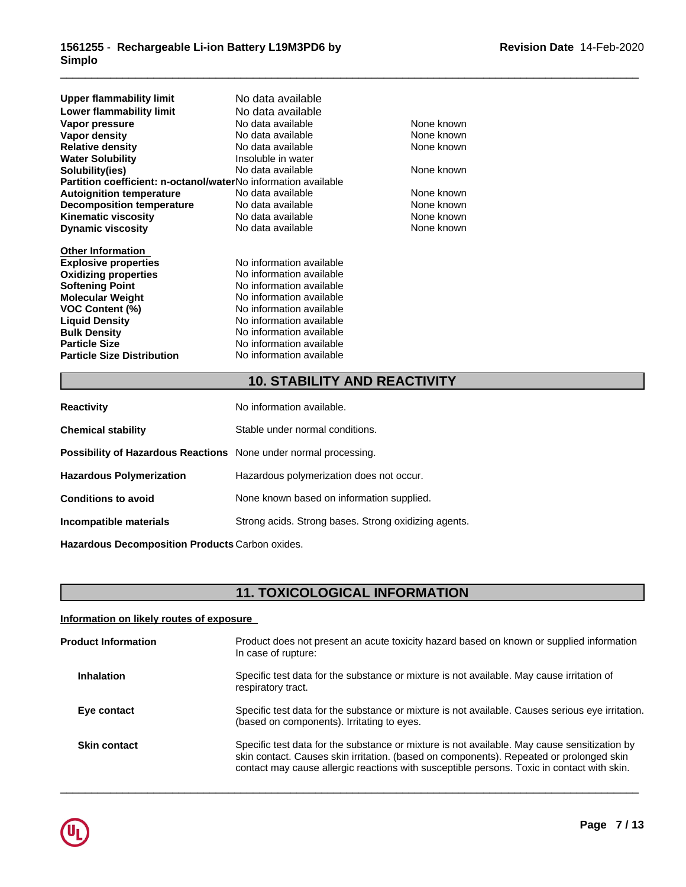| | | |
|---|---|---|
| **Upper flammability limit** | No data available | |
| **Lower flammability limit** | No data available | |
| **Vapor pressure** | No data available | None known |
| **Vapor density** | No data available | None known |
| **Relative density** | No data available | None known |
| **Water Solubility** | Insoluble in water | |
| **Solubility(ies)** | No data available | None known |
| **Partition coefficient: n-octanol/water** | No information available | |
| **Autoignition temperature** | No data available | None known |
| **Decomposition temperature** | No data available | None known |
| **Kinematic viscosity** | No data available | None known |
| **Dynamic viscosity** | No data available | None known |

**Other Information**

| | |
|---|---|
| **Explosive properties** | No information available |
| **Oxidizing properties** | No information available |
| **Softening Point** | No information available |
| **Molecular Weight** | No information available |
| **VOC Content (%)** | No information available |
| **Liquid Density** | No information available |
| **Bulk Density** | No information available |
| **Particle Size** | No information available |
| **Particle Size Distribution** | No information available |

## 10. STABILITY AND REACTIVITY

**Reactivity** No information available.

**Chemical stability** Stable under normal conditions.

**Possibility of Hazardous Reactions** None under normal processing.

**Hazardous Polymerization** Hazardous polymerization does not occur.

**Conditions to avoid** None known based on information supplied.

**Incompatible materials** Strong acids. Strong bases. Strong oxidizing agents.

**Hazardous Decomposition Products** Carbon oxides.

## 11. TOXICOLOGICAL INFORMATION

**Information on likely routes of exposure**

**Product Information** Product does not present an acute toxicity hazard based on known or supplied information In case of rupture:

**Inhalation** Specific test data for the substance or mixture is not available. May cause irritation of respiratory tract.

**Eye contact** Specific test data for the substance or mixture is not available. Causes serious eye irritation. (based on components). Irritating to eyes.

**Skin contact** Specific test data for the substance or mixture is not available. May cause sensitization by skin contact. Causes skin irritation. (based on components). Repeated or prolonged skin contact may cause allergic reactions with susceptible persons. Toxic in contact with skin.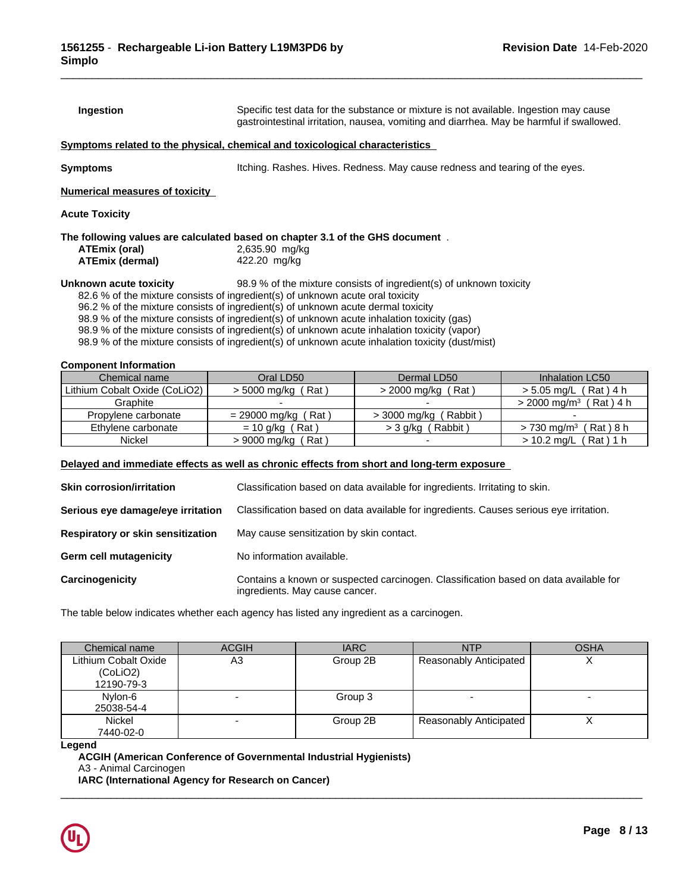**Ingestion** Specific test data for the substance or mixture is not available. Ingestion may cause gastrointestinal irritation, nausea, vomiting and diarrhea. May be harmful if swallowed.

**Symptoms related to the physical, chemical and toxicological characteristics**

**Symptoms** Itching. Rashes. Hives. Redness. May cause redness and tearing of the eyes.

**Numerical measures of toxicity**

**Acute Toxicity**

**The following values are calculated based on chapter 3.1 of the GHS document** .

| | |
|---|---|
| **ATEmix (oral)** | 2,635.90 mg/kg |
| **ATEmix (dermal)** | 422.20 mg/kg |

**Unknown acute toxicity** 98.9 % of the mixture consists of ingredient(s) of unknown toxicity

82.6 % of the mixture consists of ingredient(s) of unknown acute oral toxicity
96.2 % of the mixture consists of ingredient(s) of unknown acute dermal toxicity
98.9 % of the mixture consists of ingredient(s) of unknown acute inhalation toxicity (gas)
98.9 % of the mixture consists of ingredient(s) of unknown acute inhalation toxicity (vapor)
98.9 % of the mixture consists of ingredient(s) of unknown acute inhalation toxicity (dust/mist)

**Component Information**

| Chemical name | Oral LD50 | Dermal LD50 | Inhalation LC50 |
|---|---|---|---|
| Lithium Cobalt Oxide (CoLiO2) | > 5000 mg/kg ( Rat ) | > 2000 mg/kg ( Rat ) | > 5.05 mg/L ( Rat ) 4 h |
| Graphite | - | - | > 2000 mg/m³ ( Rat ) 4 h |
| Propylene carbonate | = 29000 mg/kg ( Rat ) | > 3000 mg/kg ( Rabbit ) | - |
| Ethylene carbonate | = 10 g/kg ( Rat ) | > 3 g/kg ( Rabbit ) | > 730 mg/m³ ( Rat ) 8 h |
| Nickel | > 9000 mg/kg ( Rat ) | - | > 10.2 mg/L ( Rat ) 1 h |

**Delayed and immediate effects as well as chronic effects from short and long-term exposure**

**Skin corrosion/irritation** Classification based on data available for ingredients. Irritating to skin.

**Serious eye damage/eye irritation** Classification based on data available for ingredients. Causes serious eye irritation.

**Respiratory or skin sensitization** May cause sensitization by skin contact.

**Germ cell mutagenicity** No information available.

**Carcinogenicity** Contains a known or suspected carcinogen. Classification based on data available for ingredients. May cause cancer.

The table below indicates whether each agency has listed any ingredient as a carcinogen.

| Chemical name | ACGIH | IARC | NTP | OSHA |
|---|---|---|---|---|
| Lithium Cobalt Oxide (CoLiO2) 12190-79-3 | A3 | Group 2B | Reasonably Anticipated | X |
| Nylon-6 25038-54-4 | - | Group 3 | - | - |
| Nickel 7440-02-0 | - | Group 2B | Reasonably Anticipated | X |

**Legend**

**ACGIH (American Conference of Governmental Industrial Hygienists)**
A3 - Animal Carcinogen
**IARC (International Agency for Research on Cancer)**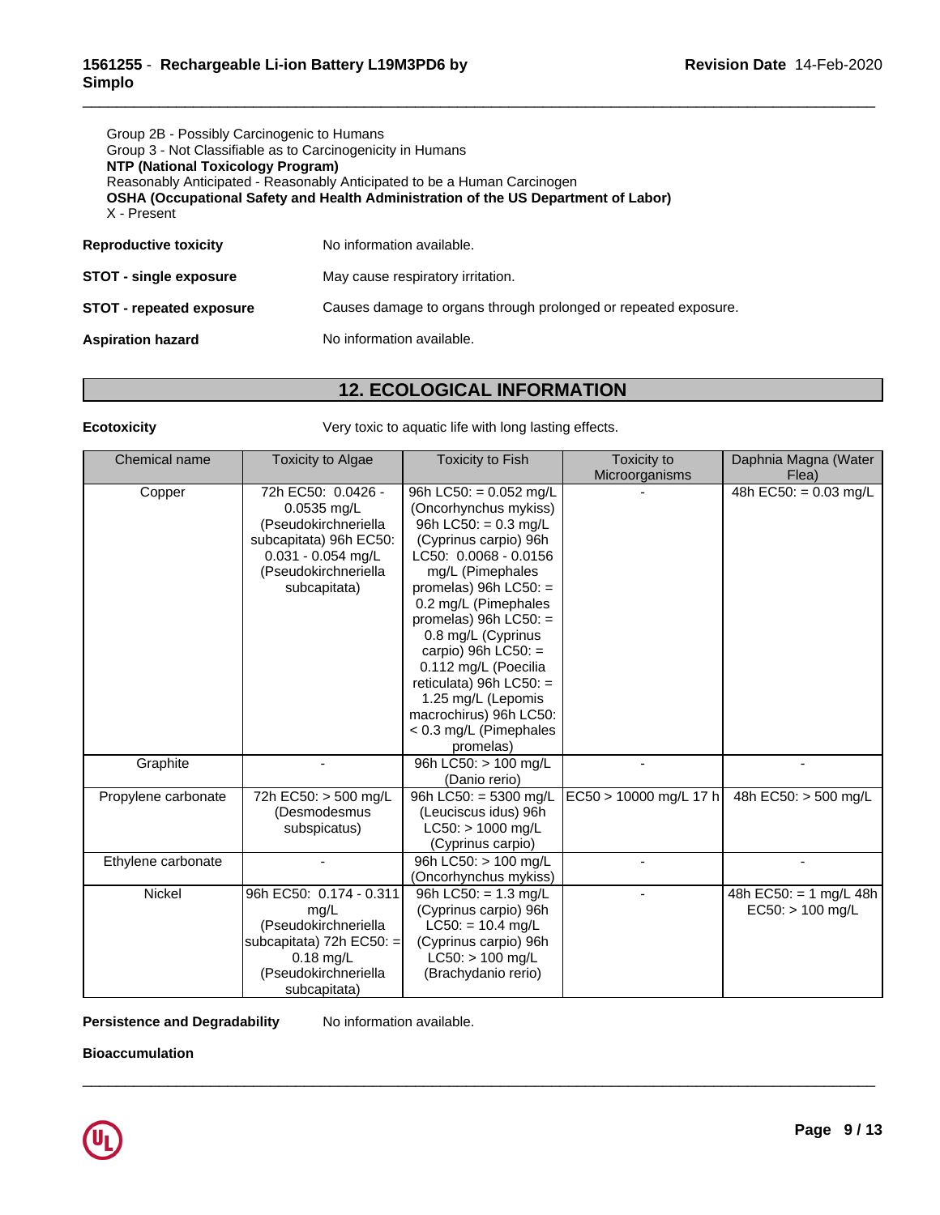Group 2B - Possibly Carcinogenic to Humans
Group 3 - Not Classifiable as to Carcinogenicity in Humans
**NTP (National Toxicology Program)**
Reasonably Anticipated - Reasonably Anticipated to be a Human Carcinogen
**OSHA (Occupational Safety and Health Administration of the US Department of Labor)**
X - Present

**Reproductive toxicity** No information available.

**STOT - single exposure** May cause respiratory irritation.

**STOT - repeated exposure** Causes damage to organs through prolonged or repeated exposure.

**Aspiration hazard** No information available.

## 12. ECOLOGICAL INFORMATION

**Ecotoxicity** Very toxic to aquatic life with long lasting effects.

| Chemical name | Toxicity to Algae | Toxicity to Fish | Toxicity to Microorganisms | Daphnia Magna (Water Flea) |
|---|---|---|---|---|
| Copper | 72h EC50: 0.0426 - 0.0535 mg/L (Pseudokirchneriella subcapitata) 96h EC50: 0.031 - 0.054 mg/L (Pseudokirchneriella subcapitata) | 96h LC50: = 0.052 mg/L (Oncorhynchus mykiss) 96h LC50: = 0.3 mg/L (Cyprinus carpio) 96h LC50: 0.0068 - 0.0156 mg/L (Pimephales promelas) 96h LC50: = 0.2 mg/L (Pimephales promelas) 96h LC50: = 0.8 mg/L (Cyprinus carpio) 96h LC50: = 0.112 mg/L (Poecilia reticulata) 96h LC50: = 1.25 mg/L (Lepomis macrochirus) 96h LC50: < 0.3 mg/L (Pimephales promelas) | - | 48h EC50: = 0.03 mg/L |
| Graphite | - | 96h LC50: > 100 mg/L (Danio rerio) | - | - |
| Propylene carbonate | 72h EC50: > 500 mg/L (Desmodesmus subspicatus) | 96h LC50: = 5300 mg/L (Leuciscus idus) 96h LC50: > 1000 mg/L (Cyprinus carpio) | EC50 > 10000 mg/L 17 h | 48h EC50: > 500 mg/L |
| Ethylene carbonate | - | 96h LC50: > 100 mg/L (Oncorhynchus mykiss) | - | - |
| Nickel | 96h EC50: 0.174 - 0.311 mg/L (Pseudokirchneriella subcapitata) 72h EC50: = 0.18 mg/L (Pseudokirchneriella subcapitata) | 96h LC50: = 1.3 mg/L (Cyprinus carpio) 96h LC50: = 10.4 mg/L (Cyprinus carpio) 96h LC50: > 100 mg/L (Brachydanio rerio) | - | 48h EC50: = 1 mg/L 48h EC50: > 100 mg/L |

**Persistence and Degradability** No information available.

**Bioaccumulation**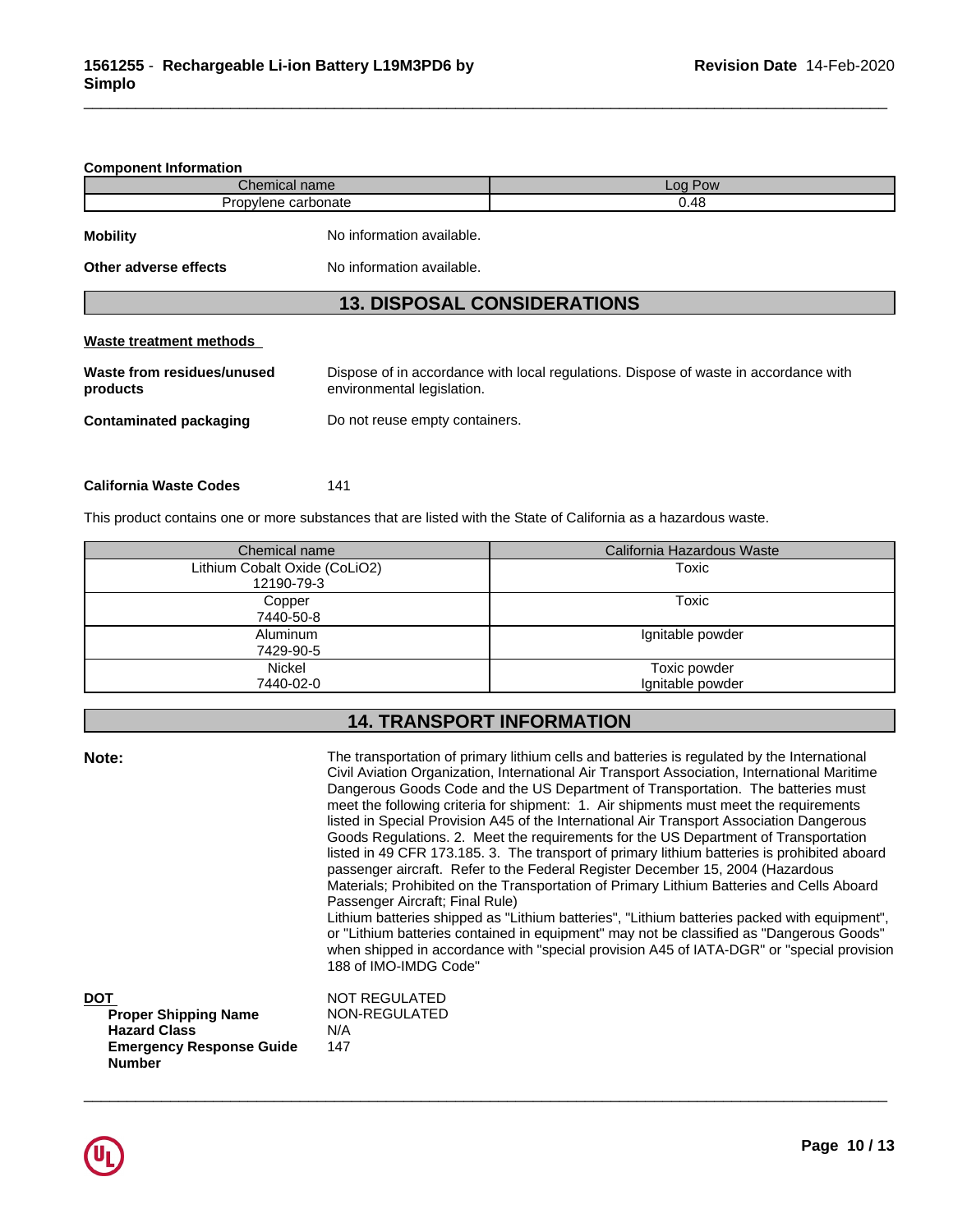**Component Information**

| Chemical name | Log Pow |
| --- | --- |
| Propylene carbonate | 0.48 |

**Mobility** No information available.

**Other adverse effects** No information available.

## 13. DISPOSAL CONSIDERATIONS

**Waste treatment methods**

**Waste from residues/unused products** Dispose of in accordance with local regulations. Dispose of waste in accordance with environmental legislation.

**Contaminated packaging** Do not reuse empty containers.

**California Waste Codes** 141

This product contains one or more substances that are listed with the State of California as a hazardous waste.

| Chemical name | California Hazardous Waste |
| --- | --- |
| Lithium Cobalt Oxide (CoLiO2) 12190-79-3 | Toxic |
| Copper 7440-50-8 | Toxic |
| Aluminum 7429-90-5 | Ignitable powder |
| Nickel 7440-02-0 | Toxic powder Ignitable powder |

## 14. TRANSPORT INFORMATION

**Note:** The transportation of primary lithium cells and batteries is regulated by the International Civil Aviation Organization, International Air Transport Association, International Maritime Dangerous Goods Code and the US Department of Transportation. The batteries must meet the following criteria for shipment: 1. Air shipments must meet the requirements listed in Special Provision A45 of the International Air Transport Association Dangerous Goods Regulations. 2. Meet the requirements for the US Department of Transportation listed in 49 CFR 173.185. 3. The transport of primary lithium batteries is prohibited aboard passenger aircraft. Refer to the Federal Register December 15, 2004 (Hazardous Materials; Prohibited on the Transportation of Primary Lithium Batteries and Cells Aboard Passenger Aircraft; Final Rule)
Lithium batteries shipped as "Lithium batteries", "Lithium batteries packed with equipment", or "Lithium batteries contained in equipment" may not be classified as "Dangerous Goods" when shipped in accordance with "special provision A45 of IATA-DGR" or "special provision 188 of IMO-IMDG Code"

**DOT** NOT REGULATED
**Proper Shipping Name** NON-REGULATED
**Hazard Class** N/A
**Emergency Response Guide Number** 147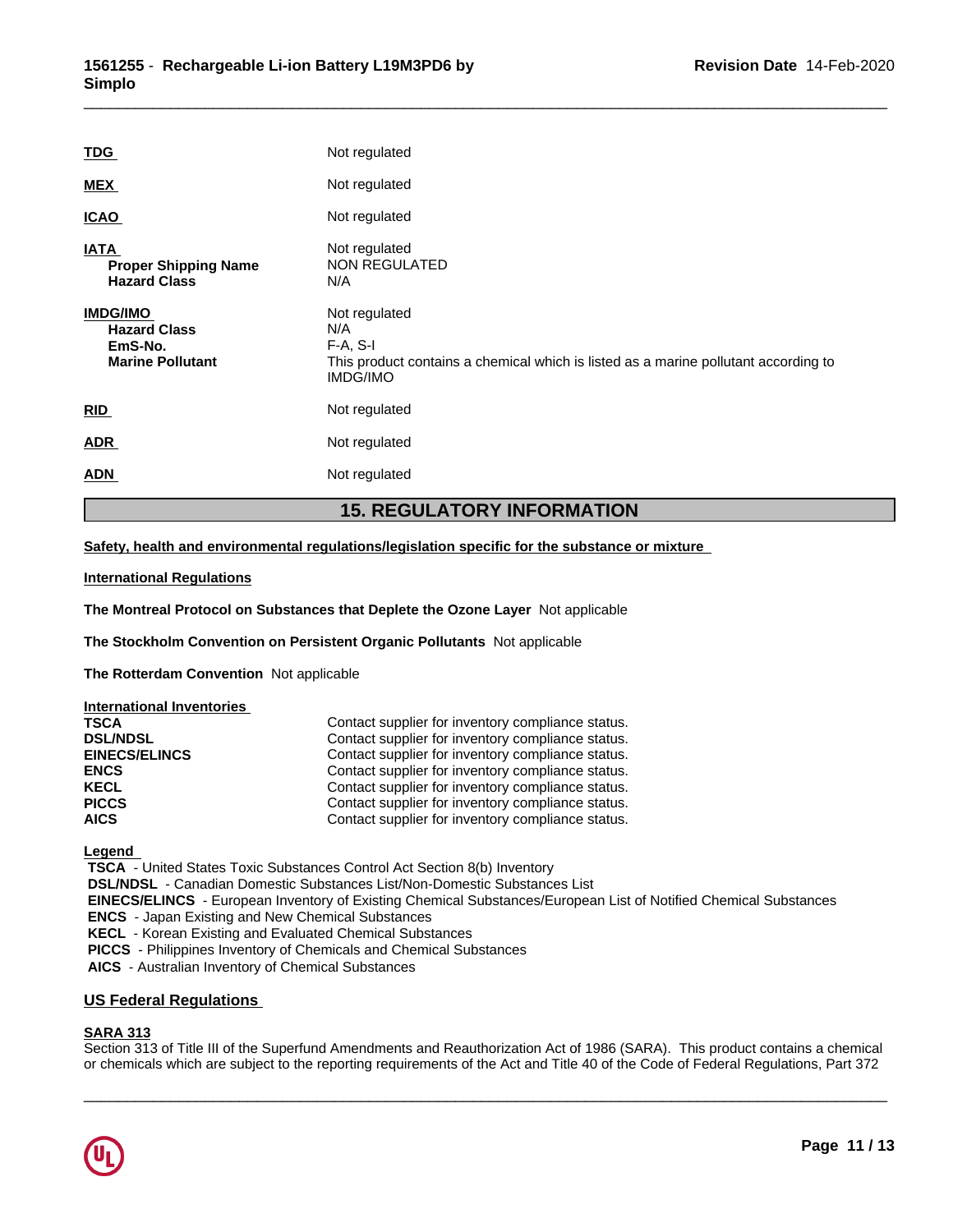**TDG** Not regulated

**MEX** Not regulated

**ICAO** Not regulated

| | |
|---|---|
| **IATA** | Not regulated |
| **Proper Shipping Name** | NON REGULATED |
| **Hazard Class** | N/A |

| | |
|---|---|
| **IMDG/IMO** | Not regulated |
| **Hazard Class** | N/A |
| **EmS-No.** | F-A, S-I |
| **Marine Pollutant** | This product contains a chemical which is listed as a marine pollutant according to IMDG/IMO |

**RID** Not regulated

**ADR** Not regulated

**ADN** Not regulated

## 15. REGULATORY INFORMATION

**Safety, health and environmental regulations/legislation specific for the substance or mixture**

**International Regulations**

**The Montreal Protocol on Substances that Deplete the Ozone Layer** Not applicable

**The Stockholm Convention on Persistent Organic Pollutants** Not applicable

**The Rotterdam Convention** Not applicable

**International Inventories**

| | |
|---|---|
| **TSCA** | Contact supplier for inventory compliance status. |
| **DSL/NDSL** | Contact supplier for inventory compliance status. |
| **EINECS/ELINCS** | Contact supplier for inventory compliance status. |
| **ENCS** | Contact supplier for inventory compliance status. |
| **KECL** | Contact supplier for inventory compliance status. |
| **PICCS** | Contact supplier for inventory compliance status. |
| **AICS** | Contact supplier for inventory compliance status. |

**Legend**

**TSCA** - United States Toxic Substances Control Act Section 8(b) Inventory
**DSL/NDSL** - Canadian Domestic Substances List/Non-Domestic Substances List
**EINECS/ELINCS** - European Inventory of Existing Chemical Substances/European List of Notified Chemical Substances
**ENCS** - Japan Existing and New Chemical Substances
**KECL** - Korean Existing and Evaluated Chemical Substances
**PICCS** - Philippines Inventory of Chemicals and Chemical Substances
**AICS** - Australian Inventory of Chemical Substances

### US Federal Regulations

**SARA 313**

Section 313 of Title III of the Superfund Amendments and Reauthorization Act of 1986 (SARA). This product contains a chemical or chemicals which are subject to the reporting requirements of the Act and Title 40 of the Code of Federal Regulations, Part 372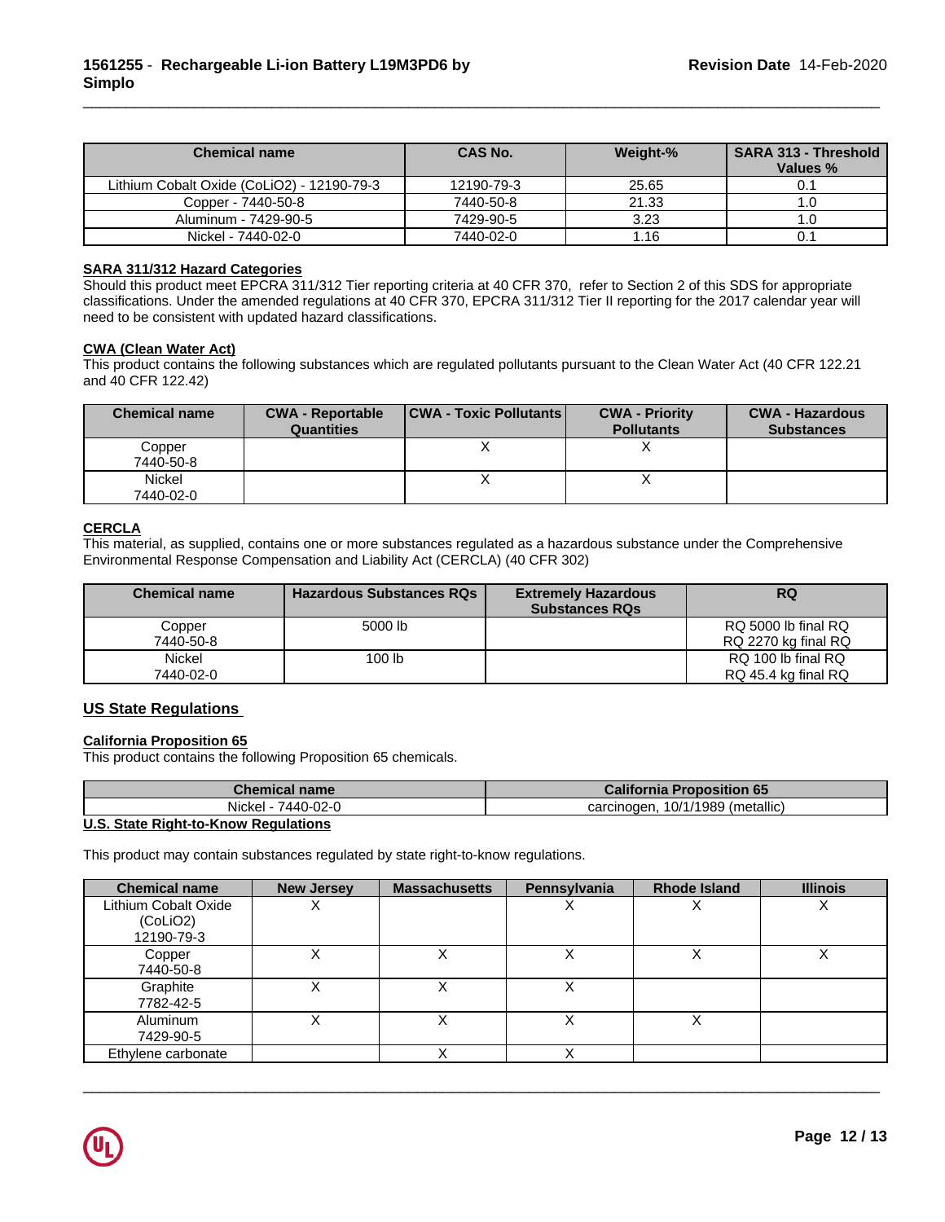| Chemical name | CAS No. | Weight-% | SARA 313 - Threshold Values % |
| --- | --- | --- | --- |
| Lithium Cobalt Oxide (CoLiO2) - 12190-79-3 | 12190-79-3 | 25.65 | 0.1 |
| Copper - 7440-50-8 | 7440-50-8 | 21.33 | 1.0 |
| Aluminum - 7429-90-5 | 7429-90-5 | 3.23 | 1.0 |
| Nickel - 7440-02-0 | 7440-02-0 | 1.16 | 0.1 |

**SARA 311/312 Hazard Categories**

Should this product meet EPCRA 311/312 Tier reporting criteria at 40 CFR 370, refer to Section 2 of this SDS for appropriate classifications. Under the amended regulations at 40 CFR 370, EPCRA 311/312 Tier II reporting for the 2017 calendar year will need to be consistent with updated hazard classifications.

**CWA (Clean Water Act)**

This product contains the following substances which are regulated pollutants pursuant to the Clean Water Act (40 CFR 122.21 and 40 CFR 122.42)

| Chemical name | CWA - Reportable Quantities | CWA - Toxic Pollutants | CWA - Priority Pollutants | CWA - Hazardous Substances |
| --- | --- | --- | --- | --- |
| Copper 7440-50-8 | | X | X | |
| Nickel 7440-02-0 | | X | X | |

**CERCLA**

This material, as supplied, contains one or more substances regulated as a hazardous substance under the Comprehensive Environmental Response Compensation and Liability Act (CERCLA) (40 CFR 302)

| Chemical name | Hazardous Substances RQs | Extremely Hazardous Substances RQs | RQ |
| --- | --- | --- | --- |
| Copper 7440-50-8 | 5000 lb | | RQ 5000 lb final RQ RQ 2270 kg final RQ |
| Nickel 7440-02-0 | 100 lb | | RQ 100 lb final RQ RQ 45.4 kg final RQ |

## US State Regulations

**California Proposition 65**

This product contains the following Proposition 65 chemicals.

| Chemical name | California Proposition 65 |
| --- | --- |
| Nickel - 7440-02-0 | carcinogen, 10/1/1989 (metallic) |

**U.S. State Right-to-Know Regulations**

This product may contain substances regulated by state right-to-know regulations.

| Chemical name | New Jersey | Massachusetts | Pennsylvania | Rhode Island | Illinois |
| --- | --- | --- | --- | --- | --- |
| Lithium Cobalt Oxide (CoLiO2) 12190-79-3 | X | | X | X | X |
| Copper 7440-50-8 | X | X | X | X | X |
| Graphite 7782-42-5 | X | X | X | | |
| Aluminum 7429-90-5 | X | X | X | X | |
| Ethylene carbonate | | X | X | | |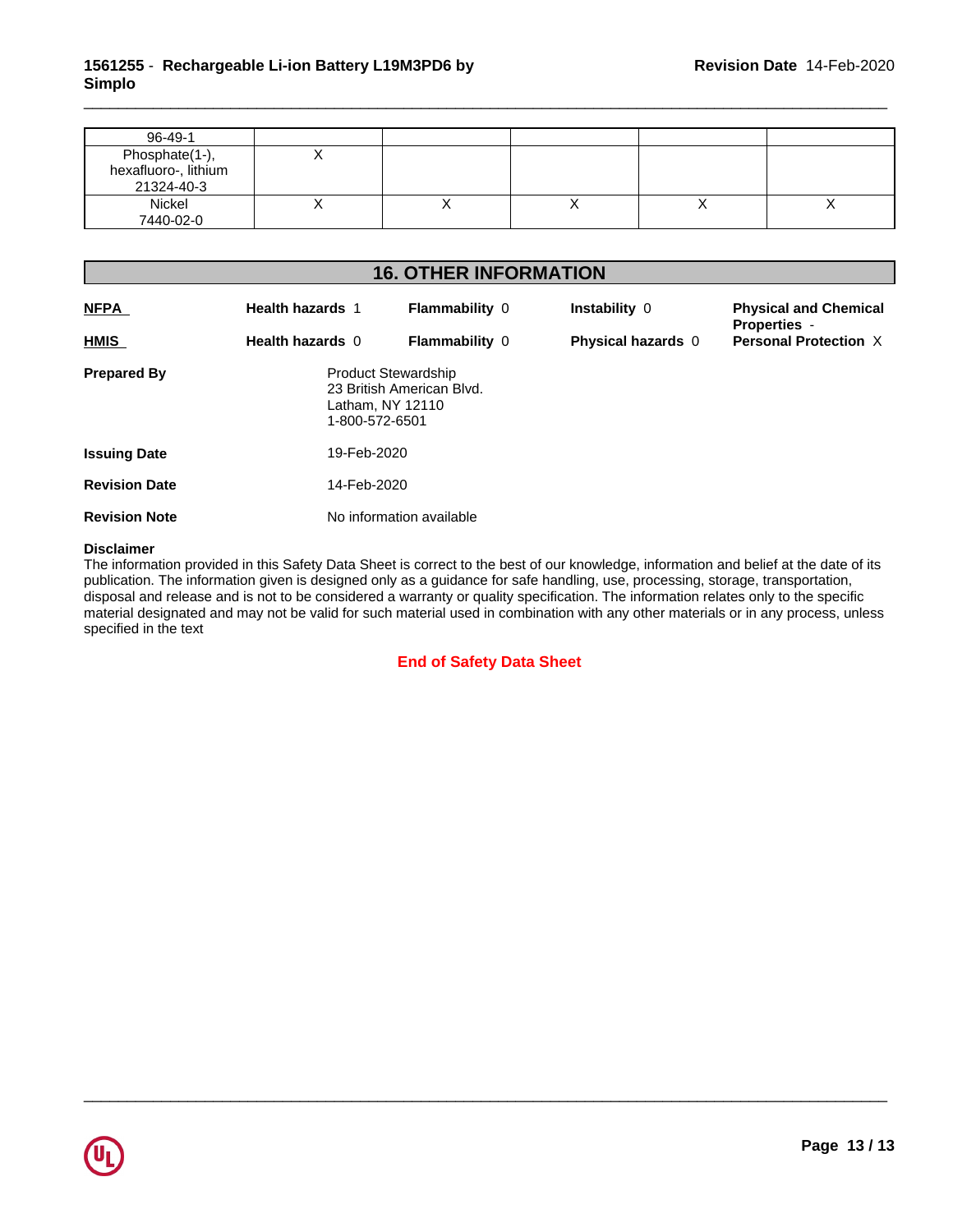| | | | | | |
|---|---|---|---|---|---|
| 96-49-1 | | | | | |
| Phosphate(1-), hexafluoro-, lithium 21324-40-3 | X | | | | |
| Nickel 7440-02-0 | X | X | X | X | X |

## 16. OTHER INFORMATION

| | | | | |
|---|---|---|---|---|
| **NFPA** | **Health hazards** 1 | **Flammability** 0 | **Instability** 0 | **Physical and Chemical Properties** - |
| **HMIS** | **Health hazards** 0 | **Flammability** 0 | **Physical hazards** 0 | **Personal Protection** X |

**Prepared By** Product Stewardship
23 British American Blvd.
Latham, NY 12110
1-800-572-6501

**Issuing Date** 19-Feb-2020

**Revision Date** 14-Feb-2020

**Revision Note** No information available

**Disclaimer**
The information provided in this Safety Data Sheet is correct to the best of our knowledge, information and belief at the date of its publication. The information given is designed only as a guidance for safe handling, use, processing, storage, transportation, disposal and release and is not to be considered a warranty or quality specification. The information relates only to the specific material designated and may not be valid for such material used in combination with any other materials or in any process, unless specified in the text

**End of Safety Data Sheet**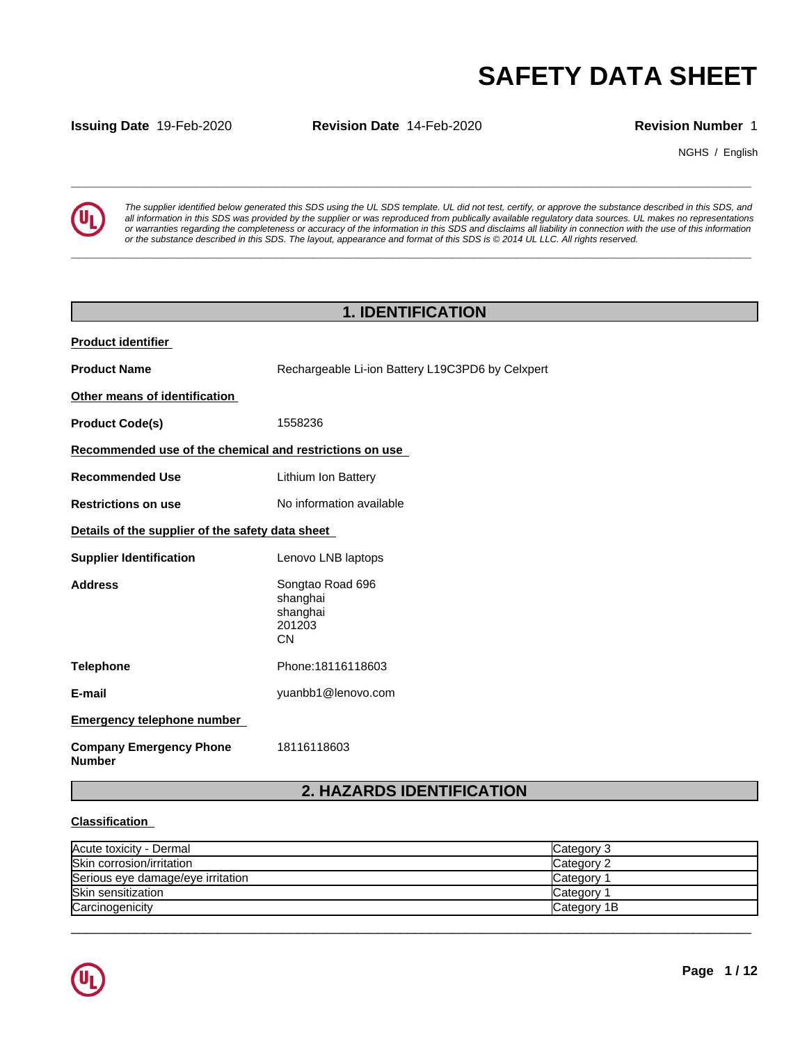# SAFETY DATA SHEET

**Issuing Date** 19-Feb-2020 **Revision Date** 14-Feb-2020 **Revision Number** 1

NGHS / English

---

*The supplier identified below generated this SDS using the UL SDS template. UL did not test, certify, or approve the substance described in this SDS, and all information in this SDS was provided by the supplier or was reproduced from publically available regulatory data sources. UL makes no representations or warranties regarding the completeness or accuracy of the information in this SDS and disclaims all liability in connection with the use of this information or the substance described in this SDS. The layout, appearance and format of this SDS is © 2014 UL LLC. All rights reserved.*

---

## 1. IDENTIFICATION

**Product identifier**

**Product Name** Rechargeable Li-ion Battery L19C3PD6 by Celxpert

**Other means of identification**

**Product Code(s)** 1558236

**Recommended use of the chemical and restrictions on use**

**Recommended Use** Lithium Ion Battery

**Restrictions on use** No information available

**Details of the supplier of the safety data sheet**

**Supplier Identification** Lenovo LNB laptops

**Address** Songtao Road 696
shanghai
shanghai
201203
CN

**Telephone** Phone:18116118603

**E-mail** yuanbb1@lenovo.com

**Emergency telephone number**

**Company Emergency Phone Number** 18116118603

## 2. HAZARDS IDENTIFICATION

**Classification**

| | |
|---|---|
| Acute toxicity - Dermal | Category 3 |
| Skin corrosion/irritation | Category 2 |
| Serious eye damage/eye irritation | Category 1 |
| Skin sensitization | Category 1 |
| Carcinogenicity | Category 1B |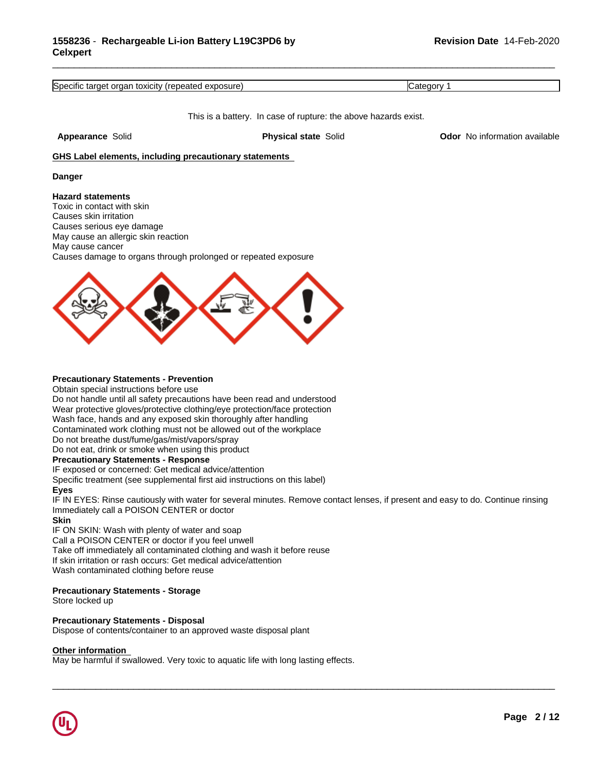| Specific target organ toxicity (repeated exposure) | Category 1 |
| --- | --- |

This is a battery. In case of rupture: the above hazards exist.

**Appearance** Solid | **Physical state** Solid | **Odor** No information available

**GHS Label elements, including precautionary statements**

**Danger**

**Hazard statements**
Toxic in contact with skin
Causes skin irritation
Causes serious eye damage
May cause an allergic skin reaction
May cause cancer
Causes damage to organs through prolonged or repeated exposure

**Precautionary Statements - Prevention**
Obtain special instructions before use
Do not handle until all safety precautions have been read and understood
Wear protective gloves/protective clothing/eye protection/face protection
Wash face, hands and any exposed skin thoroughly after handling
Contaminated work clothing must not be allowed out of the workplace
Do not breathe dust/fume/gas/mist/vapors/spray
Do not eat, drink or smoke when using this product

**Precautionary Statements - Response**
IF exposed or concerned: Get medical advice/attention
Specific treatment (see supplemental first aid instructions on this label)

**Eyes**
IF IN EYES: Rinse cautiously with water for several minutes. Remove contact lenses, if present and easy to do. Continue rinsing
Immediately call a POISON CENTER or doctor

**Skin**
IF ON SKIN: Wash with plenty of water and soap
Call a POISON CENTER or doctor if you feel unwell
Take off immediately all contaminated clothing and wash it before reuse
If skin irritation or rash occurs: Get medical advice/attention
Wash contaminated clothing before reuse

**Precautionary Statements - Storage**
Store locked up

**Precautionary Statements - Disposal**
Dispose of contents/container to an approved waste disposal plant

**Other information**
May be harmful if swallowed. Very toxic to aquatic life with long lasting effects.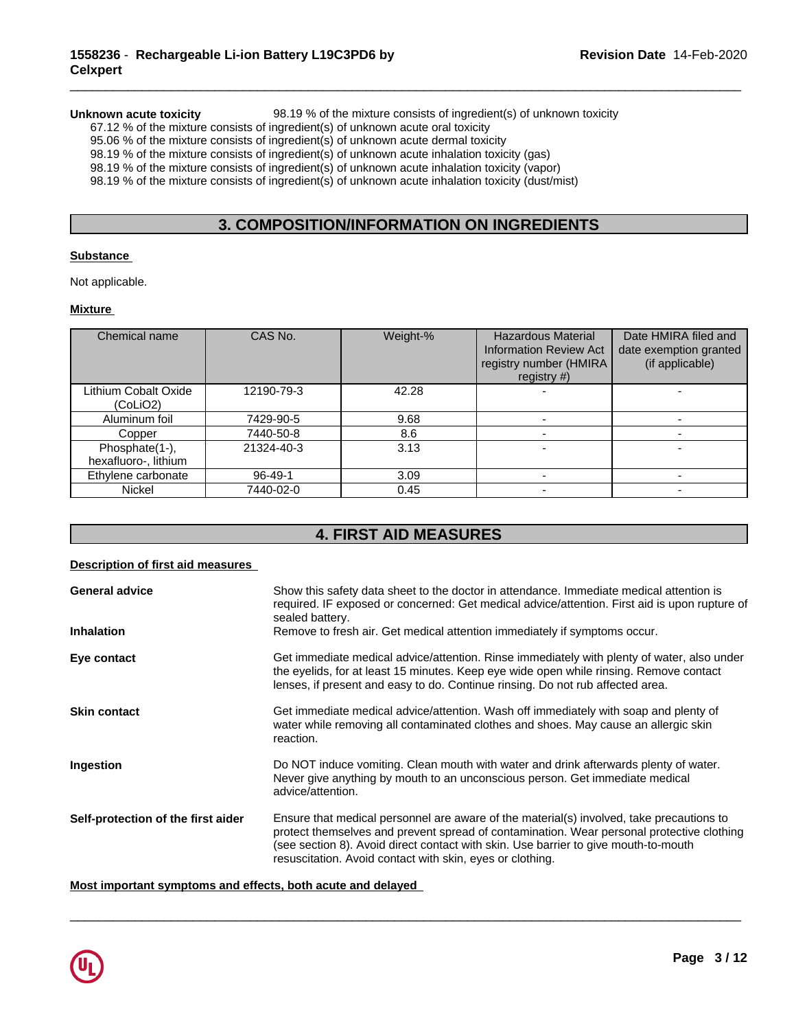**Unknown acute toxicity** 98.19 % of the mixture consists of ingredient(s) of unknown toxicity

67.12 % of the mixture consists of ingredient(s) of unknown acute oral toxicity
95.06 % of the mixture consists of ingredient(s) of unknown acute dermal toxicity
98.19 % of the mixture consists of ingredient(s) of unknown acute inhalation toxicity (gas)
98.19 % of the mixture consists of ingredient(s) of unknown acute inhalation toxicity (vapor)
98.19 % of the mixture consists of ingredient(s) of unknown acute inhalation toxicity (dust/mist)

## 3. COMPOSITION/INFORMATION ON INGREDIENTS

**Substance**

Not applicable.

**Mixture**

| Chemical name | CAS No. | Weight-% | Hazardous Material Information Review Act registry number (HMIRA registry #) | Date HMIRA filed and date exemption granted (if applicable) |
|---|---|---|---|---|
| Lithium Cobalt Oxide ($CoLiO_2$) | 12190-79-3 | 42.28 | - | - |
| Aluminum foil | 7429-90-5 | 9.68 | - | - |
| Copper | 7440-50-8 | 8.6 | - | - |
| Phosphate(1-), hexafluoro-, lithium | 21324-40-3 | 3.13 | - | - |
| Ethylene carbonate | 96-49-1 | 3.09 | - | - |
| Nickel | 7440-02-0 | 0.45 | - | - |

## 4. FIRST AID MEASURES

**Description of first aid measures**

**General advice** Show this safety data sheet to the doctor in attendance. Immediate medical attention is required. IF exposed or concerned: Get medical advice/attention. First aid is upon rupture of sealed battery.

**Inhalation** Remove to fresh air. Get medical attention immediately if symptoms occur.

**Eye contact** Get immediate medical advice/attention. Rinse immediately with plenty of water, also under the eyelids, for at least 15 minutes. Keep eye wide open while rinsing. Remove contact lenses, if present and easy to do. Continue rinsing. Do not rub affected area.

**Skin contact** Get immediate medical advice/attention. Wash off immediately with soap and plenty of water while removing all contaminated clothes and shoes. May cause an allergic skin reaction.

**Ingestion** Do NOT induce vomiting. Clean mouth with water and drink afterwards plenty of water. Never give anything by mouth to an unconscious person. Get immediate medical advice/attention.

**Self-protection of the first aider** Ensure that medical personnel are aware of the material(s) involved, take precautions to protect themselves and prevent spread of contamination. Wear personal protective clothing (see section 8). Avoid direct contact with skin. Use barrier to give mouth-to-mouth resuscitation. Avoid contact with skin, eyes or clothing.

**Most important symptoms and effects, both acute and delayed**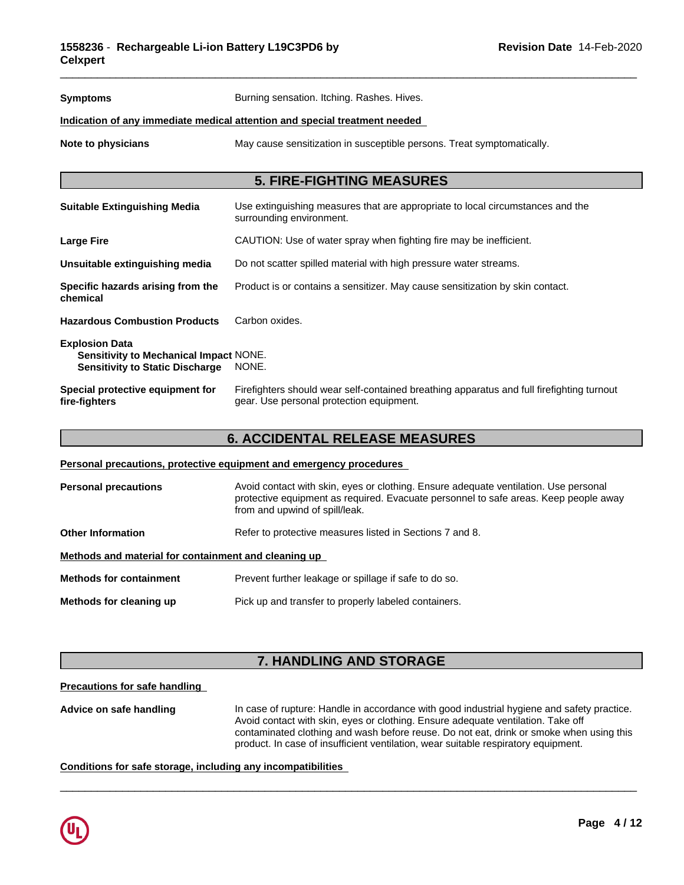**Symptoms** Burning sensation. Itching. Rashes. Hives.

**Indication of any immediate medical attention and special treatment needed**

**Note to physicians** May cause sensitization in susceptible persons. Treat symptomatically.

## 5. FIRE-FIGHTING MEASURES

**Suitable Extinguishing Media** Use extinguishing measures that are appropriate to local circumstances and the surrounding environment.

**Large Fire** CAUTION: Use of water spray when fighting fire may be inefficient.

**Unsuitable extinguishing media** Do not scatter spilled material with high pressure water streams.

**Specific hazards arising from the chemical** Product is or contains a sensitizer. May cause sensitization by skin contact.

**Hazardous Combustion Products** Carbon oxides.

**Explosion Data**
- **Sensitivity to Mechanical Impact** NONE.
- **Sensitivity to Static Discharge** NONE.

**Special protective equipment for fire-fighters** Firefighters should wear self-contained breathing apparatus and full firefighting turnout gear. Use personal protection equipment.

## 6. ACCIDENTAL RELEASE MEASURES

**Personal precautions, protective equipment and emergency procedures**

**Personal precautions** Avoid contact with skin, eyes or clothing. Ensure adequate ventilation. Use personal protective equipment as required. Evacuate personnel to safe areas. Keep people away from and upwind of spill/leak.

**Other Information** Refer to protective measures listed in Sections 7 and 8.

**Methods and material for containment and cleaning up**

**Methods for containment** Prevent further leakage or spillage if safe to do so.

**Methods for cleaning up** Pick up and transfer to properly labeled containers.

## 7. HANDLING AND STORAGE

**Precautions for safe handling**

**Advice on safe handling** In case of rupture: Handle in accordance with good industrial hygiene and safety practice. Avoid contact with skin, eyes or clothing. Ensure adequate ventilation. Take off contaminated clothing and wash before reuse. Do not eat, drink or smoke when using this product. In case of insufficient ventilation, wear suitable respiratory equipment.

**Conditions for safe storage, including any incompatibilities**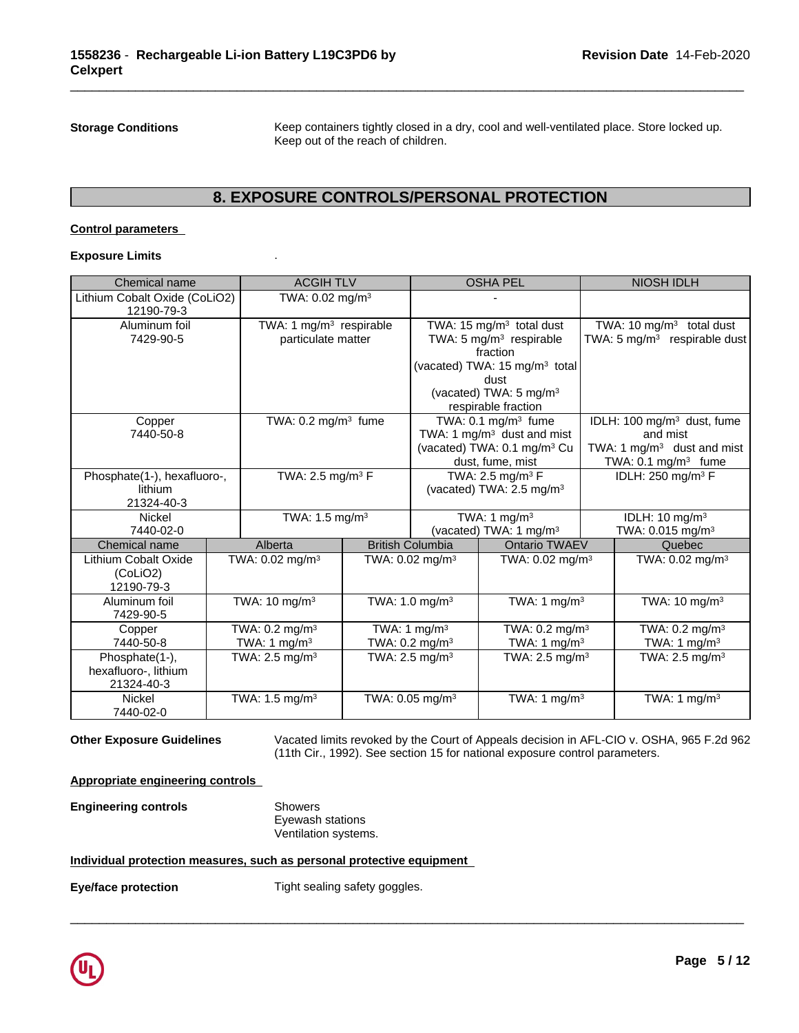**Storage Conditions** Keep containers tightly closed in a dry, cool and well-ventilated place. Store locked up. Keep out of the reach of children.

## 8. EXPOSURE CONTROLS/PERSONAL PROTECTION

**Control parameters**

**Exposure Limits** .

| Chemical name | ACGIH TLV | OSHA PEL | NIOSH IDLH |
|---|---|---|---|
| Lithium Cobalt Oxide (CoLiO2) 12190-79-3 | TWA: 0.02 mg/m³ | - | |
| Aluminum foil 7429-90-5 | TWA: 1 mg/m³ respirable particulate matter | TWA: 15 mg/m³ total dust TWA: 5 mg/m³ respirable fraction (vacated) TWA: 15 mg/m³ total dust (vacated) TWA: 5 mg/m³ respirable fraction | TWA: 10 mg/m³ total dust TWA: 5 mg/m³ respirable dust |
| Copper 7440-50-8 | TWA: 0.2 mg/m³ fume | TWA: 0.1 mg/m³ fume TWA: 1 mg/m³ dust and mist (vacated) TWA: 0.1 mg/m³ Cu dust, fume, mist | IDLH: 100 mg/m³ dust, fume and mist TWA: 1 mg/m³ dust and mist TWA: 0.1 mg/m³ fume |
| Phosphate(1-), hexafluoro-, lithium 21324-40-3 | TWA: 2.5 mg/m³ F | TWA: 2.5 mg/m³ F (vacated) TWA: 2.5 mg/m³ | IDLH: 250 mg/m³ F |
| Nickel 7440-02-0 | TWA: 1.5 mg/m³ | TWA: 1 mg/m³ (vacated) TWA: 1 mg/m³ | IDLH: 10 mg/m³ TWA: 0.015 mg/m³ |

| Chemical name | Alberta | British Columbia | Ontario TWAEV | Quebec |
|---|---|---|---|---|
| Lithium Cobalt Oxide (CoLiO2) 12190-79-3 | TWA: 0.02 mg/m³ | TWA: 0.02 mg/m³ | TWA: 0.02 mg/m³ | TWA: 0.02 mg/m³ |
| Aluminum foil 7429-90-5 | TWA: 10 mg/m³ | TWA: 1.0 mg/m³ | TWA: 1 mg/m³ | TWA: 10 mg/m³ |
| Copper 7440-50-8 | TWA: 0.2 mg/m³ TWA: 1 mg/m³ | TWA: 1 mg/m³ TWA: 0.2 mg/m³ | TWA: 0.2 mg/m³ TWA: 1 mg/m³ | TWA: 0.2 mg/m³ TWA: 1 mg/m³ |
| Phosphate(1-), hexafluoro-, lithium 21324-40-3 | TWA: 2.5 mg/m³ | TWA: 2.5 mg/m³ | TWA: 2.5 mg/m³ | TWA: 2.5 mg/m³ |
| Nickel 7440-02-0 | TWA: 1.5 mg/m³ | TWA: 0.05 mg/m³ | TWA: 1 mg/m³ | TWA: 1 mg/m³ |

**Other Exposure Guidelines** Vacated limits revoked by the Court of Appeals decision in AFL-CIO v. OSHA, 965 F.2d 962 (11th Cir., 1992). See section 15 for national exposure control parameters.

**Appropriate engineering controls**

**Engineering controls**
Showers
Eyewash stations
Ventilation systems.

**Individual protection measures, such as personal protective equipment**

**Eye/face protection** Tight sealing safety goggles.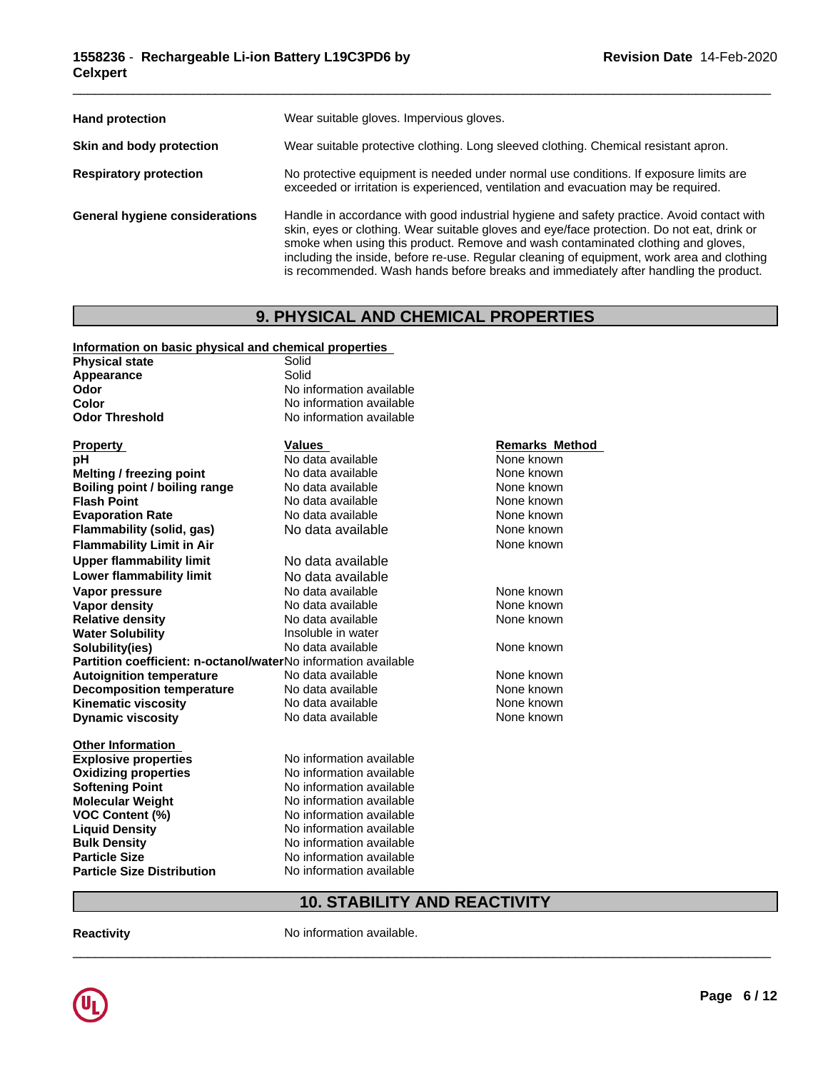| | |
|---|---|
| **Hand protection** | Wear suitable gloves. Impervious gloves. |
| **Skin and body protection** | Wear suitable protective clothing. Long sleeved clothing. Chemical resistant apron. |
| **Respiratory protection** | No protective equipment is needed under normal use conditions. If exposure limits are exceeded or irritation is experienced, ventilation and evacuation may be required. |
| **General hygiene considerations** | Handle in accordance with good industrial hygiene and safety practice. Avoid contact with skin, eyes or clothing. Wear suitable gloves and eye/face protection. Do not eat, drink or smoke when using this product. Remove and wash contaminated clothing and gloves, including the inside, before re-use. Regular cleaning of equipment, work area and clothing is recommended. Wash hands before breaks and immediately after handling the product. |

## 9. PHYSICAL AND CHEMICAL PROPERTIES

**Information on basic physical and chemical properties**

| | |
|---|---|
| **Physical state** | Solid |
| **Appearance** | Solid |
| **Odor** | No information available |
| **Color** | No information available |
| **Odor Threshold** | No information available |

| Property | Values | Remarks Method |
|---|---|---|
| **pH** | No data available | None known |
| **Melting / freezing point** | No data available | None known |
| **Boiling point / boiling range** | No data available | None known |
| **Flash Point** | No data available | None known |
| **Evaporation Rate** | No data available | None known |
| **Flammability (solid, gas)** | No data available | None known |
| **Flammability Limit in Air** | | None known |
| **Upper flammability limit** | No data available | |
| **Lower flammability limit** | No data available | |
| **Vapor pressure** | No data available | None known |
| **Vapor density** | No data available | None known |
| **Relative density** | No data available | None known |
| **Water Solubility** | Insoluble in water | |
| **Solubility(ies)** | No data available | None known |
| **Partition coefficient: n-octanol/water** | No information available | |
| **Autoignition temperature** | No data available | None known |
| **Decomposition temperature** | No data available | None known |
| **Kinematic viscosity** | No data available | None known |
| **Dynamic viscosity** | No data available | None known |

**Other Information**

| | |
|---|---|
| **Explosive properties** | No information available |
| **Oxidizing properties** | No information available |
| **Softening Point** | No information available |
| **Molecular Weight** | No information available |
| **VOC Content (%)** | No information available |
| **Liquid Density** | No information available |
| **Bulk Density** | No information available |
| **Particle Size** | No information available |
| **Particle Size Distribution** | No information available |

## 10. STABILITY AND REACTIVITY

| | |
|---|---|
| **Reactivity** | No information available. |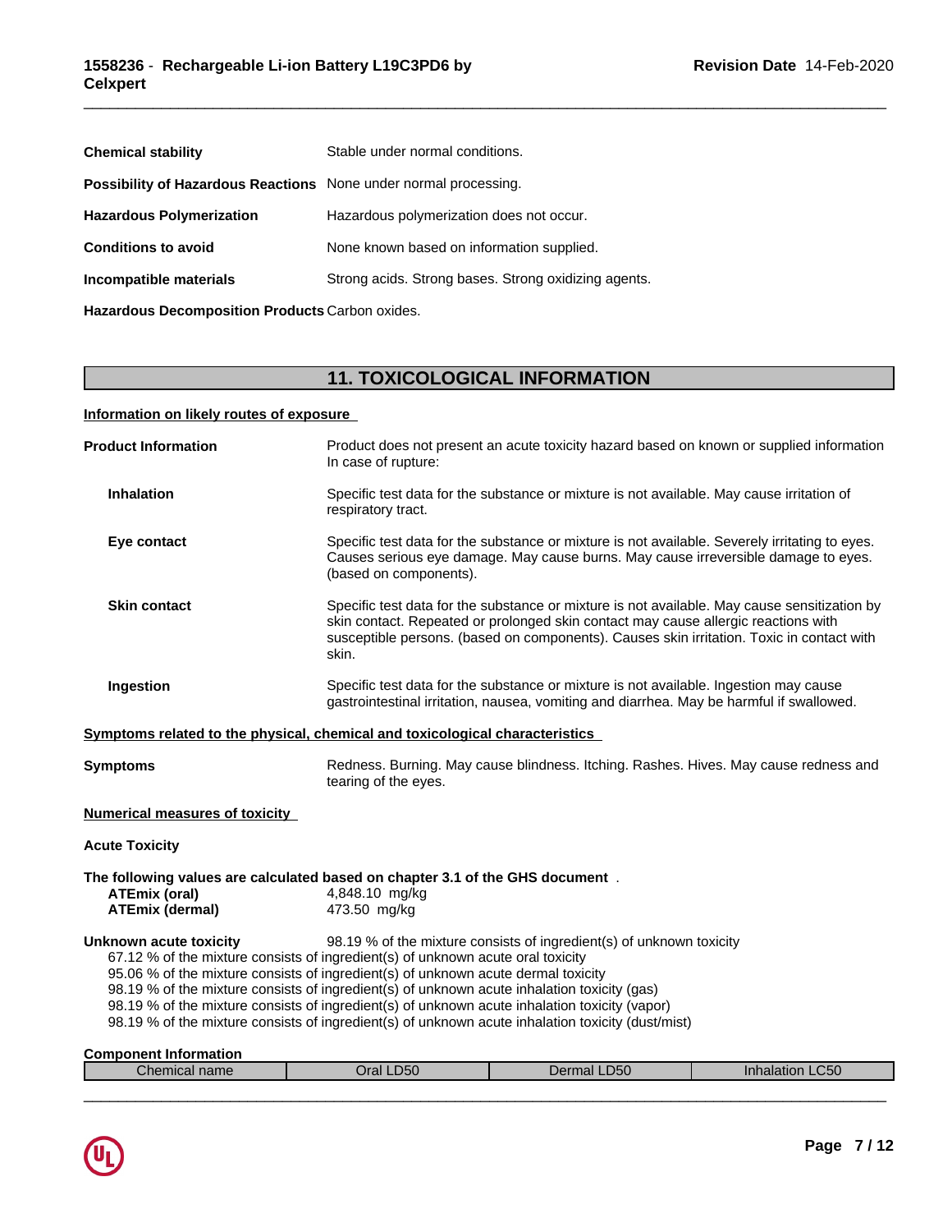**Chemical stability** Stable under normal conditions.

**Possibility of Hazardous Reactions** None under normal processing.

**Hazardous Polymerization** Hazardous polymerization does not occur.

**Conditions to avoid** None known based on information supplied.

**Incompatible materials** Strong acids. Strong bases. Strong oxidizing agents.

**Hazardous Decomposition Products** Carbon oxides.

## 11. TOXICOLOGICAL INFORMATION

**Information on likely routes of exposure**

**Product Information** Product does not present an acute toxicity hazard based on known or supplied information In case of rupture:

**Inhalation** Specific test data for the substance or mixture is not available. May cause irritation of respiratory tract.

**Eye contact** Specific test data for the substance or mixture is not available. Severely irritating to eyes. Causes serious eye damage. May cause burns. May cause irreversible damage to eyes. (based on components).

**Skin contact** Specific test data for the substance or mixture is not available. May cause sensitization by skin contact. Repeated or prolonged skin contact may cause allergic reactions with susceptible persons. (based on components). Causes skin irritation. Toxic in contact with skin.

**Ingestion** Specific test data for the substance or mixture is not available. Ingestion may cause gastrointestinal irritation, nausea, vomiting and diarrhea. May be harmful if swallowed.

**Symptoms related to the physical, chemical and toxicological characteristics**

**Symptoms** Redness. Burning. May cause blindness. Itching. Rashes. Hives. May cause redness and tearing of the eyes.

**Numerical measures of toxicity**

**Acute Toxicity**

**The following values are calculated based on chapter 3.1 of the GHS document** .

**ATEmix (oral)** 4,848.10 mg/kg

**ATEmix (dermal)** 473.50 mg/kg

**Unknown acute toxicity** 98.19 % of the mixture consists of ingredient(s) of unknown toxicity

67.12 % of the mixture consists of ingredient(s) of unknown acute oral toxicity

95.06 % of the mixture consists of ingredient(s) of unknown acute dermal toxicity

98.19 % of the mixture consists of ingredient(s) of unknown acute inhalation toxicity (gas)

98.19 % of the mixture consists of ingredient(s) of unknown acute inhalation toxicity (vapor)

98.19 % of the mixture consists of ingredient(s) of unknown acute inhalation toxicity (dust/mist)

**Component Information**

| Chemical name | Oral LD50 | Dermal LD50 | Inhalation LC50 |
|---|---|---|---|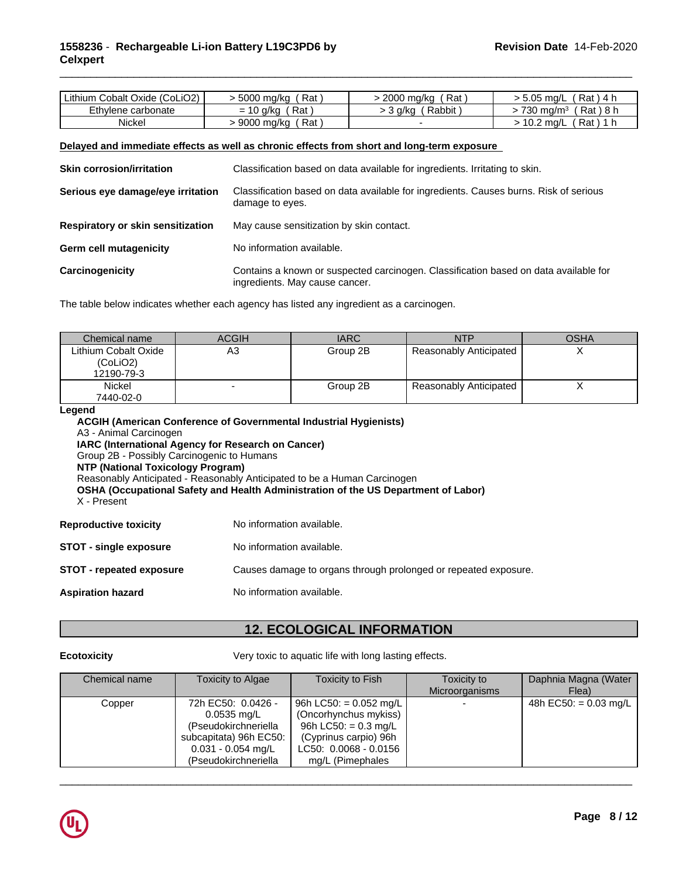| Lithium Cobalt Oxide (CoLiO2) | > 5000 mg/kg ( Rat ) | > 2000 mg/kg ( Rat ) | > 5.05 mg/L ( Rat ) 4 h |
|---|---|---|---|
| Ethylene carbonate | = 10 g/kg ( Rat ) | > 3 g/kg ( Rabbit ) | > 730 mg/m³ ( Rat ) 8 h |
| Nickel | > 9000 mg/kg ( Rat ) | - | > 10.2 mg/L ( Rat ) 1 h |

**Delayed and immediate effects as well as chronic effects from short and long-term exposure**

**Skin corrosion/irritation** Classification based on data available for ingredients. Irritating to skin.

**Serious eye damage/eye irritation** Classification based on data available for ingredients. Causes burns. Risk of serious damage to eyes.

**Respiratory or skin sensitization** May cause sensitization by skin contact.

**Germ cell mutagenicity** No information available.

**Carcinogenicity** Contains a known or suspected carcinogen. Classification based on data available for ingredients. May cause cancer.

The table below indicates whether each agency has listed any ingredient as a carcinogen.

| Chemical name | ACGIH | IARC | NTP | OSHA |
|---|---|---|---|---|
| Lithium Cobalt Oxide (CoLiO2) 12190-79-3 | A3 | Group 2B | Reasonably Anticipated | X |
| Nickel 7440-02-0 | - | Group 2B | Reasonably Anticipated | X |

**Legend**

**ACGIH (American Conference of Governmental Industrial Hygienists)**
A3 - Animal Carcinogen
**IARC (International Agency for Research on Cancer)**
Group 2B - Possibly Carcinogenic to Humans
**NTP (National Toxicology Program)**
Reasonably Anticipated - Reasonably Anticipated to be a Human Carcinogen
**OSHA (Occupational Safety and Health Administration of the US Department of Labor)**
X - Present

**Reproductive toxicity** No information available.

**STOT - single exposure** No information available.

**STOT - repeated exposure** Causes damage to organs through prolonged or repeated exposure.

**Aspiration hazard** No information available.

## 12. ECOLOGICAL INFORMATION

**Ecotoxicity** Very toxic to aquatic life with long lasting effects.

| Chemical name | Toxicity to Algae | Toxicity to Fish | Toxicity to Microorganisms | Daphnia Magna (Water Flea) |
|---|---|---|---|---|
| Copper | 72h EC50: 0.0426 - 0.0535 mg/L (Pseudokirchneriella subcapitata) 96h EC50: 0.031 - 0.054 mg/L (Pseudokirchneriella | 96h LC50: = 0.052 mg/L (Oncorhynchus mykiss) 96h LC50: = 0.3 mg/L (Cyprinus carpio) 96h LC50: 0.0068 - 0.0156 mg/L (Pimephales | - | 48h EC50: = 0.03 mg/L |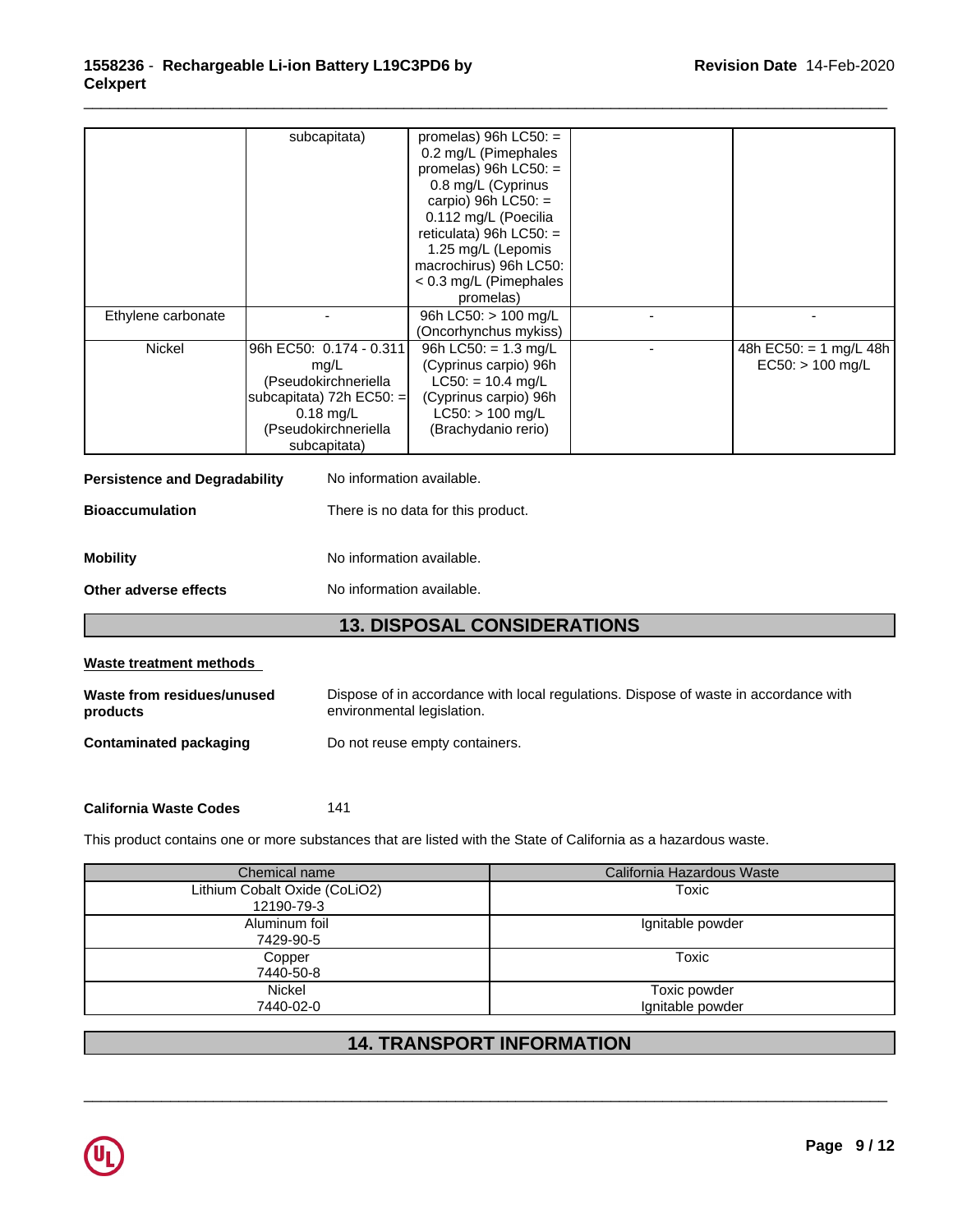| | | | | |
|---|---|---|---|---|
| | subcapitata) | promelas) 96h LC50: = 0.2 mg/L (Pimephales promelas) 96h LC50: = 0.8 mg/L (Cyprinus carpio) 96h LC50: = 0.112 mg/L (Poecilia reticulata) 96h LC50: = 1.25 mg/L (Lepomis macrochirus) 96h LC50: < 0.3 mg/L (Pimephales promelas) | | |
| Ethylene carbonate | - | 96h LC50: > 100 mg/L (Oncorhynchus mykiss) | - | - |
| Nickel | 96h EC50: 0.174 - 0.311 mg/L (Pseudokirchneriella subcapitata) 72h EC50: = 0.18 mg/L (Pseudokirchneriella subcapitata) | 96h LC50: = 1.3 mg/L (Cyprinus carpio) 96h LC50: = 10.4 mg/L (Cyprinus carpio) 96h LC50: > 100 mg/L (Brachydanio rerio) | - | 48h EC50: = 1 mg/L 48h EC50: > 100 mg/L |

**Persistence and Degradability** No information available.

**Bioaccumulation** There is no data for this product.

**Mobility** No information available.

**Other adverse effects** No information available.

## 13. DISPOSAL CONSIDERATIONS

**Waste treatment methods**

**Waste from residues/unused products** Dispose of in accordance with local regulations. Dispose of waste in accordance with environmental legislation.

**Contaminated packaging** Do not reuse empty containers.

**California Waste Codes** 141

This product contains one or more substances that are listed with the State of California as a hazardous waste.

| Chemical name | California Hazardous Waste |
|---|---|
| Lithium Cobalt Oxide (CoLiO2) 12190-79-3 | Toxic |
| Aluminum foil 7429-90-5 | Ignitable powder |
| Copper 7440-50-8 | Toxic |
| Nickel 7440-02-0 | Toxic powder Ignitable powder |

## 14. TRANSPORT INFORMATION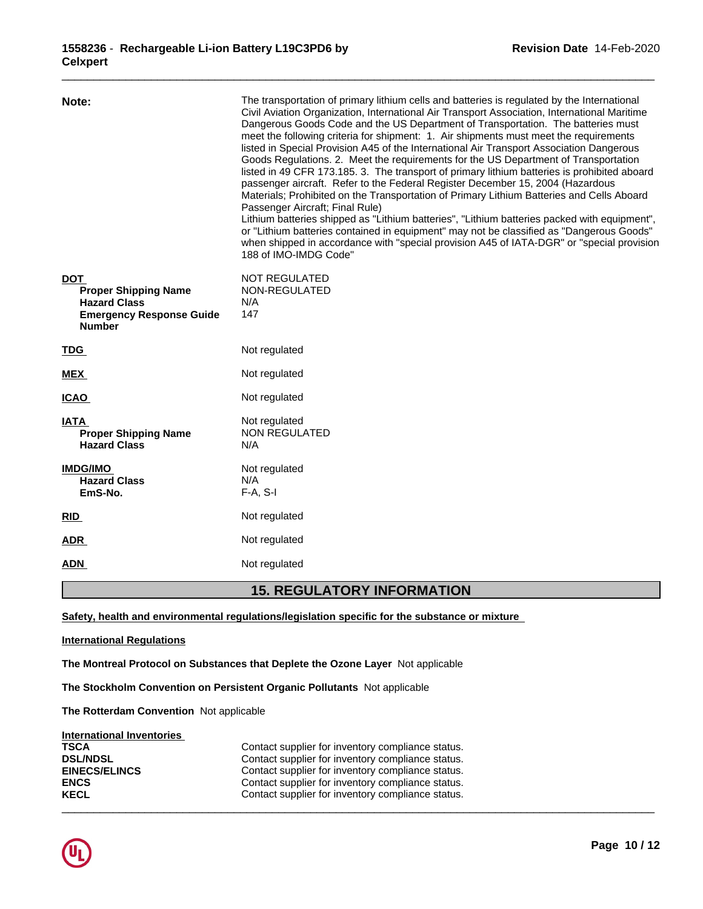**Note:** The transportation of primary lithium cells and batteries is regulated by the International Civil Aviation Organization, International Air Transport Association, International Maritime Dangerous Goods Code and the US Department of Transportation. The batteries must meet the following criteria for shipment: 1. Air shipments must meet the requirements listed in Special Provision A45 of the International Air Transport Association Dangerous Goods Regulations. 2. Meet the requirements for the US Department of Transportation listed in 49 CFR 173.185. 3. The transport of primary lithium batteries is prohibited aboard passenger aircraft. Refer to the Federal Register December 15, 2004 (Hazardous Materials; Prohibited on the Transportation of Primary Lithium Batteries and Cells Aboard Passenger Aircraft; Final Rule)
Lithium batteries shipped as "Lithium batteries", "Lithium batteries packed with equipment", or "Lithium batteries contained in equipment" may not be classified as "Dangerous Goods" when shipped in accordance with "special provision A45 of IATA-DGR" or "special provision 188 of IMO-IMDG Code"

**DOT** NOT REGULATED
- **Proper Shipping Name** NON-REGULATED
- **Hazard Class** N/A
- **Emergency Response Guide Number** 147

**TDG** Not regulated

**MEX** Not regulated

**ICAO** Not regulated

**IATA** Not regulated
- **Proper Shipping Name** NON REGULATED
- **Hazard Class** N/A

**IMDG/IMO** Not regulated
- **Hazard Class** N/A
- **EmS-No.** F-A, S-I

**RID** Not regulated

**ADR** Not regulated

**ADN** Not regulated

## 15. REGULATORY INFORMATION

**Safety, health and environmental regulations/legislation specific for the substance or mixture**

**International Regulations**

**The Montreal Protocol on Substances that Deplete the Ozone Layer** Not applicable

**The Stockholm Convention on Persistent Organic Pollutants** Not applicable

**The Rotterdam Convention** Not applicable

**International Inventories**

| | |
|---|---|
| **TSCA** | Contact supplier for inventory compliance status. |
| **DSL/NDSL** | Contact supplier for inventory compliance status. |
| **EINECS/ELINCS** | Contact supplier for inventory compliance status. |
| **ENCS** | Contact supplier for inventory compliance status. |
| **KECL** | Contact supplier for inventory compliance status. |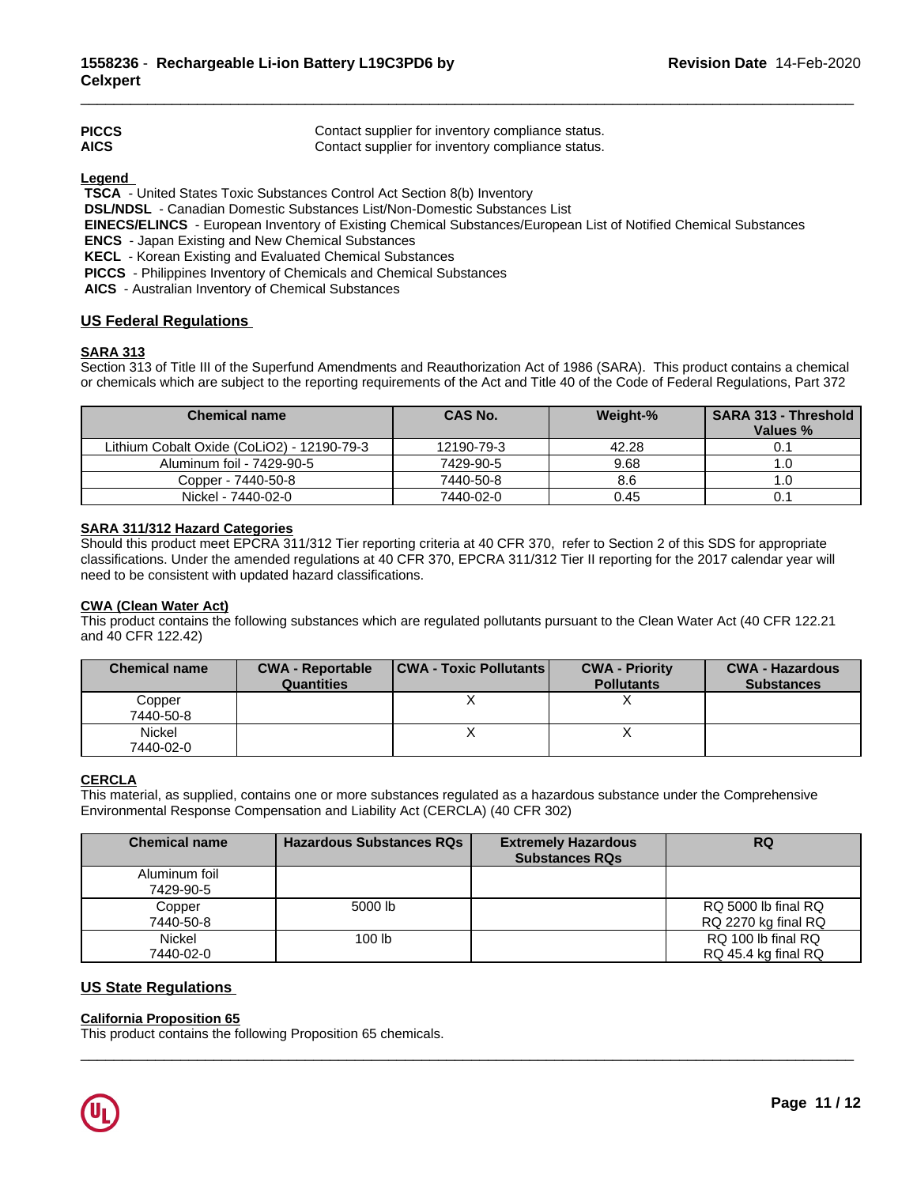| | |
|---|---|
| **PICCS** | Contact supplier for inventory compliance status. |
| **AICS** | Contact supplier for inventory compliance status. |

**Legend**

**TSCA** - United States Toxic Substances Control Act Section 8(b) Inventory
**DSL/NDSL** - Canadian Domestic Substances List/Non-Domestic Substances List
**EINECS/ELINCS** - European Inventory of Existing Chemical Substances/European List of Notified Chemical Substances
**ENCS** - Japan Existing and New Chemical Substances
**KECL** - Korean Existing and Evaluated Chemical Substances
**PICCS** - Philippines Inventory of Chemicals and Chemical Substances
**AICS** - Australian Inventory of Chemical Substances

## US Federal Regulations

### SARA 313

Section 313 of Title III of the Superfund Amendments and Reauthorization Act of 1986 (SARA). This product contains a chemical or chemicals which are subject to the reporting requirements of the Act and Title 40 of the Code of Federal Regulations, Part 372

| Chemical name | CAS No. | Weight-% | SARA 313 - Threshold Values % |
|---|---|---|---|
| Lithium Cobalt Oxide (CoLiO2) - 12190-79-3 | 12190-79-3 | 42.28 | 0.1 |
| Aluminum foil - 7429-90-5 | 7429-90-5 | 9.68 | 1.0 |
| Copper - 7440-50-8 | 7440-50-8 | 8.6 | 1.0 |
| Nickel - 7440-02-0 | 7440-02-0 | 0.45 | 0.1 |

### SARA 311/312 Hazard Categories

Should this product meet EPCRA 311/312 Tier reporting criteria at 40 CFR 370, refer to Section 2 of this SDS for appropriate classifications. Under the amended regulations at 40 CFR 370, EPCRA 311/312 Tier II reporting for the 2017 calendar year will need to be consistent with updated hazard classifications.

### CWA (Clean Water Act)

This product contains the following substances which are regulated pollutants pursuant to the Clean Water Act (40 CFR 122.21 and 40 CFR 122.42)

| Chemical name | CWA - Reportable Quantities | CWA - Toxic Pollutants | CWA - Priority Pollutants | CWA - Hazardous Substances |
|---|---|---|---|---|
| Copper 7440-50-8 | | X | X | |
| Nickel 7440-02-0 | | X | X | |

### CERCLA

This material, as supplied, contains one or more substances regulated as a hazardous substance under the Comprehensive Environmental Response Compensation and Liability Act (CERCLA) (40 CFR 302)

| Chemical name | Hazardous Substances RQs | Extremely Hazardous Substances RQs | RQ |
|---|---|---|---|
| Aluminum foil 7429-90-5 | | | |
| Copper 7440-50-8 | 5000 lb | | RQ 5000 lb final RQ RQ 2270 kg final RQ |
| Nickel 7440-02-0 | 100 lb | | RQ 100 lb final RQ RQ 45.4 kg final RQ |

## US State Regulations

### California Proposition 65

This product contains the following Proposition 65 chemicals.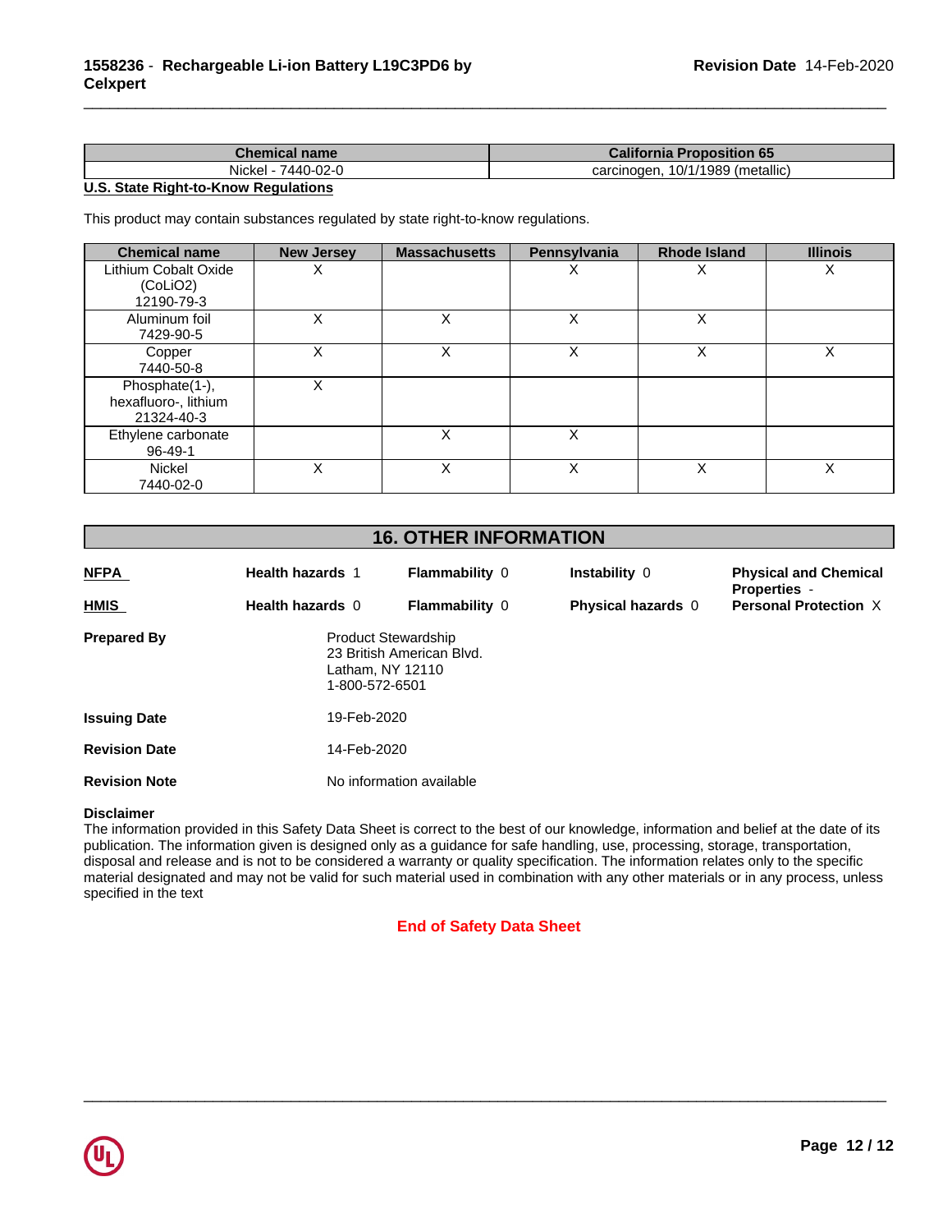| Chemical name | California Proposition 65 |
| --- | --- |
| Nickel - 7440-02-0 | carcinogen, 10/1/1989 (metallic) |

**U.S. State Right-to-Know Regulations**

This product may contain substances regulated by state right-to-know regulations.

| Chemical name | New Jersey | Massachusetts | Pennsylvania | Rhode Island | Illinois |
| --- | --- | --- | --- | --- | --- |
| Lithium Cobalt Oxide (CoLiO2) 12190-79-3 | X | | X | X | X |
| Aluminum foil 7429-90-5 | X | X | X | X | |
| Copper 7440-50-8 | X | X | X | X | X |
| Phosphate(1-), hexafluoro-, lithium 21324-40-3 | X | | | | |
| Ethylene carbonate 96-49-1 | | X | X | | |
| Nickel 7440-02-0 | X | X | X | X | X |

## 16. OTHER INFORMATION

| | | | | |
| --- | --- | --- | --- | --- |
| **NFPA** | **Health hazards** 1 | **Flammability** 0 | **Instability** 0 | **Physical and Chemical Properties** - |
| **HMIS** | **Health hazards** 0 | **Flammability** 0 | **Physical hazards** 0 | **Personal Protection** X |

**Prepared By** Product Stewardship
23 British American Blvd.
Latham, NY 12110
1-800-572-6501

**Issuing Date** 19-Feb-2020

**Revision Date** 14-Feb-2020

**Revision Note** No information available

**Disclaimer**

The information provided in this Safety Data Sheet is correct to the best of our knowledge, information and belief at the date of its publication. The information given is designed only as a guidance for safe handling, use, processing, storage, transportation, disposal and release and is not to be considered a warranty or quality specification. The information relates only to the specific material designated and may not be valid for such material used in combination with any other materials or in any process, unless specified in the text

**End of Safety Data Sheet**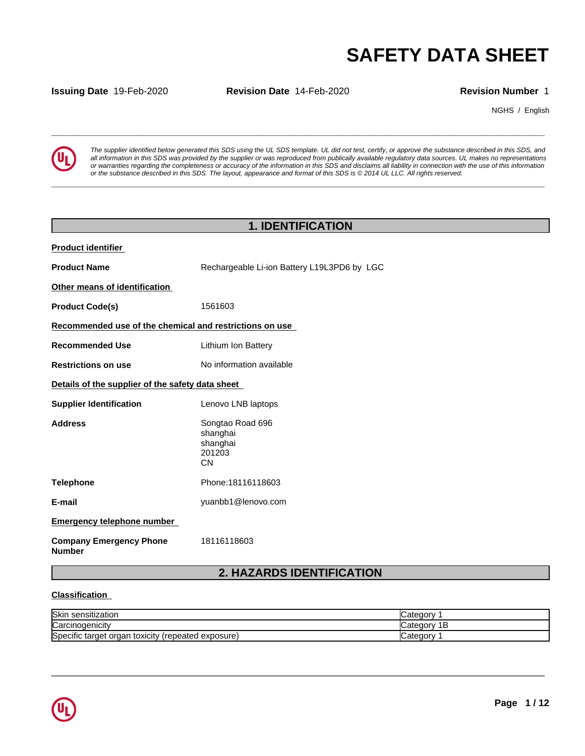# SAFETY DATA SHEET

**Issuing Date** 19-Feb-2020 **Revision Date** 14-Feb-2020 **Revision Number** 1

NGHS / English

*The supplier identified below generated this SDS using the UL SDS template. UL did not test, certify, or approve the substance described in this SDS, and all information in this SDS was provided by the supplier or was reproduced from publically available regulatory data sources. UL makes no representations or warranties regarding the completeness or accuracy of the information in this SDS and disclaims all liability in connection with the use of this information or the substance described in this SDS. The layout, appearance and format of this SDS is © 2014 UL LLC. All rights reserved.*

## 1. IDENTIFICATION

**Product identifier**

**Product Name** Rechargeable Li-ion Battery L19L3PD6 by LGC

**Other means of identification**

**Product Code(s)** 1561603

**Recommended use of the chemical and restrictions on use**

**Recommended Use** Lithium Ion Battery

**Restrictions on use** No information available

**Details of the supplier of the safety data sheet**

**Supplier Identification** Lenovo LNB laptops

**Address** Songtao Road 696
shanghai
shanghai
201203
CN

**Telephone** Phone:18116118603

**E-mail** yuanbb1@lenovo.com

**Emergency telephone number**

**Company Emergency Phone Number** 18116118603

## 2. HAZARDS IDENTIFICATION

**Classification**

| | |
|---|---|
| Skin sensitization | Category 1 |
| Carcinogenicity | Category 1B |
| Specific target organ toxicity (repeated exposure) | Category 1 |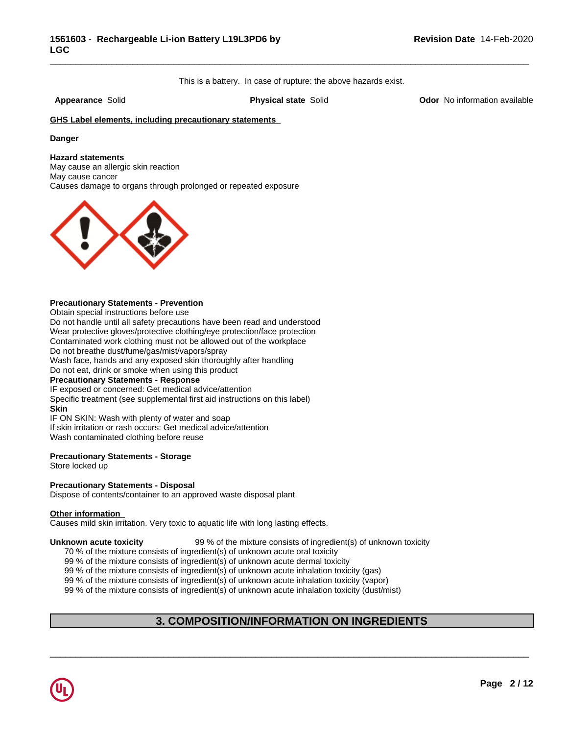This is a battery. In case of rupture: the above hazards exist.

**Appearance** Solid **Physical state** Solid **Odor** No information available

**GHS Label elements, including precautionary statements**

**Danger**

**Hazard statements**
May cause an allergic skin reaction
May cause cancer
Causes damage to organs through prolonged or repeated exposure

**Precautionary Statements - Prevention**
Obtain special instructions before use
Do not handle until all safety precautions have been read and understood
Wear protective gloves/protective clothing/eye protection/face protection
Contaminated work clothing must not be allowed out of the workplace
Do not breathe dust/fume/gas/mist/vapors/spray
Wash face, hands and any exposed skin thoroughly after handling
Do not eat, drink or smoke when using this product

**Precautionary Statements - Response**
IF exposed or concerned: Get medical advice/attention
Specific treatment (see supplemental first aid instructions on this label)

**Skin**
IF ON SKIN: Wash with plenty of water and soap
If skin irritation or rash occurs: Get medical advice/attention
Wash contaminated clothing before reuse

**Precautionary Statements - Storage**
Store locked up

**Precautionary Statements - Disposal**
Dispose of contents/container to an approved waste disposal plant

**Other information**
Causes mild skin irritation. Very toxic to aquatic life with long lasting effects.

**Unknown acute toxicity** 99 % of the mixture consists of ingredient(s) of unknown toxicity
70 % of the mixture consists of ingredient(s) of unknown acute oral toxicity
99 % of the mixture consists of ingredient(s) of unknown acute dermal toxicity
99 % of the mixture consists of ingredient(s) of unknown acute inhalation toxicity (gas)
99 % of the mixture consists of ingredient(s) of unknown acute inhalation toxicity (vapor)
99 % of the mixture consists of ingredient(s) of unknown acute inhalation toxicity (dust/mist)

## 3. COMPOSITION/INFORMATION ON INGREDIENTS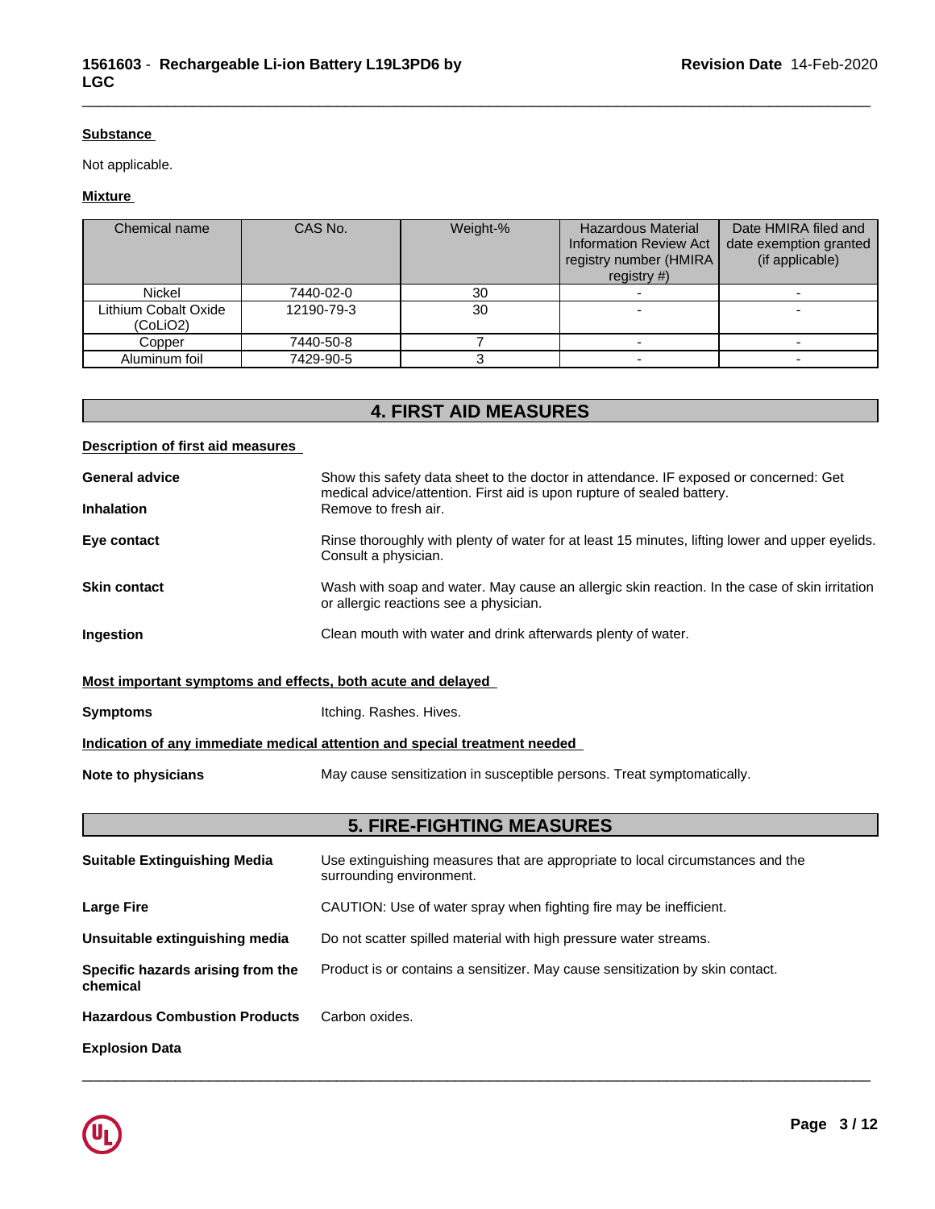**Substance**

Not applicable.

**Mixture**

| Chemical name | CAS No. | Weight-% | Hazardous Material Information Review Act registry number (HMIRA registry #) | Date HMIRA filed and date exemption granted (if applicable) |
|---|---|---|---|---|
| Nickel | 7440-02-0 | 30 | - | - |
| Lithium Cobalt Oxide (CoLiO2) | 12190-79-3 | 30 | - | - |
| Copper | 7440-50-8 | 7 | - | - |
| Aluminum foil | 7429-90-5 | 3 | - | - |

## 4. FIRST AID MEASURES

**Description of first aid measures**

**General advice** Show this safety data sheet to the doctor in attendance. IF exposed or concerned: Get medical advice/attention. First aid is upon rupture of sealed battery.

**Inhalation** Remove to fresh air.

**Eye contact** Rinse thoroughly with plenty of water for at least 15 minutes, lifting lower and upper eyelids. Consult a physician.

**Skin contact** Wash with soap and water. May cause an allergic skin reaction. In the case of skin irritation or allergic reactions see a physician.

**Ingestion** Clean mouth with water and drink afterwards plenty of water.

**Most important symptoms and effects, both acute and delayed**

**Symptoms** Itching. Rashes. Hives.

**Indication of any immediate medical attention and special treatment needed**

**Note to physicians** May cause sensitization in susceptible persons. Treat symptomatically.

## 5. FIRE-FIGHTING MEASURES

**Suitable Extinguishing Media** Use extinguishing measures that are appropriate to local circumstances and the surrounding environment.

**Large Fire** CAUTION: Use of water spray when fighting fire may be inefficient.

**Unsuitable extinguishing media** Do not scatter spilled material with high pressure water streams.

**Specific hazards arising from the chemical** Product is or contains a sensitizer. May cause sensitization by skin contact.

**Hazardous Combustion Products** Carbon oxides.

**Explosion Data**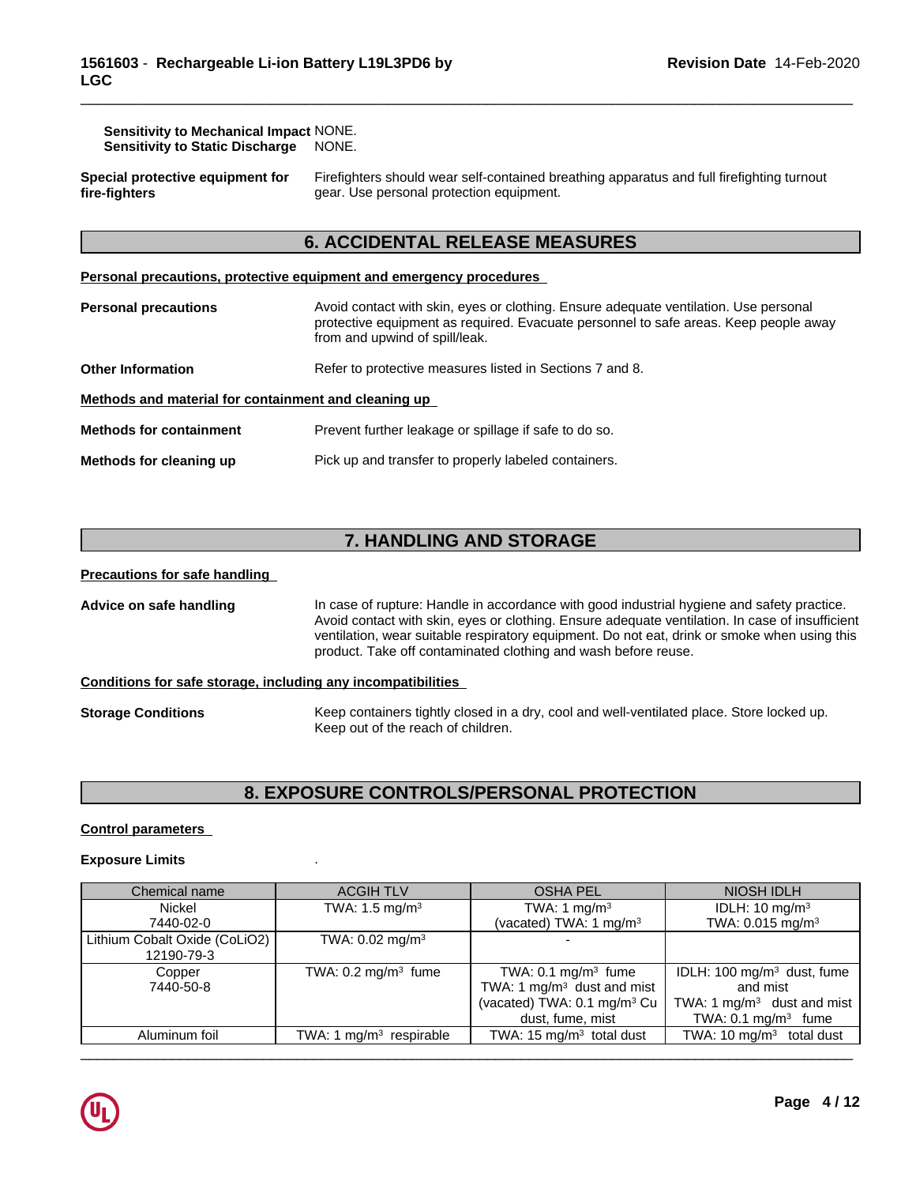**Sensitivity to Mechanical Impact** NONE.
**Sensitivity to Static Discharge** NONE.

**Special protective equipment for fire-fighters** Firefighters should wear self-contained breathing apparatus and full firefighting turnout gear. Use personal protection equipment.

## 6. ACCIDENTAL RELEASE MEASURES

**Personal precautions, protective equipment and emergency procedures**

**Personal precautions** Avoid contact with skin, eyes or clothing. Ensure adequate ventilation. Use personal protective equipment as required. Evacuate personnel to safe areas. Keep people away from and upwind of spill/leak.

**Other Information** Refer to protective measures listed in Sections 7 and 8.

**Methods and material for containment and cleaning up**

**Methods for containment** Prevent further leakage or spillage if safe to do so.

**Methods for cleaning up** Pick up and transfer to properly labeled containers.

## 7. HANDLING AND STORAGE

**Precautions for safe handling**

**Advice on safe handling** In case of rupture: Handle in accordance with good industrial hygiene and safety practice. Avoid contact with skin, eyes or clothing. Ensure adequate ventilation. In case of insufficient ventilation, wear suitable respiratory equipment. Do not eat, drink or smoke when using this product. Take off contaminated clothing and wash before reuse.

**Conditions for safe storage, including any incompatibilities**

**Storage Conditions** Keep containers tightly closed in a dry, cool and well-ventilated place. Store locked up. Keep out of the reach of children.

## 8. EXPOSURE CONTROLS/PERSONAL PROTECTION

**Control parameters**

**Exposure Limits** .

| Chemical name | ACGIH TLV | OSHA PEL | NIOSH IDLH |
|---|---|---|---|
| Nickel<br>7440-02-0 | TWA: 1.5 mg/m³ | TWA: 1 mg/m³<br>(vacated) TWA: 1 mg/m³ | IDLH: 10 mg/m³<br>TWA: 0.015 mg/m³ |
| Lithium Cobalt Oxide (CoLiO2)<br>12190-79-3 | TWA: 0.02 mg/m³ | - | |
| Copper<br>7440-50-8 | TWA: 0.2 mg/m³ fume | TWA: 0.1 mg/m³ fume<br>TWA: 1 mg/m³ dust and mist<br>(vacated) TWA: 0.1 mg/m³ Cu dust, fume, mist | IDLH: 100 mg/m³ dust, fume and mist<br>TWA: 1 mg/m³ dust and mist<br>TWA: 0.1 mg/m³ fume |
| Aluminum foil | TWA: 1 mg/m³ respirable | TWA: 15 mg/m³ total dust | TWA: 10 mg/m³ total dust |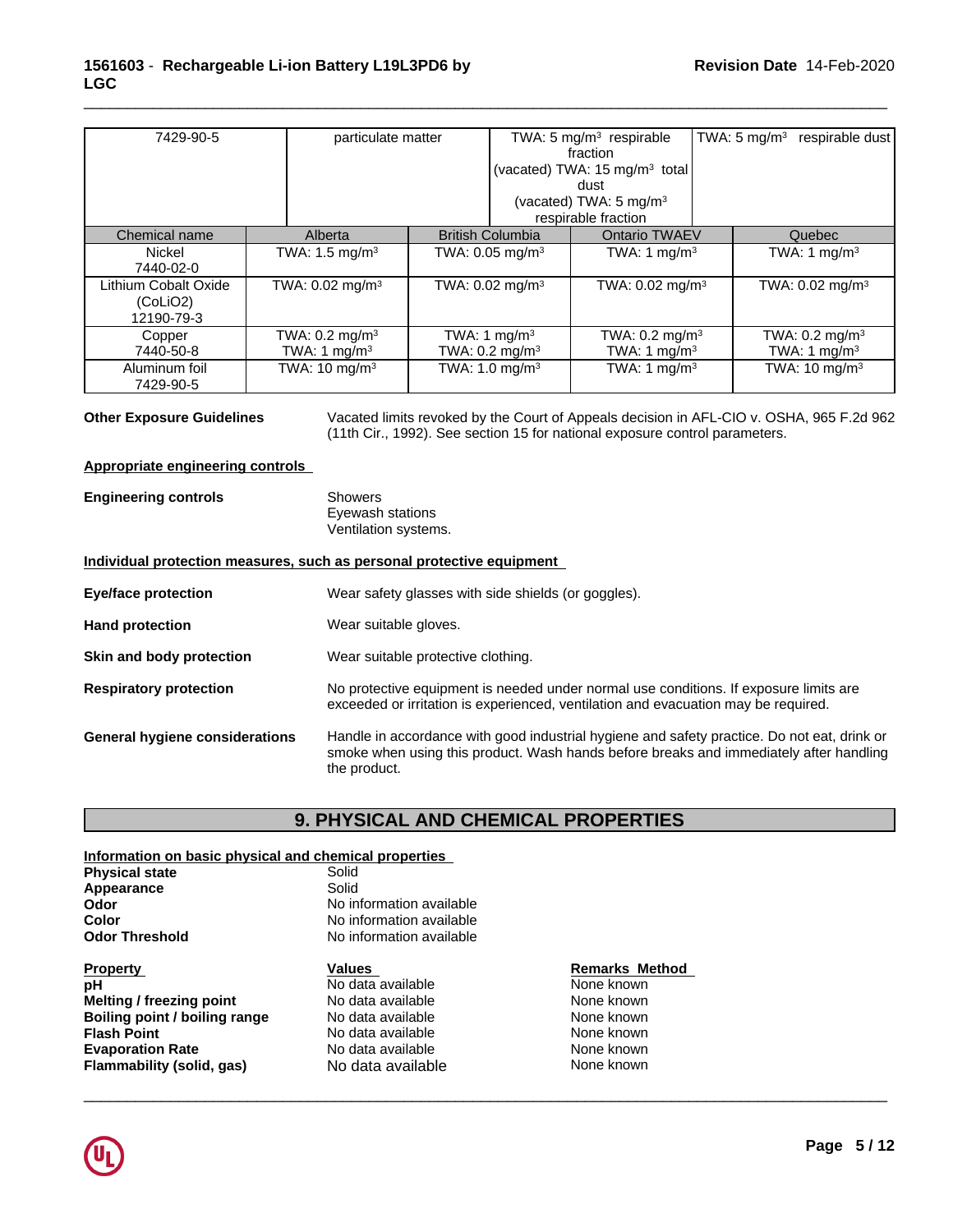| 7429-90-5 | particulate matter | TWA: 5 mg/m³ respirable fraction (vacated) TWA: 15 mg/m³ total dust (vacated) TWA: 5 mg/m³ respirable fraction | TWA: 5 mg/m³ respirable dust |
|---|---|---|---|

| Chemical name | Alberta | British Columbia | Ontario TWAEV | Quebec |
|---|---|---|---|---|
| Nickel 7440-02-0 | TWA: 1.5 mg/m³ | TWA: 0.05 mg/m³ | TWA: 1 mg/m³ | TWA: 1 mg/m³ |
| Lithium Cobalt Oxide (CoLiO2) 12190-79-3 | TWA: 0.02 mg/m³ | TWA: 0.02 mg/m³ | TWA: 0.02 mg/m³ | TWA: 0.02 mg/m³ |
| Copper 7440-50-8 | TWA: 0.2 mg/m³ TWA: 1 mg/m³ | TWA: 1 mg/m³ TWA: 0.2 mg/m³ | TWA: 0.2 mg/m³ TWA: 1 mg/m³ | TWA: 0.2 mg/m³ TWA: 1 mg/m³ |
| Aluminum foil 7429-90-5 | TWA: 10 mg/m³ | TWA: 1.0 mg/m³ | TWA: 1 mg/m³ | TWA: 10 mg/m³ |

**Other Exposure Guidelines** Vacated limits revoked by the Court of Appeals decision in AFL-CIO v. OSHA, 965 F.2d 962 (11th Cir., 1992). See section 15 for national exposure control parameters.

**Appropriate engineering controls**

**Engineering controls** Showers
Eyewash stations
Ventilation systems.

**Individual protection measures, such as personal protective equipment**

**Eye/face protection** Wear safety glasses with side shields (or goggles).

**Hand protection** Wear suitable gloves.

**Skin and body protection** Wear suitable protective clothing.

**Respiratory protection** No protective equipment is needed under normal use conditions. If exposure limits are exceeded or irritation is experienced, ventilation and evacuation may be required.

**General hygiene considerations** Handle in accordance with good industrial hygiene and safety practice. Do not eat, drink or smoke when using this product. Wash hands before breaks and immediately after handling the product.

## 9. PHYSICAL AND CHEMICAL PROPERTIES

**Information on basic physical and chemical properties**

**Physical state** Solid
**Appearance** Solid
**Odor** No information available
**Color** No information available
**Odor Threshold** No information available

| Property | Values | Remarks Method |
|---|---|---|
| **pH** | No data available | None known |
| **Melting / freezing point** | No data available | None known |
| **Boiling point / boiling range** | No data available | None known |
| **Flash Point** | No data available | None known |
| **Evaporation Rate** | No data available | None known |
| **Flammability (solid, gas)** | No data available | None known |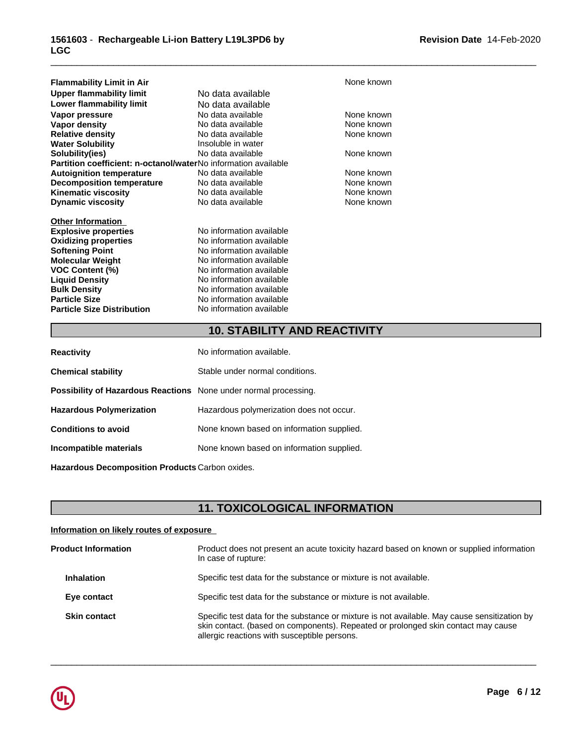| | | |
|---|---|---|
| **Flammability Limit in Air** | | None known |
| **Upper flammability limit** | No data available | |
| **Lower flammability limit** | No data available | |
| **Vapor pressure** | No data available | None known |
| **Vapor density** | No data available | None known |
| **Relative density** | No data available | None known |
| **Water Solubility** | Insoluble in water | |
| **Solubility(ies)** | No data available | None known |
| **Partition coefficient: n-octanol/water** | No information available | |
| **Autoignition temperature** | No data available | None known |
| **Decomposition temperature** | No data available | None known |
| **Kinematic viscosity** | No data available | None known |
| **Dynamic viscosity** | No data available | None known |

**Other Information**

| | |
|---|---|
| **Explosive properties** | No information available |
| **Oxidizing properties** | No information available |
| **Softening Point** | No information available |
| **Molecular Weight** | No information available |
| **VOC Content (%)** | No information available |
| **Liquid Density** | No information available |
| **Bulk Density** | No information available |
| **Particle Size** | No information available |
| **Particle Size Distribution** | No information available |

## 10. STABILITY AND REACTIVITY

| | |
|---|---|
| **Reactivity** | No information available. |
| **Chemical stability** | Stable under normal conditions. |
| **Possibility of Hazardous Reactions** | None under normal processing. |
| **Hazardous Polymerization** | Hazardous polymerization does not occur. |
| **Conditions to avoid** | None known based on information supplied. |
| **Incompatible materials** | None known based on information supplied. |
| **Hazardous Decomposition Products** | Carbon oxides. |

## 11. TOXICOLOGICAL INFORMATION

**Information on likely routes of exposure**

| | |
|---|---|
| **Product Information** | Product does not present an acute toxicity hazard based on known or supplied information In case of rupture: |
| **Inhalation** | Specific test data for the substance or mixture is not available. |
| **Eye contact** | Specific test data for the substance or mixture is not available. |
| **Skin contact** | Specific test data for the substance or mixture is not available. May cause sensitization by skin contact. (based on components). Repeated or prolonged skin contact may cause allergic reactions with susceptible persons. |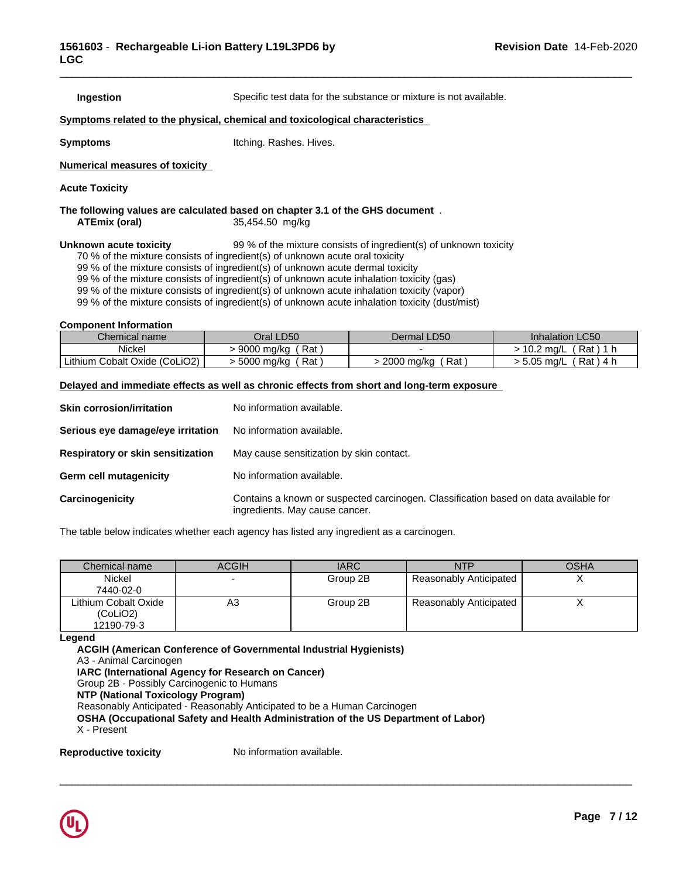**Ingestion** Specific test data for the substance or mixture is not available.

**Symptoms related to the physical, chemical and toxicological characteristics**

**Symptoms** Itching. Rashes. Hives.

**Numerical measures of toxicity**

**Acute Toxicity**

**The following values are calculated based on chapter 3.1 of the GHS document** .

**ATEmix (oral)** 35,454.50 mg/kg

**Unknown acute toxicity** 99 % of the mixture consists of ingredient(s) of unknown toxicity

70 % of the mixture consists of ingredient(s) of unknown acute oral toxicity
99 % of the mixture consists of ingredient(s) of unknown acute dermal toxicity
99 % of the mixture consists of ingredient(s) of unknown acute inhalation toxicity (gas)
99 % of the mixture consists of ingredient(s) of unknown acute inhalation toxicity (vapor)
99 % of the mixture consists of ingredient(s) of unknown acute inhalation toxicity (dust/mist)

**Component Information**

| Chemical name | Oral LD50 | Dermal LD50 | Inhalation LC50 |
|---|---|---|---|
| Nickel | > 9000 mg/kg ( Rat ) | - | > 10.2 mg/L ( Rat ) 1 h |
| Lithium Cobalt Oxide ($CoLiO_2$) | > 5000 mg/kg ( Rat ) | > 2000 mg/kg ( Rat ) | > 5.05 mg/L ( Rat ) 4 h |

**Delayed and immediate effects as well as chronic effects from short and long-term exposure**

**Skin corrosion/irritation** No information available.

**Serious eye damage/eye irritation** No information available.

**Respiratory or skin sensitization** May cause sensitization by skin contact.

**Germ cell mutagenicity** No information available.

**Carcinogenicity** Contains a known or suspected carcinogen. Classification based on data available for ingredients. May cause cancer.

The table below indicates whether each agency has listed any ingredient as a carcinogen.

| Chemical name | ACGIH | IARC | NTP | OSHA |
|---|---|---|---|---|
| Nickel<br>7440-02-0 | - | Group 2B | Reasonably Anticipated | X |
| Lithium Cobalt Oxide ($CoLiO_2$)<br>12190-79-3 | A3 | Group 2B | Reasonably Anticipated | X |

**Legend**

**ACGIH (American Conference of Governmental Industrial Hygienists)**
A3 - Animal Carcinogen
**IARC (International Agency for Research on Cancer)**
Group 2B - Possibly Carcinogenic to Humans
**NTP (National Toxicology Program)**
Reasonably Anticipated - Reasonably Anticipated to be a Human Carcinogen
**OSHA (Occupational Safety and Health Administration of the US Department of Labor)**
X - Present

**Reproductive toxicity** No information available.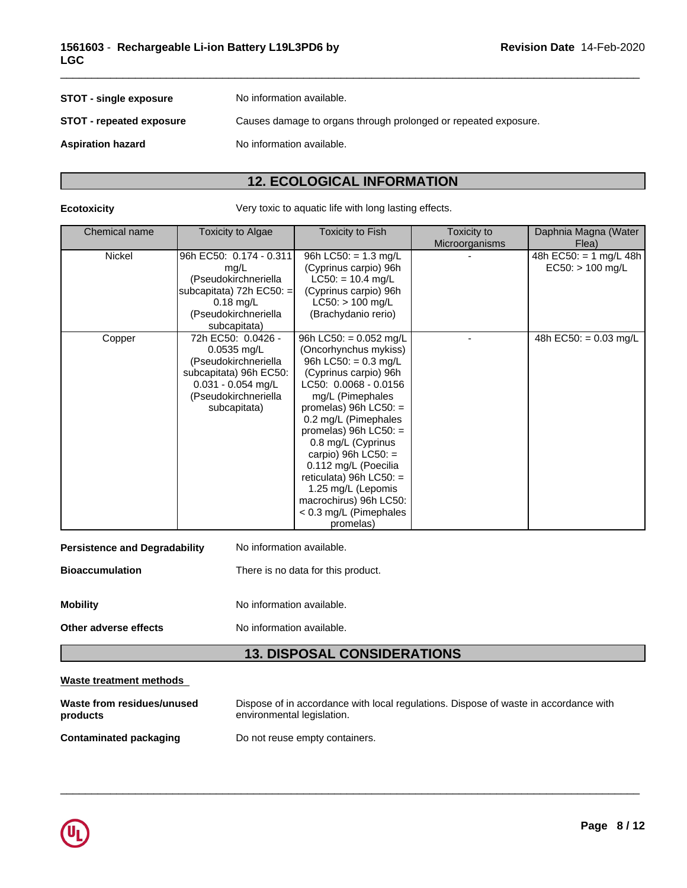**STOT - single exposure** No information available.

**STOT - repeated exposure** Causes damage to organs through prolonged or repeated exposure.

**Aspiration hazard** No information available.

## 12. ECOLOGICAL INFORMATION

**Ecotoxicity** Very toxic to aquatic life with long lasting effects.

| Chemical name | Toxicity to Algae | Toxicity to Fish | Toxicity to Microorganisms | Daphnia Magna (Water Flea) |
|---|---|---|---|---|
| Nickel | 96h EC50: 0.174 - 0.311 mg/L (Pseudokirchneriella subcapitata) 72h EC50: = 0.18 mg/L (Pseudokirchneriella subcapitata) | 96h LC50: = 1.3 mg/L (Cyprinus carpio) 96h LC50: = 10.4 mg/L (Cyprinus carpio) 96h LC50: > 100 mg/L (Brachydanio rerio) | - | 48h EC50: = 1 mg/L 48h EC50: > 100 mg/L |
| Copper | 72h EC50: 0.0426 - 0.0535 mg/L (Pseudokirchneriella subcapitata) 96h EC50: 0.031 - 0.054 mg/L (Pseudokirchneriella subcapitata) | 96h LC50: = 0.052 mg/L (Oncorhynchus mykiss) 96h LC50: = 0.3 mg/L (Cyprinus carpio) 96h LC50: 0.0068 - 0.0156 mg/L (Pimephales promelas) 96h LC50: = 0.2 mg/L (Pimephales promelas) 96h LC50: = 0.8 mg/L (Cyprinus carpio) 96h LC50: = 0.112 mg/L (Poecilia reticulata) 96h LC50: = 1.25 mg/L (Lepomis macrochirus) 96h LC50: < 0.3 mg/L (Pimephales promelas) | - | 48h EC50: = 0.03 mg/L |

**Persistence and Degradability** No information available.

**Bioaccumulation** There is no data for this product.

**Mobility** No information available.

**Other adverse effects** No information available.

## 13. DISPOSAL CONSIDERATIONS

**Waste treatment methods**

**Waste from residues/unused products** Dispose of in accordance with local regulations. Dispose of waste in accordance with environmental legislation.

**Contaminated packaging** Do not reuse empty containers.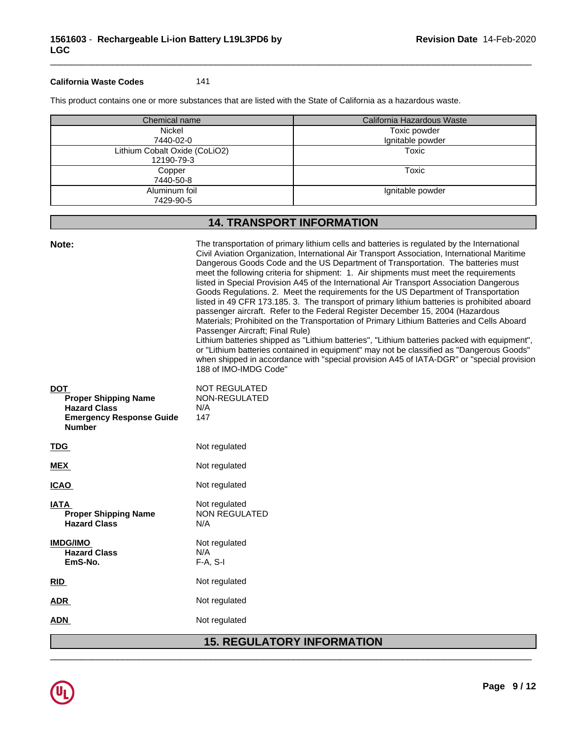**California Waste Codes** 141

This product contains one or more substances that are listed with the State of California as a hazardous waste.

| Chemical name | California Hazardous Waste |
|---|---|
| Nickel<br>7440-02-0 | Toxic powder<br>Ignitable powder |
| Lithium Cobalt Oxide (CoLiO2)<br>12190-79-3 | Toxic |
| Copper<br>7440-50-8 | Toxic |
| Aluminum foil<br>7429-90-5 | Ignitable powder |

## 14. TRANSPORT INFORMATION

**Note:** The transportation of primary lithium cells and batteries is regulated by the International Civil Aviation Organization, International Air Transport Association, International Maritime Dangerous Goods Code and the US Department of Transportation. The batteries must meet the following criteria for shipment: 1. Air shipments must meet the requirements listed in Special Provision A45 of the International Air Transport Association Dangerous Goods Regulations. 2. Meet the requirements for the US Department of Transportation listed in 49 CFR 173.185. 3. The transport of primary lithium batteries is prohibited aboard passenger aircraft. Refer to the Federal Register December 15, 2004 (Hazardous Materials; Prohibited on the Transportation of Primary Lithium Batteries and Cells Aboard Passenger Aircraft; Final Rule)
Lithium batteries shipped as "Lithium batteries", "Lithium batteries packed with equipment", or "Lithium batteries contained in equipment" may not be classified as "Dangerous Goods" when shipped in accordance with "special provision A45 of IATA-DGR" or "special provision 188 of IMO-IMDG Code"

**DOT** NOT REGULATED
**Proper Shipping Name** NON-REGULATED
**Hazard Class** N/A
**Emergency Response Guide Number** 147

**TDG** Not regulated

**MEX** Not regulated

**ICAO** Not regulated

**IATA** Not regulated
**Proper Shipping Name** NON REGULATED
**Hazard Class** N/A

**IMDG/IMO** Not regulated
**Hazard Class** N/A
**EmS-No.** F-A, S-I

**RID** Not regulated

**ADR** Not regulated

**ADN** Not regulated

## 15. REGULATORY INFORMATION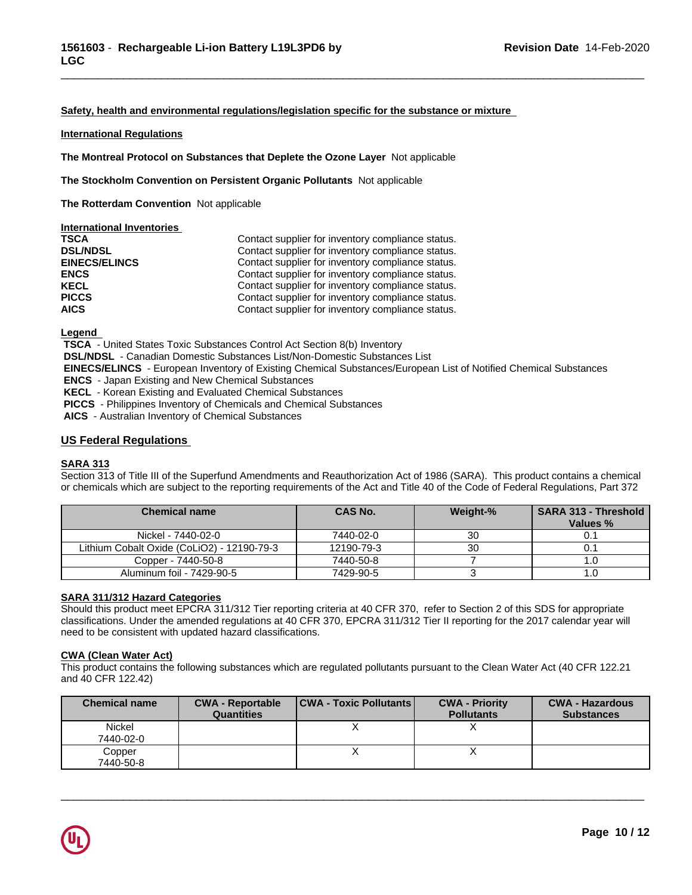**Safety, health and environmental regulations/legislation specific for the substance or mixture**

**International Regulations**

**The Montreal Protocol on Substances that Deplete the Ozone Layer** Not applicable

**The Stockholm Convention on Persistent Organic Pollutants** Not applicable

**The Rotterdam Convention** Not applicable

**International Inventories**

| | |
|---|---|
| **TSCA** | Contact supplier for inventory compliance status. |
| **DSL/NDSL** | Contact supplier for inventory compliance status. |
| **EINECS/ELINCS** | Contact supplier for inventory compliance status. |
| **ENCS** | Contact supplier for inventory compliance status. |
| **KECL** | Contact supplier for inventory compliance status. |
| **PICCS** | Contact supplier for inventory compliance status. |
| **AICS** | Contact supplier for inventory compliance status. |

**Legend**

**TSCA** - United States Toxic Substances Control Act Section 8(b) Inventory
**DSL/NDSL** - Canadian Domestic Substances List/Non-Domestic Substances List
**EINECS/ELINCS** - European Inventory of Existing Chemical Substances/European List of Notified Chemical Substances
**ENCS** - Japan Existing and New Chemical Substances
**KECL** - Korean Existing and Evaluated Chemical Substances
**PICCS** - Philippines Inventory of Chemicals and Chemical Substances
**AICS** - Australian Inventory of Chemical Substances

## US Federal Regulations

**SARA 313**

Section 313 of Title III of the Superfund Amendments and Reauthorization Act of 1986 (SARA). This product contains a chemical or chemicals which are subject to the reporting requirements of the Act and Title 40 of the Code of Federal Regulations, Part 372

| Chemical name | CAS No. | Weight-% | SARA 313 - Threshold Values % |
|---|---|---|---|
| Nickel - 7440-02-0 | 7440-02-0 | 30 | 0.1 |
| Lithium Cobalt Oxide (CoLiO2) - 12190-79-3 | 12190-79-3 | 30 | 0.1 |
| Copper - 7440-50-8 | 7440-50-8 | 7 | 1.0 |
| Aluminum foil - 7429-90-5 | 7429-90-5 | 3 | 1.0 |

**SARA 311/312 Hazard Categories**

Should this product meet EPCRA 311/312 Tier reporting criteria at 40 CFR 370, refer to Section 2 of this SDS for appropriate classifications. Under the amended regulations at 40 CFR 370, EPCRA 311/312 Tier II reporting for the 2017 calendar year will need to be consistent with updated hazard classifications.

**CWA (Clean Water Act)**

This product contains the following substances which are regulated pollutants pursuant to the Clean Water Act (40 CFR 122.21 and 40 CFR 122.42)

| Chemical name | CWA - Reportable Quantities | CWA - Toxic Pollutants | CWA - Priority Pollutants | CWA - Hazardous Substances |
|---|---|---|---|---|
| Nickel 7440-02-0 | | X | X | |
| Copper 7440-50-8 | | X | X | |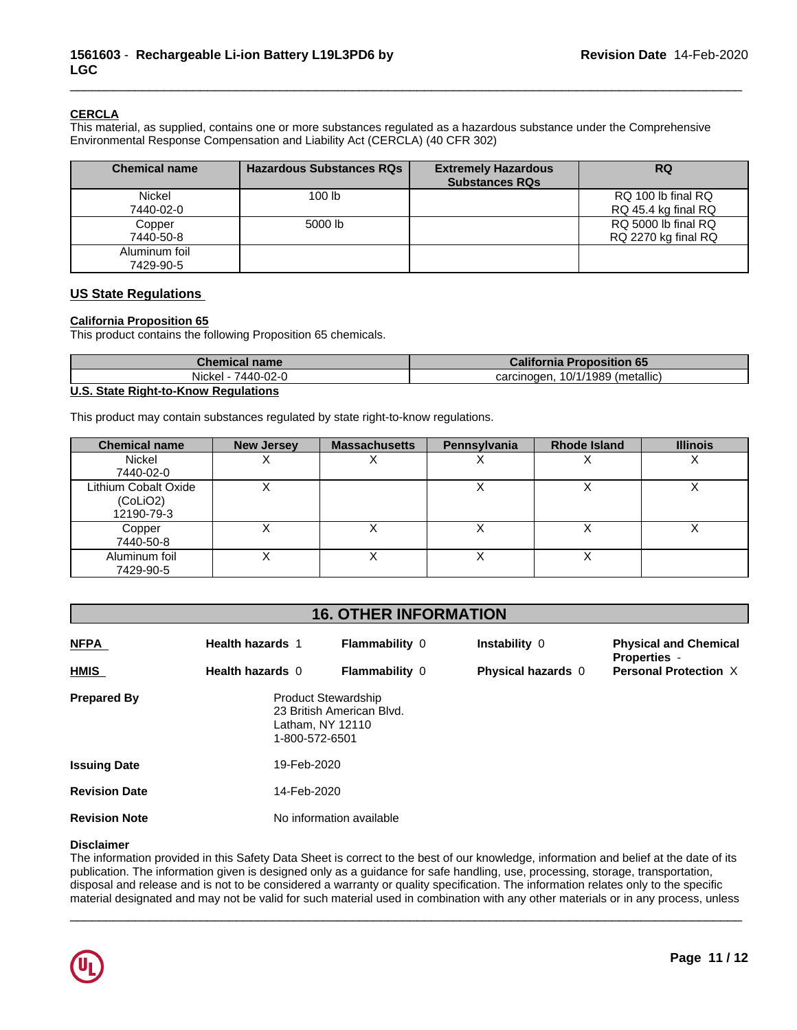### CERCLA

This material, as supplied, contains one or more substances regulated as a hazardous substance under the Comprehensive Environmental Response Compensation and Liability Act (CERCLA) (40 CFR 302)

| Chemical name | Hazardous Substances RQs | Extremely Hazardous Substances RQs | RQ |
|---|---|---|---|
| Nickel 7440-02-0 | 100 lb | | RQ 100 lb final RQ RQ 45.4 kg final RQ |
| Copper 7440-50-8 | 5000 lb | | RQ 5000 lb final RQ RQ 2270 kg final RQ |
| Aluminum foil 7429-90-5 | | | |

## US State Regulations

### California Proposition 65

This product contains the following Proposition 65 chemicals.

| Chemical name | California Proposition 65 |
|---|---|
| Nickel - 7440-02-0 | carcinogen, 10/1/1989 (metallic) |

### U.S. State Right-to-Know Regulations

This product may contain substances regulated by state right-to-know regulations.

| Chemical name | New Jersey | Massachusetts | Pennsylvania | Rhode Island | Illinois |
|---|---|---|---|---|---|
| Nickel 7440-02-0 | X | X | X | X | X |
| Lithium Cobalt Oxide ($CoLiO_2$) 12190-79-3 | X | | X | X | X |
| Copper 7440-50-8 | X | X | X | X | X |
| Aluminum foil 7429-90-5 | X | X | X | X | |

## 16. OTHER INFORMATION

| | | | | |
|---|---|---|---|---|
| **NFPA** | **Health hazards** 1 | **Flammability** 0 | **Instability** 0 | **Physical and Chemical Properties** - |
| **HMIS** | **Health hazards** 0 | **Flammability** 0 | **Physical hazards** 0 | **Personal Protection** X |

**Prepared By**
Product Stewardship
23 British American Blvd.
Latham, NY 12110
1-800-572-6501

**Issuing Date** 19-Feb-2020

**Revision Date** 14-Feb-2020

**Revision Note** No information available

**Disclaimer**

The information provided in this Safety Data Sheet is correct to the best of our knowledge, information and belief at the date of its publication. The information given is designed only as a guidance for safe handling, use, processing, storage, transportation, disposal and release and is not to be considered a warranty or quality specification. The information relates only to the specific material designated and may not be valid for such material used in combination with any other materials or in any process, unless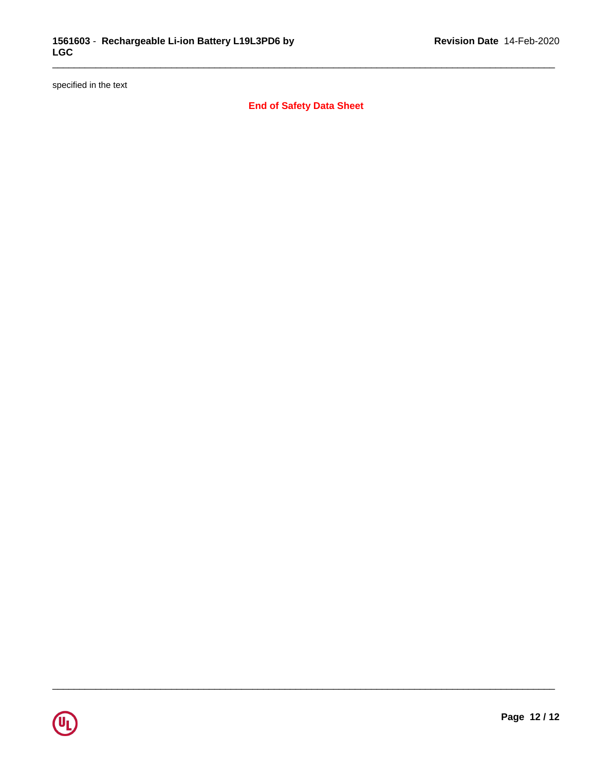specified in the text

**End of Safety Data Sheet**